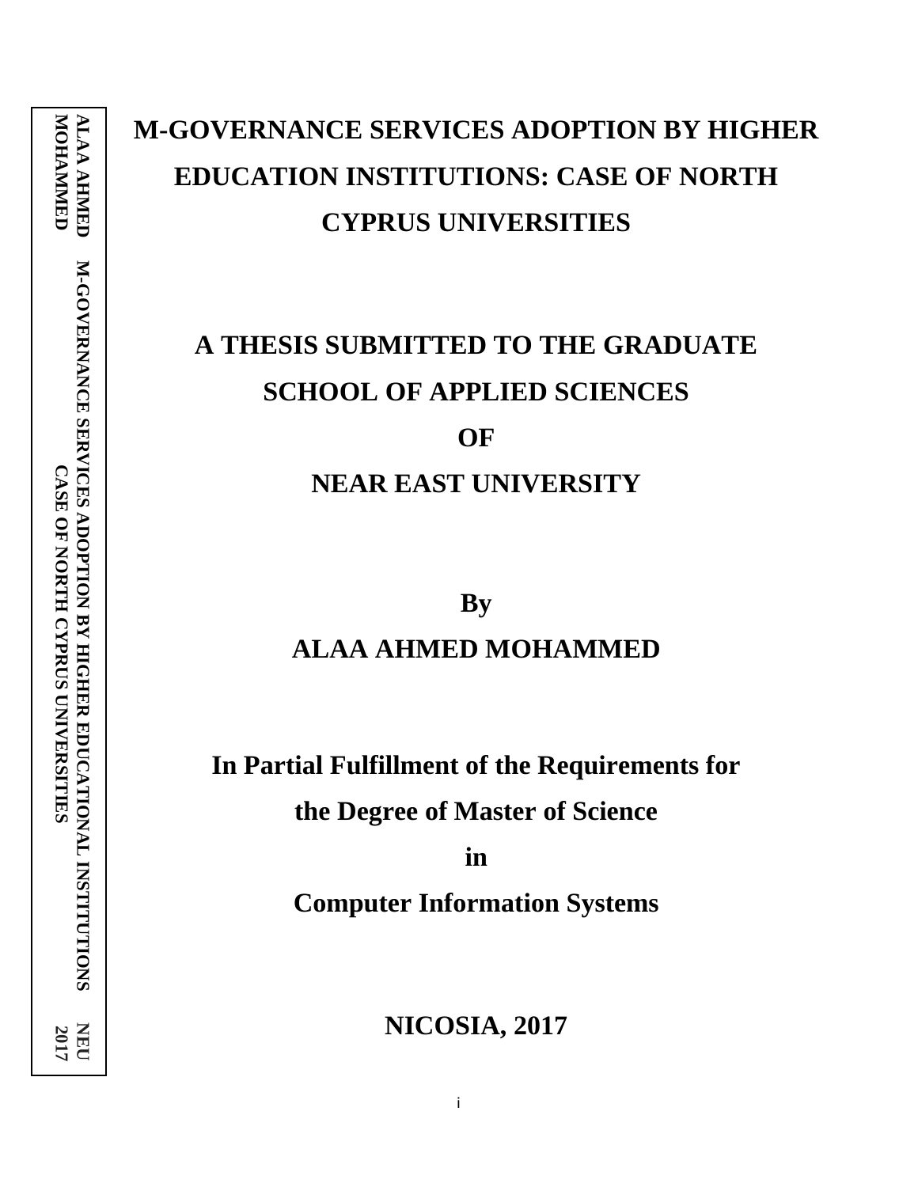# M-GOVERNANCE SERVICES ADOPTION BY HIGHER EDUCATION INSTITUTIONS: CASE OF NORTH CYPRUS UNIVERSITIES

**A THESIS SUBMITTED TO THE GRADUATE SCHOOL OF APPLIED SCIENCES**

**OF**

**NEAR EAST UNIVERSITY**

**By**

**ALAA AHMED MOHAMMED**

**In Partial Fulfillment of the Requirements for the Degree of Master of Science**

**in**

**Computer Information Systems**

**NICOSIA, 2017**

ALAA AHMED MOHAMMED | M-GOVERNANCE SERVICES ADOPTION BY HIGHER EDUCATIONAL INSTITUTIONS CASE OF NORTH CYPRUS UNIVERSITIES | NEU 2017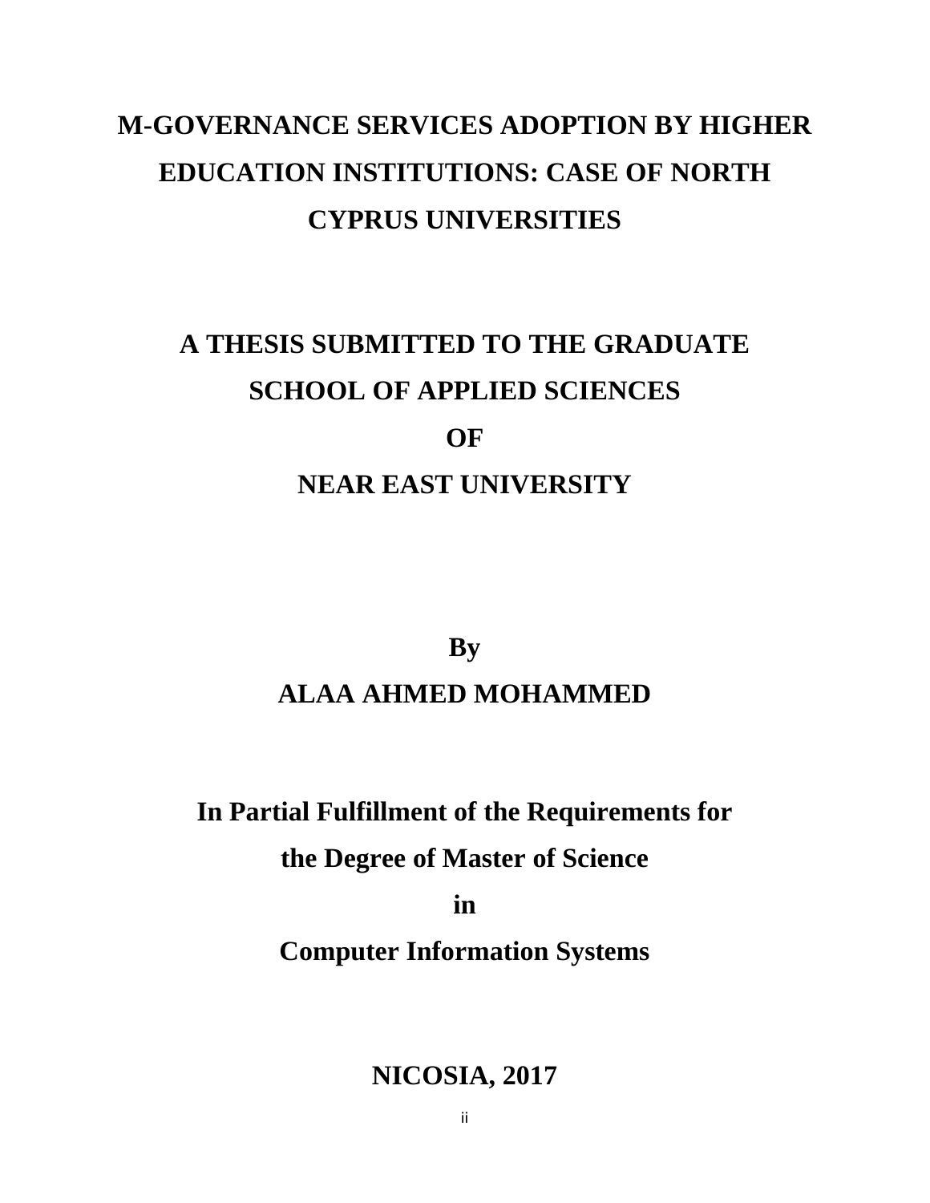# M-GOVERNANCE SERVICES ADOPTION BY HIGHER EDUCATION INSTITUTIONS: CASE OF NORTH CYPRUS UNIVERSITIES

**A THESIS SUBMITTED TO THE GRADUATE SCHOOL OF APPLIED SCIENCES**

**OF**

**NEAR EAST UNIVERSITY**

**By**

**ALAA AHMED MOHAMMED**

**In Partial Fulfillment of the Requirements for the Degree of Master of Science**

**in**

**Computer Information Systems**

**NICOSIA, 2017**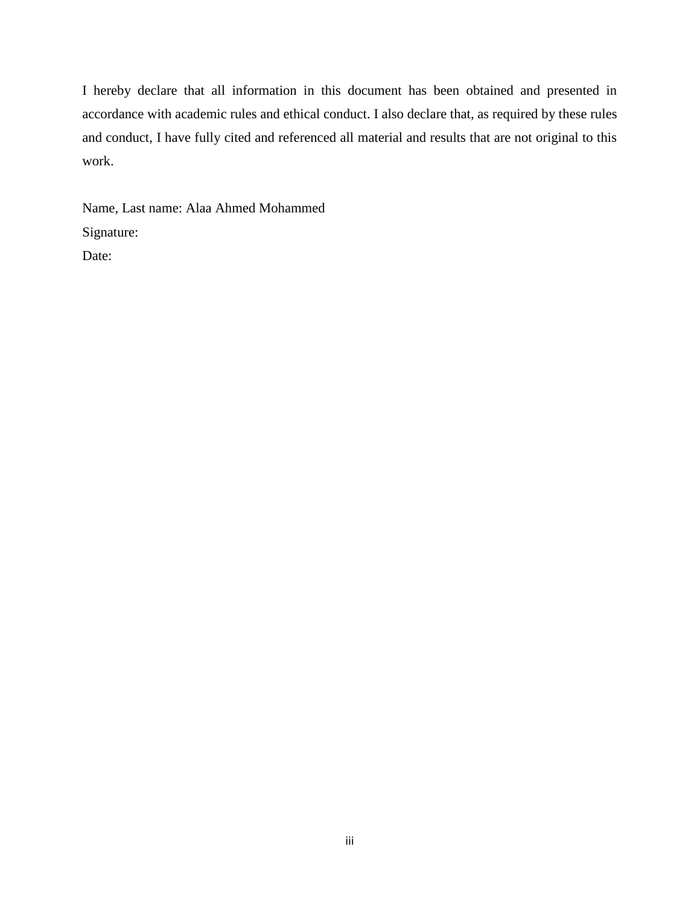I hereby declare that all information in this document has been obtained and presented in accordance with academic rules and ethical conduct. I also declare that, as required by these rules and conduct, I have fully cited and referenced all material and results that are not original to this work.

Name, Last name: Alaa Ahmed Mohammed

Signature:

Date: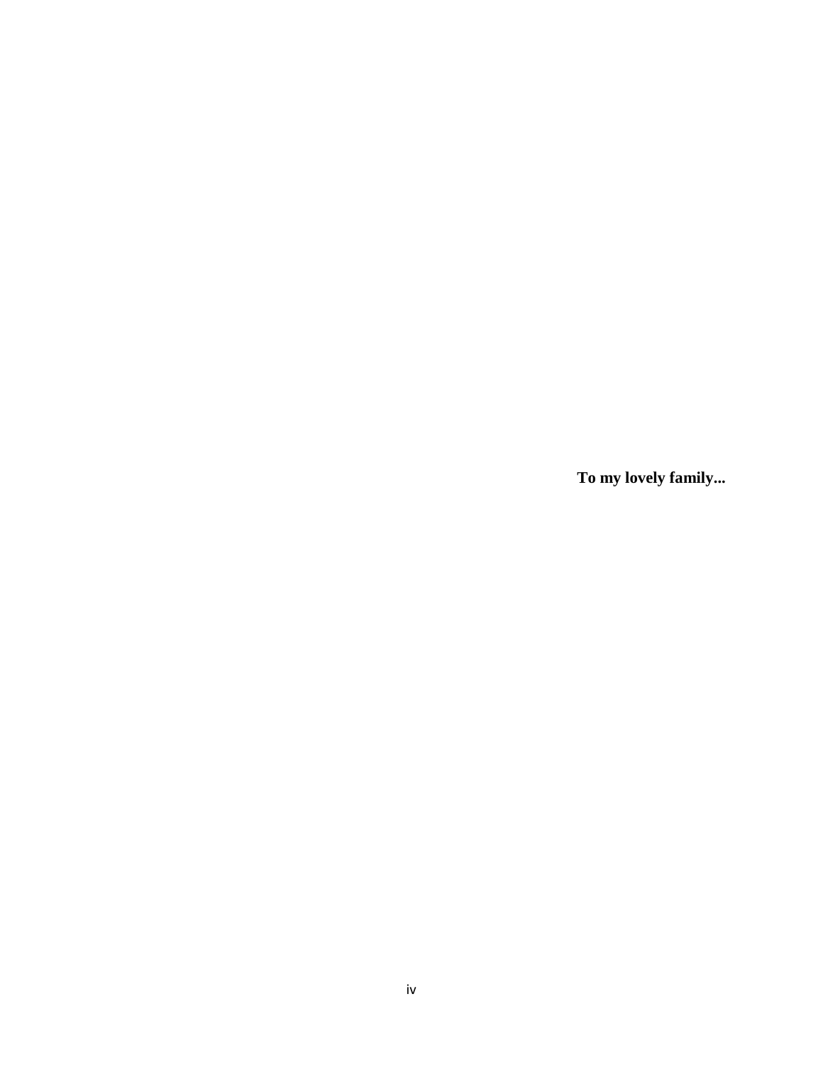**To my lovely family...**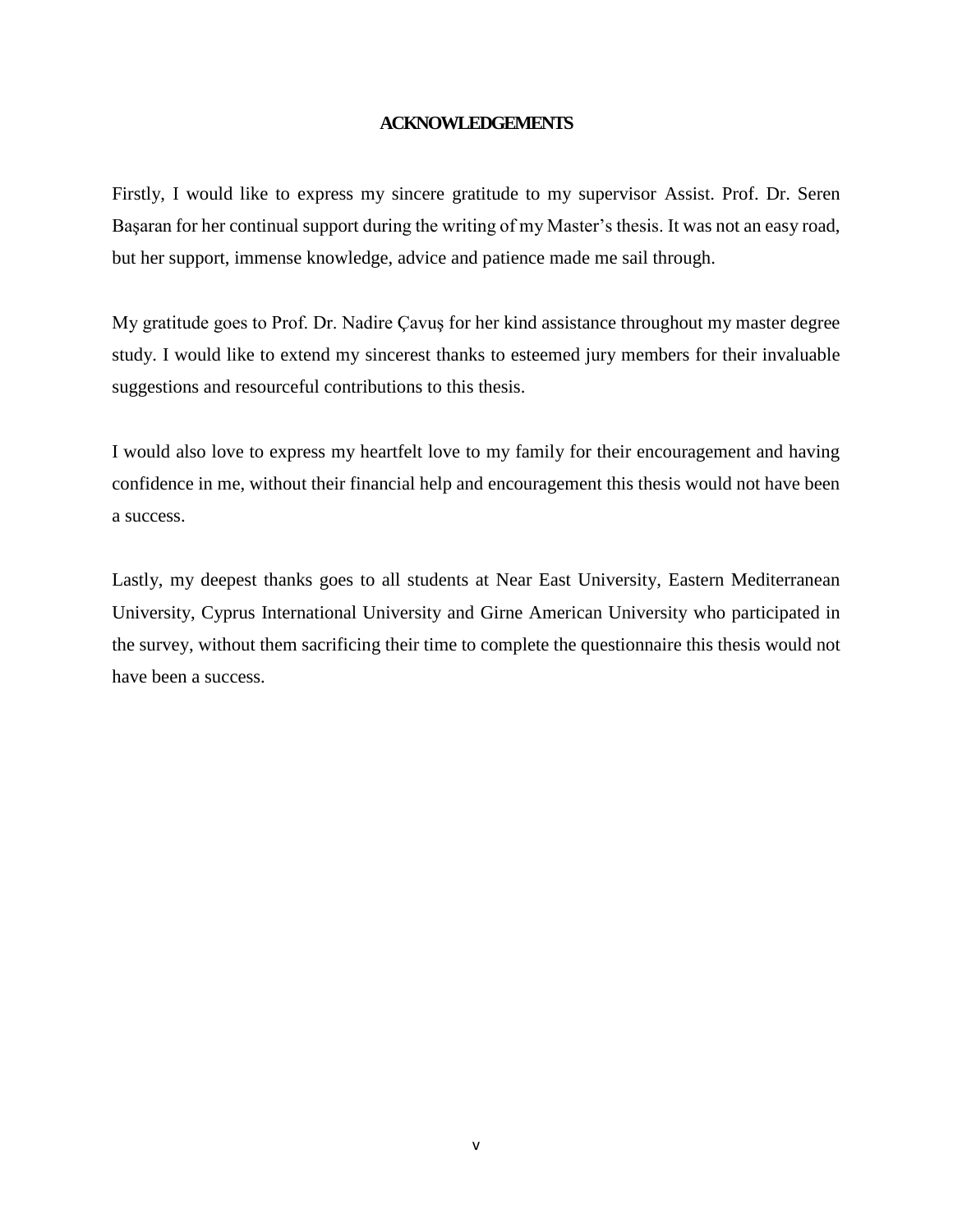# ACKNOWLEDGEMENTS

Firstly, I would like to express my sincere gratitude to my supervisor Assist. Prof. Dr. Seren Başaran for her continual support during the writing of my Master's thesis. It was not an easy road, but her support, immense knowledge, advice and patience made me sail through.

My gratitude goes to Prof. Dr. Nadire Çavuş for her kind assistance throughout my master degree study. I would like to extend my sincerest thanks to esteemed jury members for their invaluable suggestions and resourceful contributions to this thesis.

I would also love to express my heartfelt love to my family for their encouragement and having confidence in me, without their financial help and encouragement this thesis would not have been a success.

Lastly, my deepest thanks goes to all students at Near East University, Eastern Mediterranean University, Cyprus International University and Girne American University who participated in the survey, without them sacrificing their time to complete the questionnaire this thesis would not have been a success.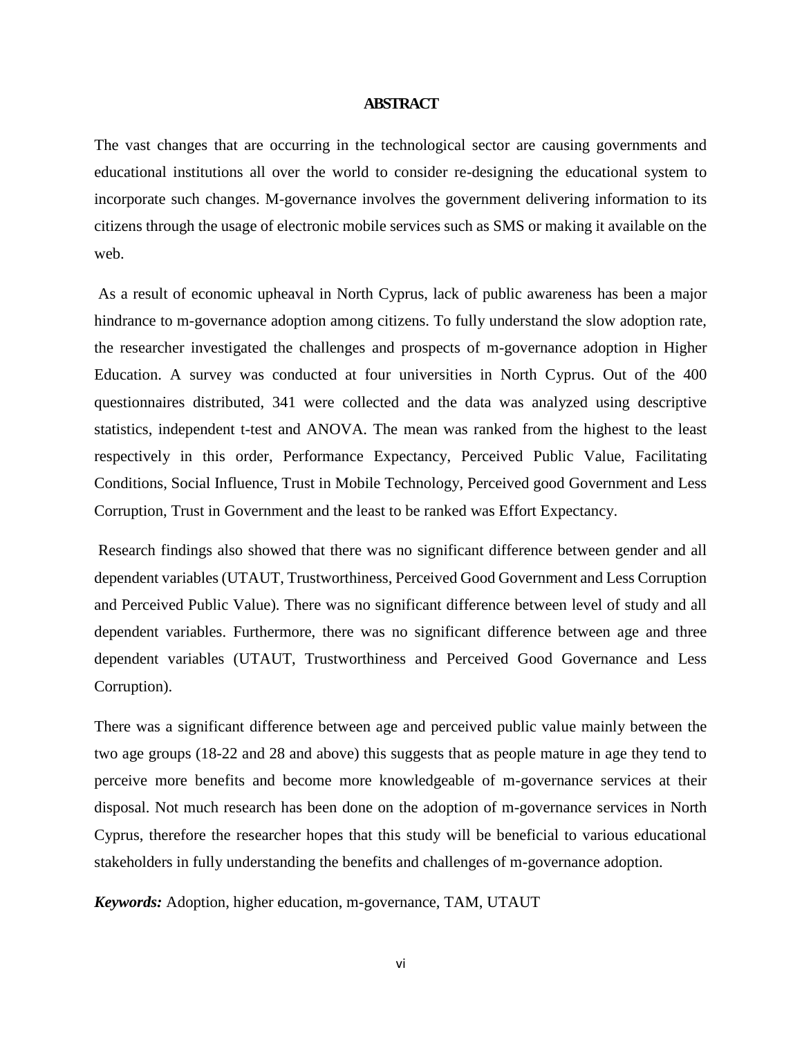## ABSTRACT

The vast changes that are occurring in the technological sector are causing governments and educational institutions all over the world to consider re-designing the educational system to incorporate such changes. M-governance involves the government delivering information to its citizens through the usage of electronic mobile services such as SMS or making it available on the web.

As a result of economic upheaval in North Cyprus, lack of public awareness has been a major hindrance to m-governance adoption among citizens. To fully understand the slow adoption rate, the researcher investigated the challenges and prospects of m-governance adoption in Higher Education. A survey was conducted at four universities in North Cyprus. Out of the 400 questionnaires distributed, 341 were collected and the data was analyzed using descriptive statistics, independent t-test and ANOVA. The mean was ranked from the highest to the least respectively in this order, Performance Expectancy, Perceived Public Value, Facilitating Conditions, Social Influence, Trust in Mobile Technology, Perceived good Government and Less Corruption, Trust in Government and the least to be ranked was Effort Expectancy.

Research findings also showed that there was no significant difference between gender and all dependent variables (UTAUT, Trustworthiness, Perceived Good Government and Less Corruption and Perceived Public Value). There was no significant difference between level of study and all dependent variables. Furthermore, there was no significant difference between age and three dependent variables (UTAUT, Trustworthiness and Perceived Good Governance and Less Corruption).

There was a significant difference between age and perceived public value mainly between the two age groups (18-22 and 28 and above) this suggests that as people mature in age they tend to perceive more benefits and become more knowledgeable of m-governance services at their disposal. Not much research has been done on the adoption of m-governance services in North Cyprus, therefore the researcher hopes that this study will be beneficial to various educational stakeholders in fully understanding the benefits and challenges of m-governance adoption.

***Keywords:*** Adoption, higher education, m-governance, TAM, UTAUT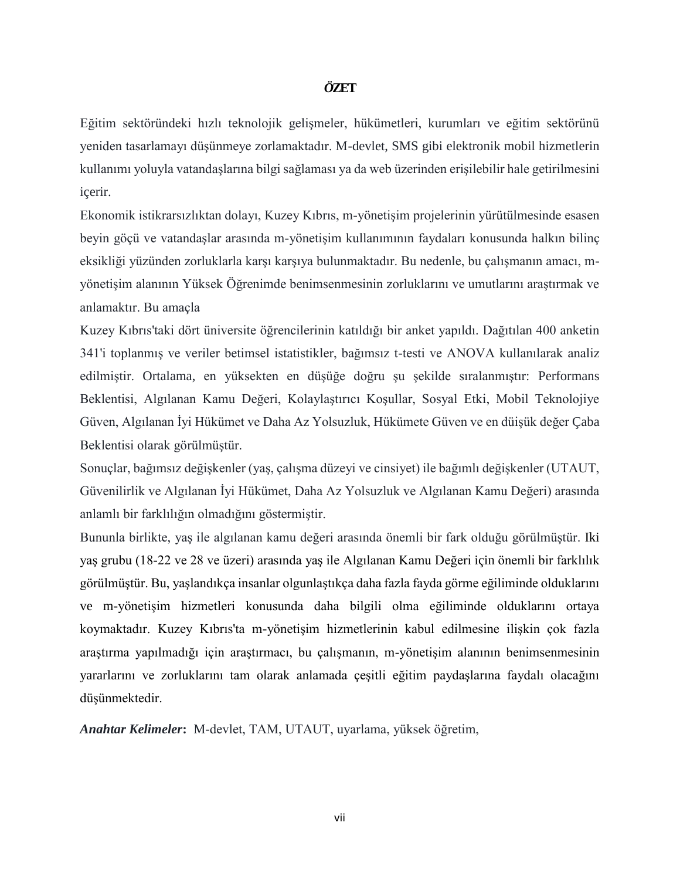# ÖZET

Eğitim sektöründeki hızlı teknolojik gelişmeler, hükümetleri, kurumları ve eğitim sektörünü yeniden tasarlamayı düşünmeye zorlamaktadır. M-devlet, SMS gibi elektronik mobil hizmetlerin kullanımı yoluyla vatandaşlarına bilgi sağlaması ya da web üzerinden erişilebilir hale getirilmesini içerir.

Ekonomik istikrarsızlıktan dolayı, Kuzey Kıbrıs, m-yönetişim projelerinin yürütülmesinde esasen beyin göçü ve vatandaşlar arasında m-yönetişim kullanımının faydaları konusunda halkın bilinç eksikliği yüzünden zorluklarla karşı karşıya bulunmaktadır. Bu nedenle, bu çalışmanın amacı, m-yönetişim alanının Yüksek Öğrenimde benimsenmesinin zorluklarını ve umutlarını araştırmak ve anlamaktır. Bu amaçla

Kuzey Kıbrıs'taki dört üniversite öğrencilerinin katıldığı bir anket yapıldı. Dağıtılan 400 anketin 341'i toplanmış ve veriler betimsel istatistikler, bağımsız t-testi ve ANOVA kullanılarak analiz edilmiştir. Ortalama, en yüksekten en düşüğe doğru şu şekilde sıralanmıştır: Performans Beklentisi, Algılanan Kamu Değeri, Kolaylaştırıcı Koşullar, Sosyal Etki, Mobil Teknolojiye Güven, Algılanan İyi Hükümet ve Daha Az Yolsuzluk, Hükümete Güven ve en düişük değer Çaba Beklentisi olarak görülmüştür.

Sonuçlar, bağımsız değişkenler (yaş, çalışma düzeyi ve cinsiyet) ile bağımlı değişkenler (UTAUT, Güvenilirlik ve Algılanan İyi Hükümet, Daha Az Yolsuzluk ve Algılanan Kamu Değeri) arasında anlamlı bir farklılığın olmadığını göstermiştir.

Bununla birlikte, yaş ile algılanan kamu değeri arasında önemli bir fark olduğu görülmüştür. Iki yaş grubu (18-22 ve 28 ve üzeri) arasında yaş ile Algılanan Kamu Değeri için önemli bir farklılık görülmüştür. Bu, yaşlandıkça insanlar olgunlaştıkça daha fazla fayda görme eğiliminde olduklarını ve m-yönetişim hizmetleri konusunda daha bilgili olma eğiliminde olduklarını ortaya koymaktadır. Kuzey Kıbrıs'ta m-yönetişim hizmetlerinin kabul edilmesine ilişkin çok fazla araştırma yapılmadığı için araştırmacı, bu çalışmanın, m-yönetişim alanının benimsenmesinin yararlarını ve zorluklarını tam olarak anlamada çeşitli eğitim paydaşlarına faydalı olacağını düşünmektedir.

***Anahtar Kelimeler*:** M-devlet, TAM, UTAUT, uyarlama, yüksek öğretim,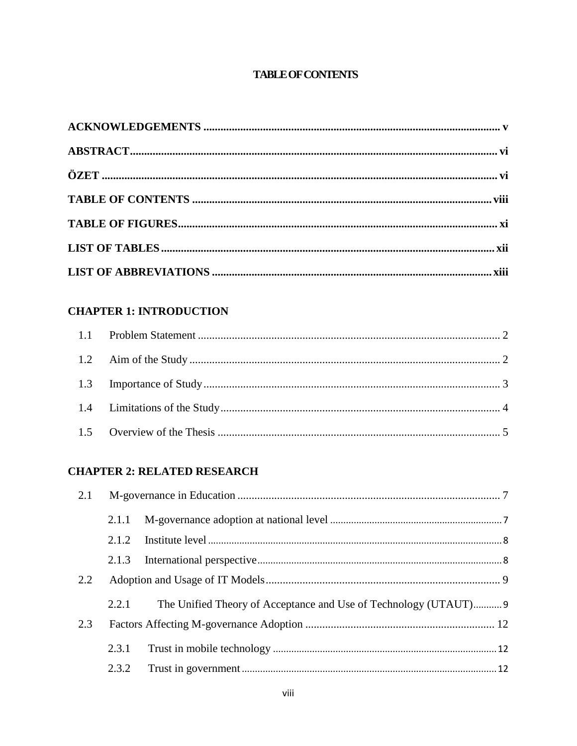# TABLE OF CONTENTS

**ACKNOWLEDGEMENTS ........................................................................................................ v**

**ABSTRACT.................................................................................................................... vi**

**ÖZET ............................................................................................................................. vi**

**TABLE OF CONTENTS ............................................................................................ viii**

**TABLE OF FIGURES.................................................................................................... xi**

**LIST OF TABLES ........................................................................................................ xii**

**LIST OF ABBREVIATIONS ..................................................................................... xiii**

**CHAPTER 1: INTRODUCTION**

1.1 Problem Statement ........................................................................................... 2

1.2 Aim of the Study .............................................................................................. 2

1.3 Importance of Study......................................................................................... 3

1.4 Limitations of the Study................................................................................... 4

1.5 Overview of the Thesis .................................................................................... 5

**CHAPTER 2: RELATED RESEARCH**

2.1 M-governance in Education ............................................................................. 7

2.1.1 M-governance adoption at national level ................................................. 7

2.1.2 Institute level ............................................................................................ 8

2.1.3 International perspective........................................................................... 8

2.2 Adoption and Usage of IT Models ................................................................... 9

2.2.1 The Unified Theory of Acceptance and Use of Technology (UTAUT)........... 9

2.3 Factors Affecting M-governance Adoption ................................................... 12

2.3.1 Trust in mobile technology ..................................................................... 12

2.3.2 Trust in government ................................................................................ 12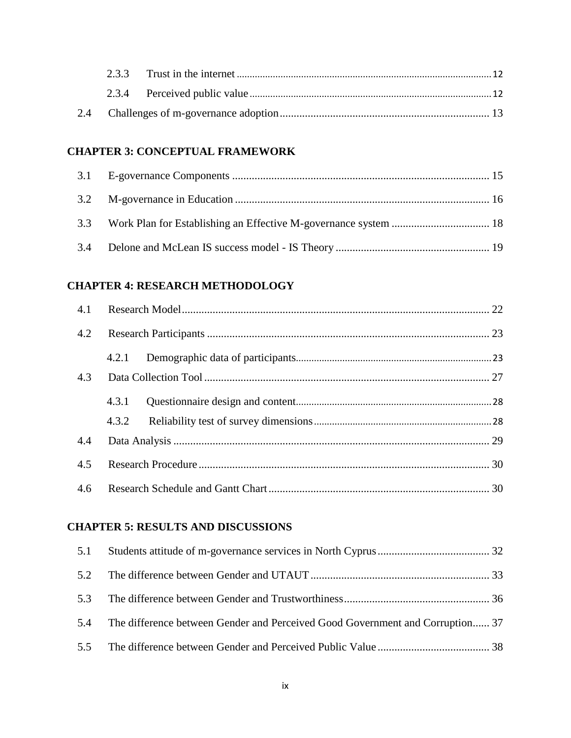2.3.3 Trust in the internet ..... 12

2.3.4 Perceived public value ..... 12

2.4 Challenges of m-governance adoption ..... 13

**CHAPTER 3: CONCEPTUAL FRAMEWORK**

3.1 E-governance Components ..... 15

3.2 M-governance in Education ..... 16

3.3 Work Plan for Establishing an Effective M-governance system ..... 18

3.4 Delone and McLean IS success model - IS Theory ..... 19

**CHAPTER 4: RESEARCH METHODOLOGY**

4.1 Research Model ..... 22

4.2 Research Participants ..... 23

4.2.1 Demographic data of participants ..... 23

4.3 Data Collection Tool ..... 27

4.3.1 Questionnaire design and content ..... 28

4.3.2 Reliability test of survey dimensions ..... 28

4.4 Data Analysis ..... 29

4.5 Research Procedure ..... 30

4.6 Research Schedule and Gantt Chart ..... 30

**CHAPTER 5: RESULTS AND DISCUSSIONS**

5.1 Students attitude of m-governance services in North Cyprus ..... 32

5.2 The difference between Gender and UTAUT ..... 33

5.3 The difference between Gender and Trustworthiness ..... 36

5.4 The difference between Gender and Perceived Good Government and Corruption ..... 37

5.5 The difference between Gender and Perceived Public Value ..... 38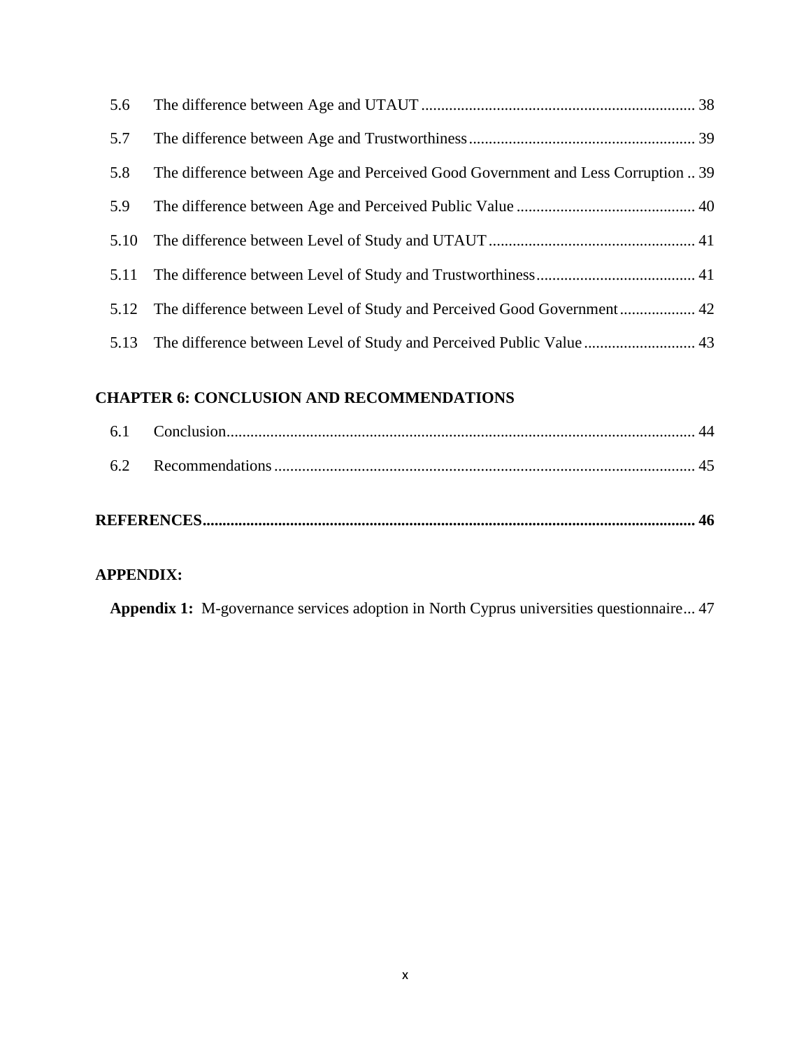5.6 The difference between Age and UTAUT ... 38

5.7 The difference between Age and Trustworthiness ... 39

5.8 The difference between Age and Perceived Good Government and Less Corruption .. 39

5.9 The difference between Age and Perceived Public Value ... 40

5.10 The difference between Level of Study and UTAUT ... 41

5.11 The difference between Level of Study and Trustworthiness ... 41

5.12 The difference between Level of Study and Perceived Good Government ... 42

5.13 The difference between Level of Study and Perceived Public Value ... 43

**CHAPTER 6: CONCLUSION AND RECOMMENDATIONS**

6.1 Conclusion ... 44

6.2 Recommendations ... 45

**REFERENCES ... 46**

**APPENDIX:**

**Appendix 1:** M-governance services adoption in North Cyprus universities questionnaire... 47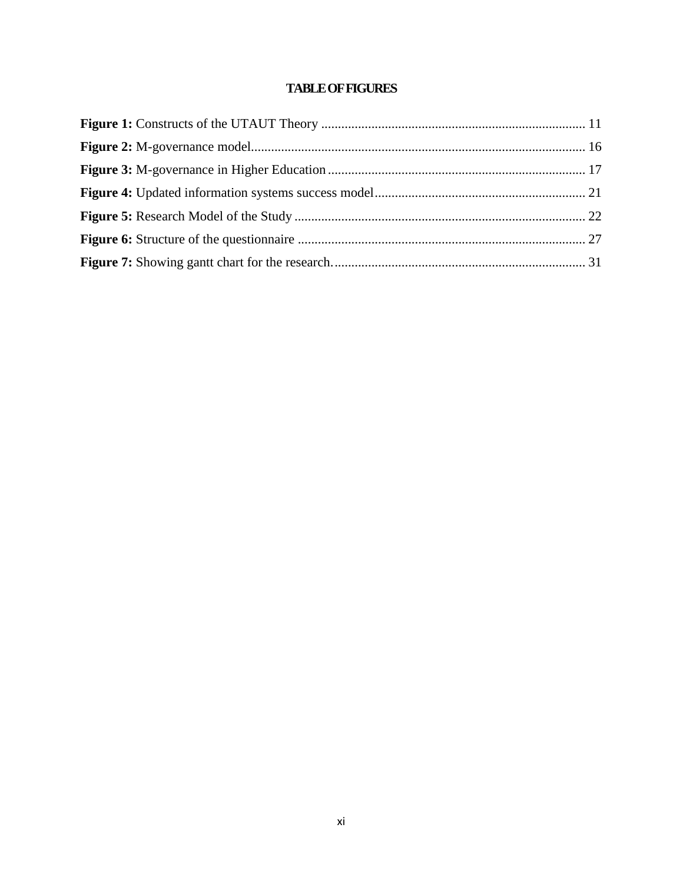# TABLE OF FIGURES

**Figure 1:** Constructs of the UTAUT Theory ............................................................................... 11

**Figure 2:** M-governance model.................................................................................................... 16

**Figure 3:** M-governance in Higher Education ............................................................................. 17

**Figure 4:** Updated information systems success model............................................................... 21

**Figure 5:** Research Model of the Study ....................................................................................... 22

**Figure 6:** Structure of the questionnaire ...................................................................................... 27

**Figure 7:** Showing gantt chart for the research. .......................................................................... 31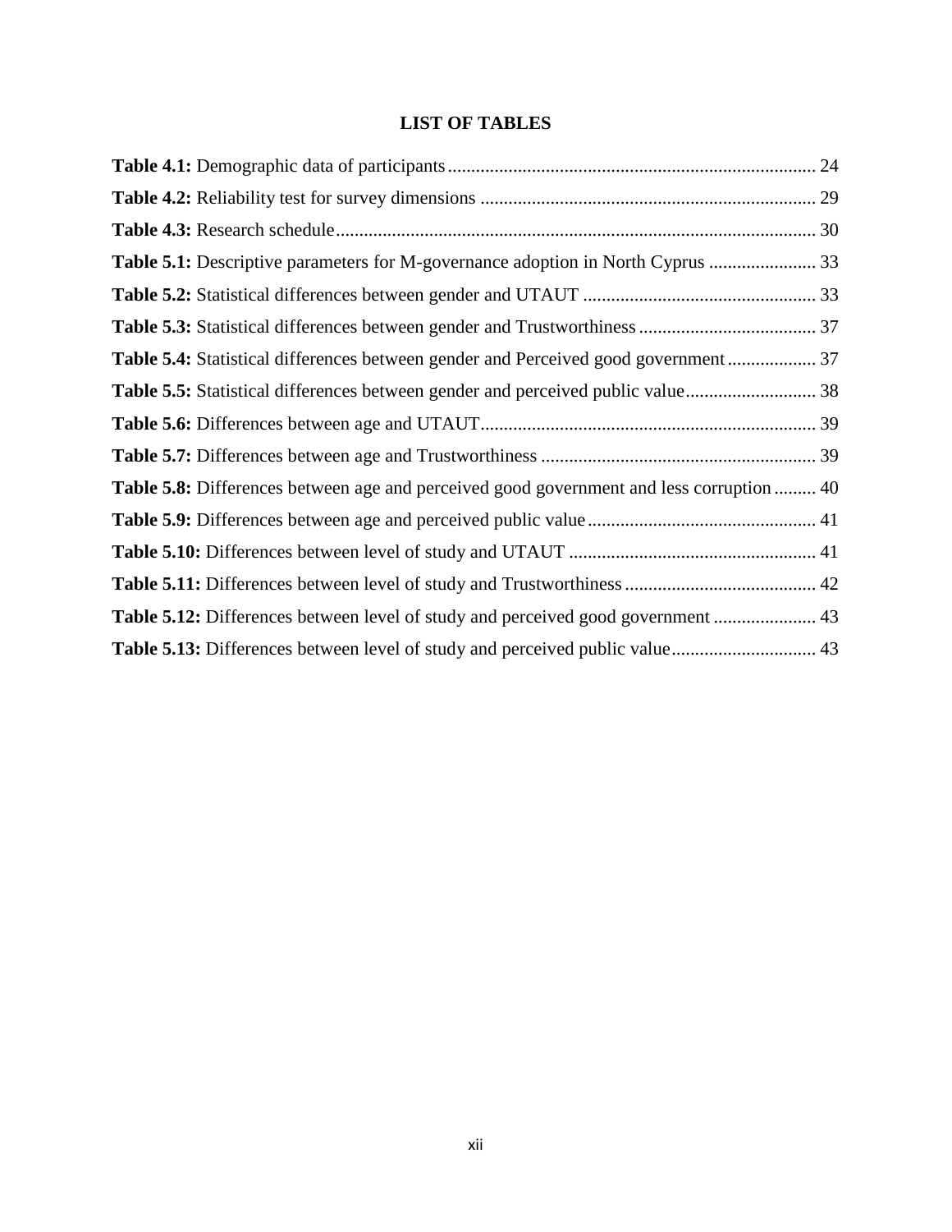# LIST OF TABLES

**Table 4.1:** Demographic data of participants ............................................................................. 24

**Table 4.2:** Reliability test for survey dimensions ....................................................................... 29

**Table 4.3:** Research schedule ...................................................................................................... 30

**Table 5.1:** Descriptive parameters for M-governance adoption in North Cyprus ...................... 33

**Table 5.2:** Statistical differences between gender and UTAUT ................................................. 33

**Table 5.3:** Statistical differences between gender and Trustworthiness ..................................... 37

**Table 5.4:** Statistical differences between gender and Perceived good government .................. 37

**Table 5.5:** Statistical differences between gender and perceived public value ........................... 38

**Table 5.6:** Differences between age and UTAUT ....................................................................... 39

**Table 5.7:** Differences between age and Trustworthiness .......................................................... 39

**Table 5.8:** Differences between age and perceived good government and less corruption ......... 40

**Table 5.9:** Differences between age and perceived public value ................................................ 41

**Table 5.10:** Differences between level of study and UTAUT .................................................... 41

**Table 5.11:** Differences between level of study and Trustworthiness ........................................ 42

**Table 5.12:** Differences between level of study and perceived good government ..................... 43

**Table 5.13:** Differences between level of study and perceived public value .............................. 43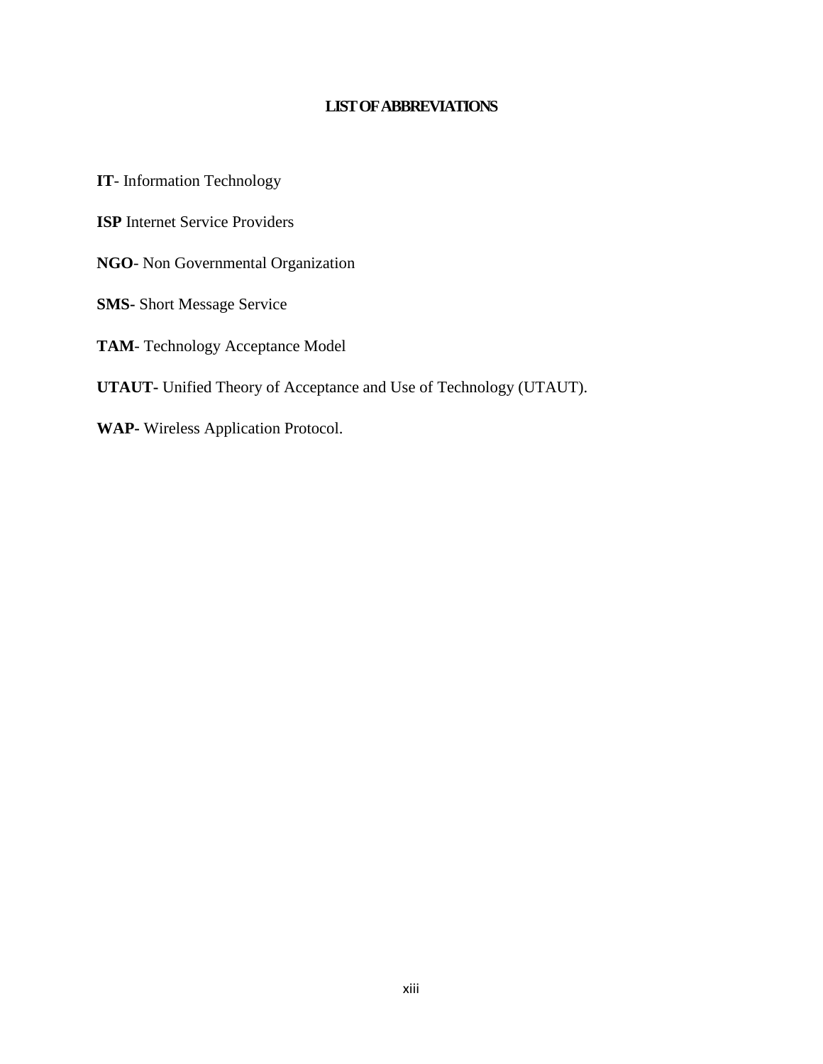# LIST OF ABBREVIATIONS

**IT**- Information Technology

**ISP** Internet Service Providers

**NGO**- Non Governmental Organization

**SMS-** Short Message Service

**TAM**- Technology Acceptance Model

**UTAUT-** Unified Theory of Acceptance and Use of Technology (UTAUT).

**WAP-** Wireless Application Protocol.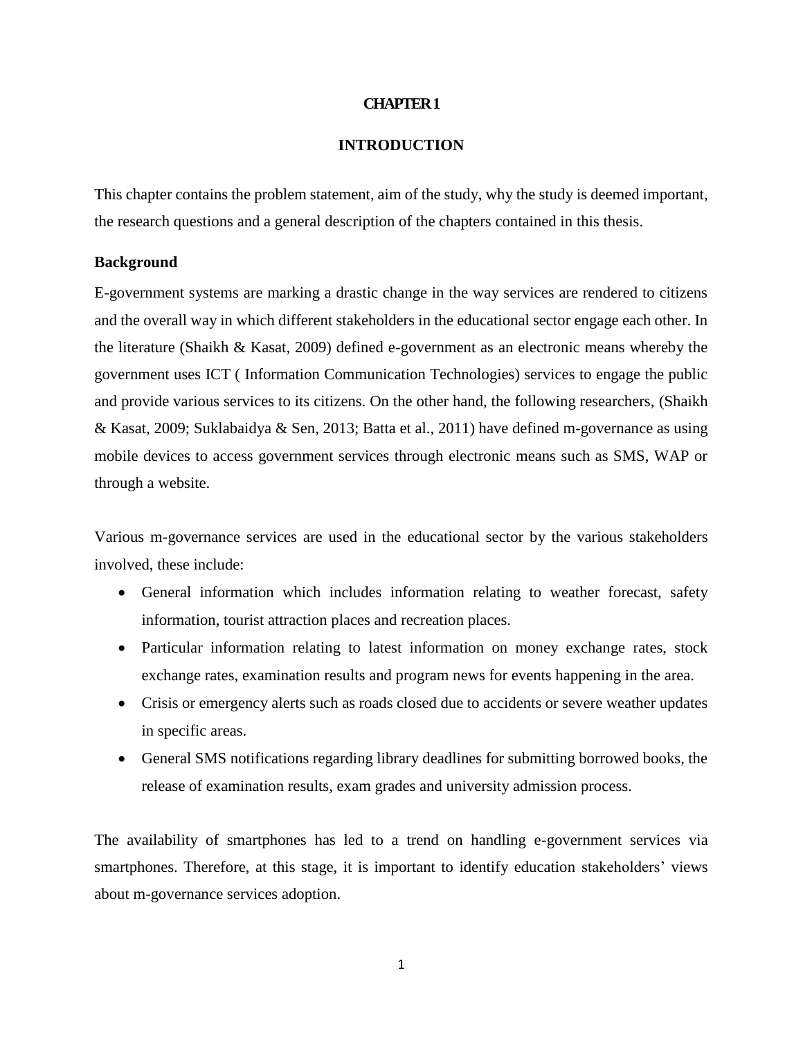# CHAPTER 1

## INTRODUCTION

This chapter contains the problem statement, aim of the study, why the study is deemed important, the research questions and a general description of the chapters contained in this thesis.

### Background

E-government systems are marking a drastic change in the way services are rendered to citizens and the overall way in which different stakeholders in the educational sector engage each other. In the literature (Shaikh & Kasat, 2009) defined e-government as an electronic means whereby the government uses ICT ( Information Communication Technologies) services to engage the public and provide various services to its citizens. On the other hand, the following researchers, (Shaikh & Kasat, 2009; Suklabaidya & Sen, 2013; Batta et al., 2011) have defined m-governance as using mobile devices to access government services through electronic means such as SMS, WAP or through a website.

Various m-governance services are used in the educational sector by the various stakeholders involved, these include:

- General information which includes information relating to weather forecast, safety information, tourist attraction places and recreation places.
- Particular information relating to latest information on money exchange rates, stock exchange rates, examination results and program news for events happening in the area.
- Crisis or emergency alerts such as roads closed due to accidents or severe weather updates in specific areas.
- General SMS notifications regarding library deadlines for submitting borrowed books, the release of examination results, exam grades and university admission process.

The availability of smartphones has led to a trend on handling e-government services via smartphones. Therefore, at this stage, it is important to identify education stakeholders' views about m-governance services adoption.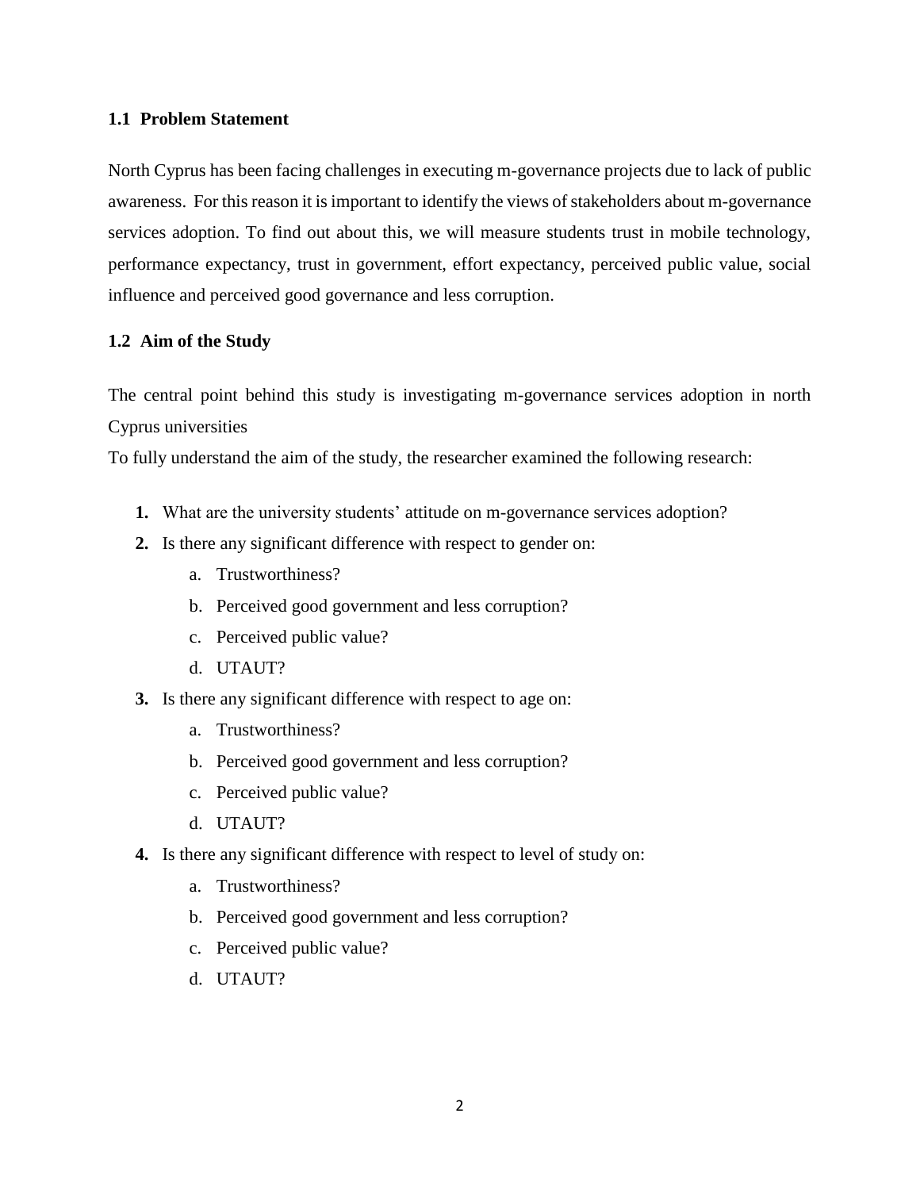### 1.1 Problem Statement

North Cyprus has been facing challenges in executing m-governance projects due to lack of public awareness. For this reason it is important to identify the views of stakeholders about m-governance services adoption. To find out about this, we will measure students trust in mobile technology, performance expectancy, trust in government, effort expectancy, perceived public value, social influence and perceived good governance and less corruption.

### 1.2 Aim of the Study

The central point behind this study is investigating m-governance services adoption in north Cyprus universities

To fully understand the aim of the study, the researcher examined the following research:

1. What are the university students' attitude on m-governance services adoption?
2. Is there any significant difference with respect to gender on:
    a. Trustworthiness?
    b. Perceived good government and less corruption?
    c. Perceived public value?
    d. UTAUT?
3. Is there any significant difference with respect to age on:
    a. Trustworthiness?
    b. Perceived good government and less corruption?
    c. Perceived public value?
    d. UTAUT?
4. Is there any significant difference with respect to level of study on:
    a. Trustworthiness?
    b. Perceived good government and less corruption?
    c. Perceived public value?
    d. UTAUT?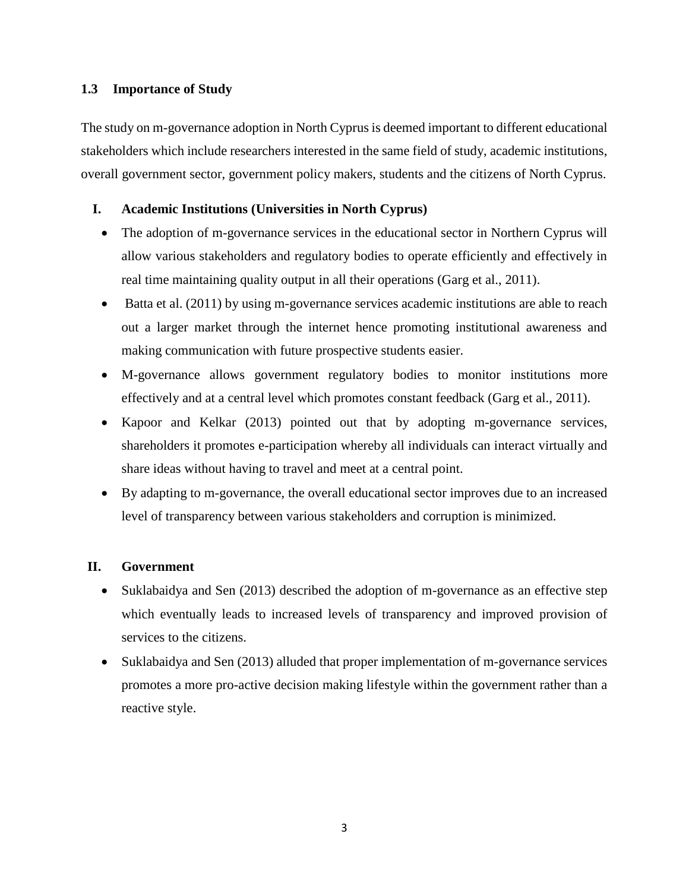## 1.3 Importance of Study

The study on m-governance adoption in North Cyprus is deemed important to different educational stakeholders which include researchers interested in the same field of study, academic institutions, overall government sector, government policy makers, students and the citizens of North Cyprus.

### I. Academic Institutions (Universities in North Cyprus)

- The adoption of m-governance services in the educational sector in Northern Cyprus will allow various stakeholders and regulatory bodies to operate efficiently and effectively in real time maintaining quality output in all their operations (Garg et al., 2011).
- Batta et al. (2011) by using m-governance services academic institutions are able to reach out a larger market through the internet hence promoting institutional awareness and making communication with future prospective students easier.
- M-governance allows government regulatory bodies to monitor institutions more effectively and at a central level which promotes constant feedback (Garg et al., 2011).
- Kapoor and Kelkar (2013) pointed out that by adopting m-governance services, shareholders it promotes e-participation whereby all individuals can interact virtually and share ideas without having to travel and meet at a central point.
- By adapting to m-governance, the overall educational sector improves due to an increased level of transparency between various stakeholders and corruption is minimized.

### II. Government

- Suklabaidya and Sen (2013) described the adoption of m-governance as an effective step which eventually leads to increased levels of transparency and improved provision of services to the citizens.
- Suklabaidya and Sen (2013) alluded that proper implementation of m-governance services promotes a more pro-active decision making lifestyle within the government rather than a reactive style.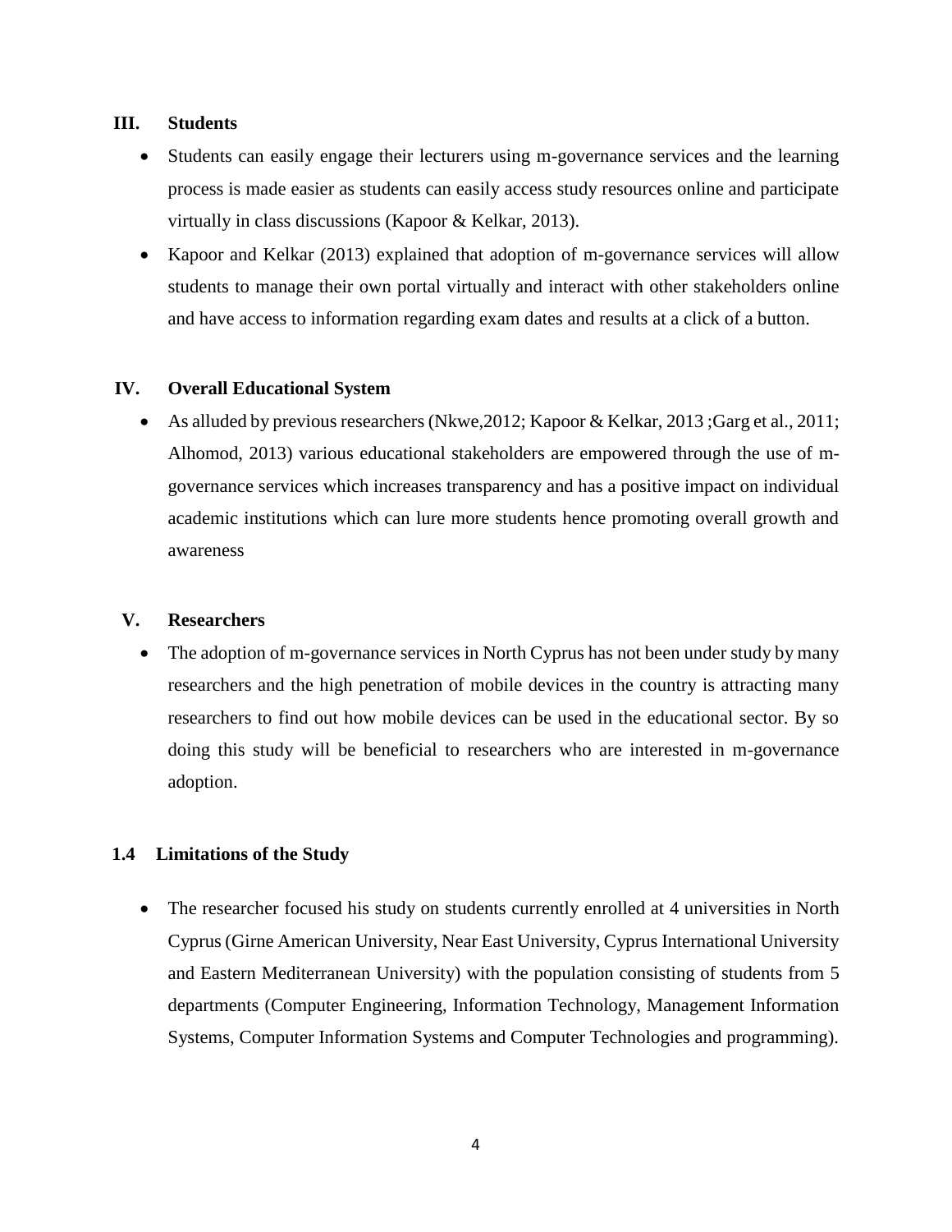### III. Students

- Students can easily engage their lecturers using m-governance services and the learning process is made easier as students can easily access study resources online and participate virtually in class discussions (Kapoor & Kelkar, 2013).
- Kapoor and Kelkar (2013) explained that adoption of m-governance services will allow students to manage their own portal virtually and interact with other stakeholders online and have access to information regarding exam dates and results at a click of a button.

### IV. Overall Educational System

- As alluded by previous researchers (Nkwe,2012; Kapoor & Kelkar, 2013 ;Garg et al., 2011; Alhomod, 2013) various educational stakeholders are empowered through the use of m-governance services which increases transparency and has a positive impact on individual academic institutions which can lure more students hence promoting overall growth and awareness

### V. Researchers

- The adoption of m-governance services in North Cyprus has not been under study by many researchers and the high penetration of mobile devices in the country is attracting many researchers to find out how mobile devices can be used in the educational sector. By so doing this study will be beneficial to researchers who are interested in m-governance adoption.

## 1.4 Limitations of the Study

- The researcher focused his study on students currently enrolled at 4 universities in North Cyprus (Girne American University, Near East University, Cyprus International University and Eastern Mediterranean University) with the population consisting of students from 5 departments (Computer Engineering, Information Technology, Management Information Systems, Computer Information Systems and Computer Technologies and programming).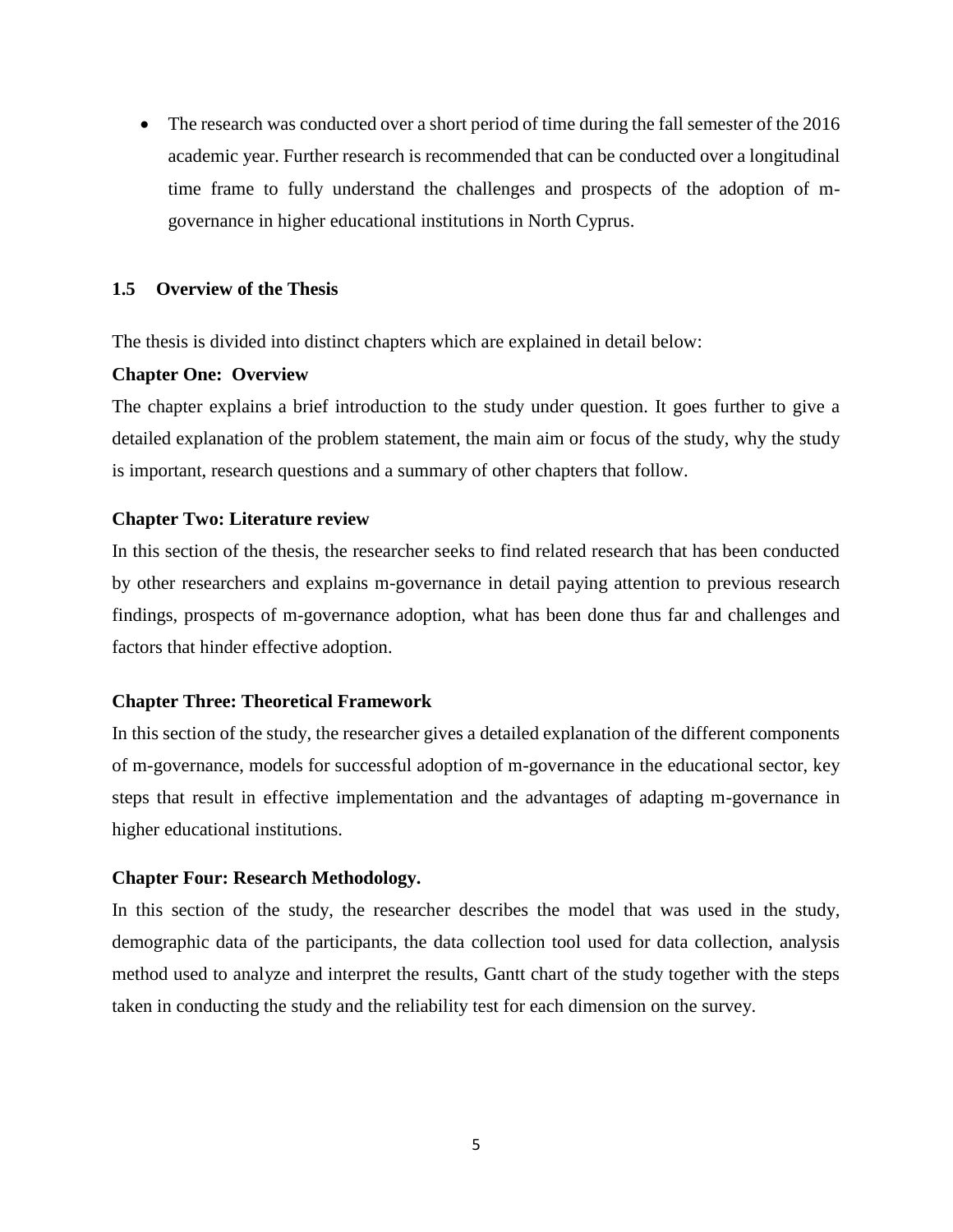- The research was conducted over a short period of time during the fall semester of the 2016 academic year. Further research is recommended that can be conducted over a longitudinal time frame to fully understand the challenges and prospects of the adoption of m-governance in higher educational institutions in North Cyprus.

## 1.5 Overview of the Thesis

The thesis is divided into distinct chapters which are explained in detail below:

**Chapter One: Overview**

The chapter explains a brief introduction to the study under question. It goes further to give a detailed explanation of the problem statement, the main aim or focus of the study, why the study is important, research questions and a summary of other chapters that follow.

**Chapter Two: Literature review**

In this section of the thesis, the researcher seeks to find related research that has been conducted by other researchers and explains m-governance in detail paying attention to previous research findings, prospects of m-governance adoption, what has been done thus far and challenges and factors that hinder effective adoption.

**Chapter Three: Theoretical Framework**

In this section of the study, the researcher gives a detailed explanation of the different components of m-governance, models for successful adoption of m-governance in the educational sector, key steps that result in effective implementation and the advantages of adapting m-governance in higher educational institutions.

**Chapter Four: Research Methodology.**

In this section of the study, the researcher describes the model that was used in the study, demographic data of the participants, the data collection tool used for data collection, analysis method used to analyze and interpret the results, Gantt chart of the study together with the steps taken in conducting the study and the reliability test for each dimension on the survey.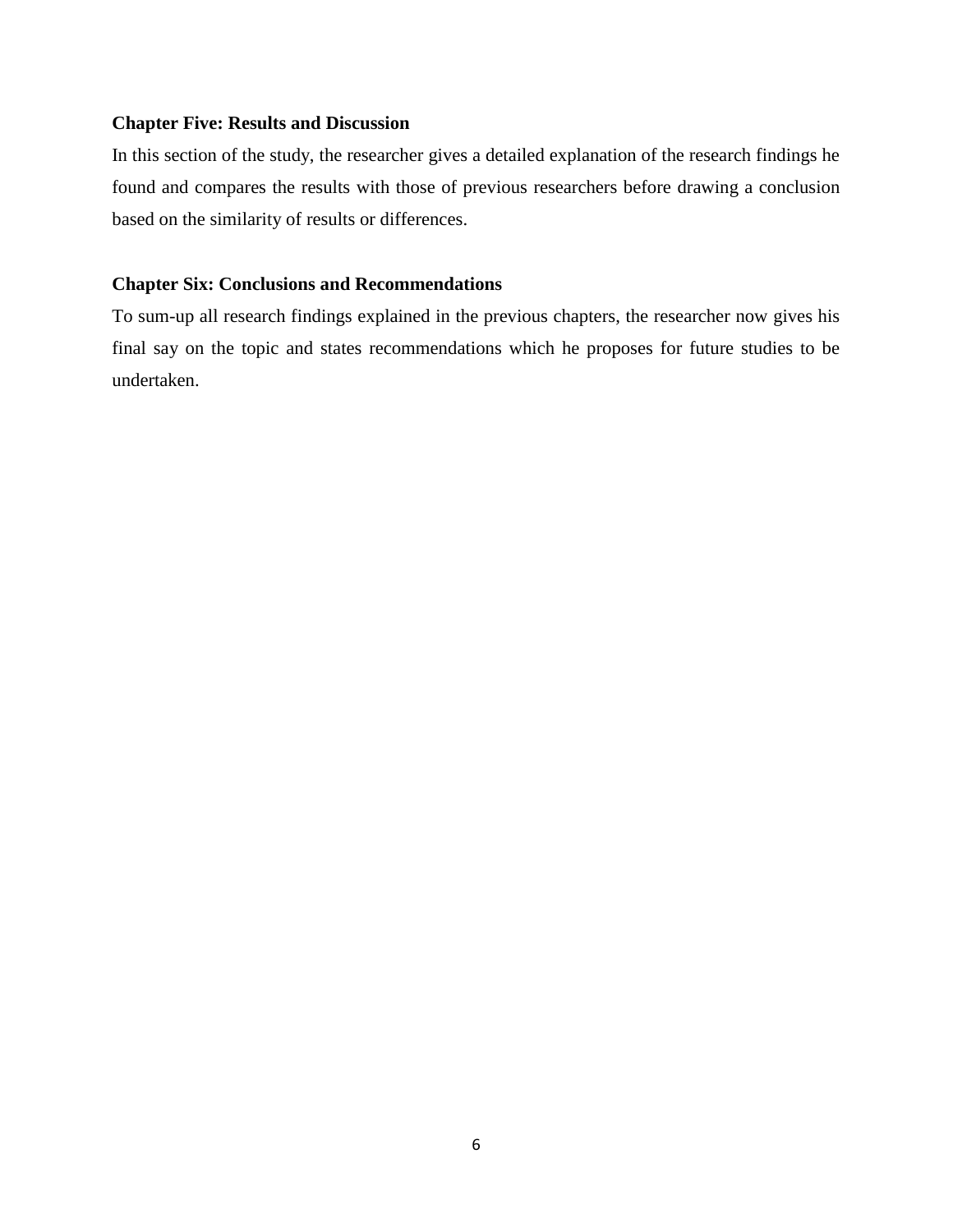**Chapter Five: Results and Discussion**

In this section of the study, the researcher gives a detailed explanation of the research findings he found and compares the results with those of previous researchers before drawing a conclusion based on the similarity of results or differences.

**Chapter Six: Conclusions and Recommendations**

To sum-up all research findings explained in the previous chapters, the researcher now gives his final say on the topic and states recommendations which he proposes for future studies to be undertaken.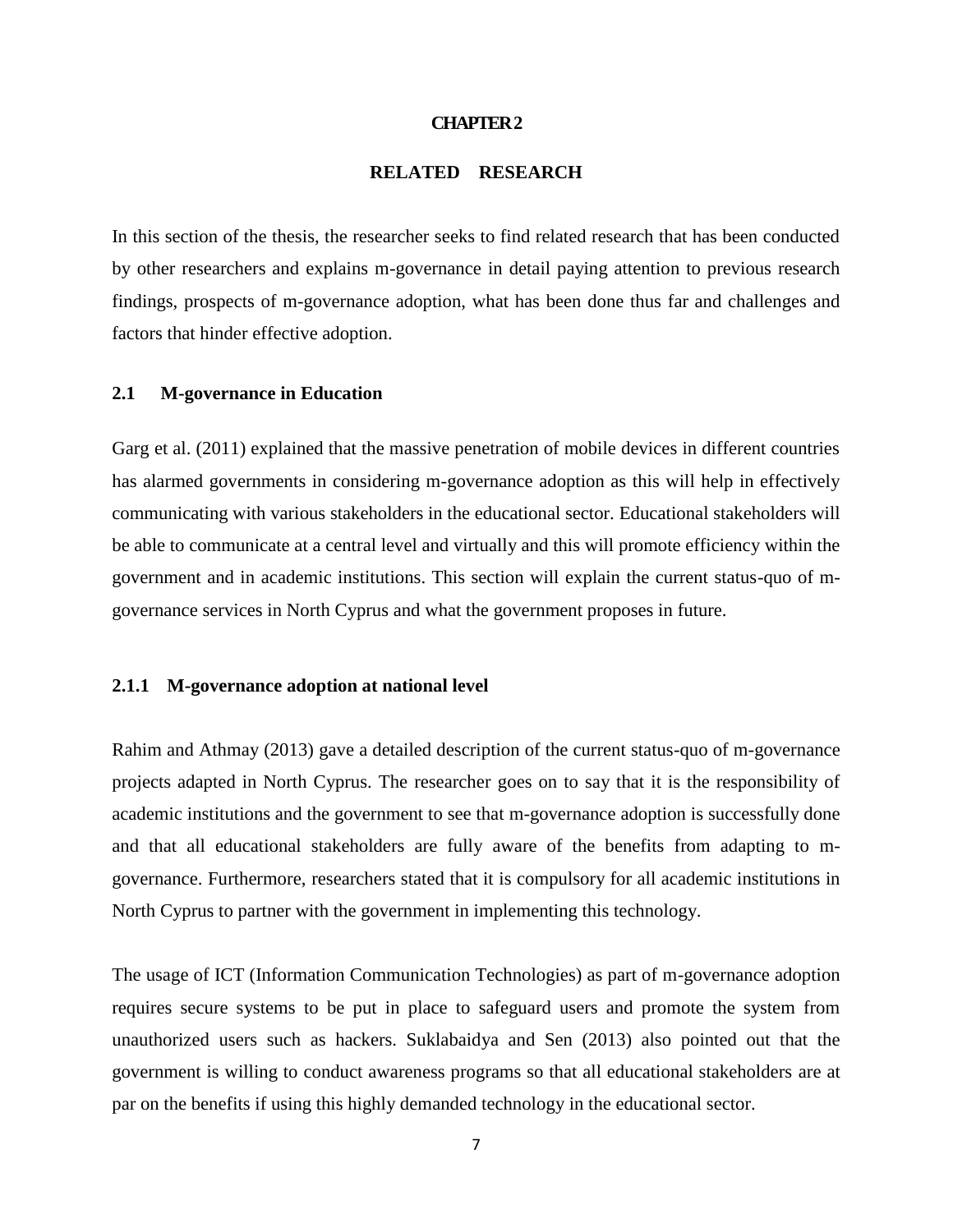# CHAPTER 2

## RELATED RESEARCH

In this section of the thesis, the researcher seeks to find related research that has been conducted by other researchers and explains m-governance in detail paying attention to previous research findings, prospects of m-governance adoption, what has been done thus far and challenges and factors that hinder effective adoption.

### 2.1 M-governance in Education

Garg et al. (2011) explained that the massive penetration of mobile devices in different countries has alarmed governments in considering m-governance adoption as this will help in effectively communicating with various stakeholders in the educational sector. Educational stakeholders will be able to communicate at a central level and virtually and this will promote efficiency within the government and in academic institutions. This section will explain the current status-quo of m-governance services in North Cyprus and what the government proposes in future.

#### 2.1.1 M-governance adoption at national level

Rahim and Athmay (2013) gave a detailed description of the current status-quo of m-governance projects adapted in North Cyprus. The researcher goes on to say that it is the responsibility of academic institutions and the government to see that m-governance adoption is successfully done and that all educational stakeholders are fully aware of the benefits from adapting to m-governance. Furthermore, researchers stated that it is compulsory for all academic institutions in North Cyprus to partner with the government in implementing this technology.

The usage of ICT (Information Communication Technologies) as part of m-governance adoption requires secure systems to be put in place to safeguard users and promote the system from unauthorized users such as hackers. Suklabaidya and Sen (2013) also pointed out that the government is willing to conduct awareness programs so that all educational stakeholders are at par on the benefits if using this highly demanded technology in the educational sector.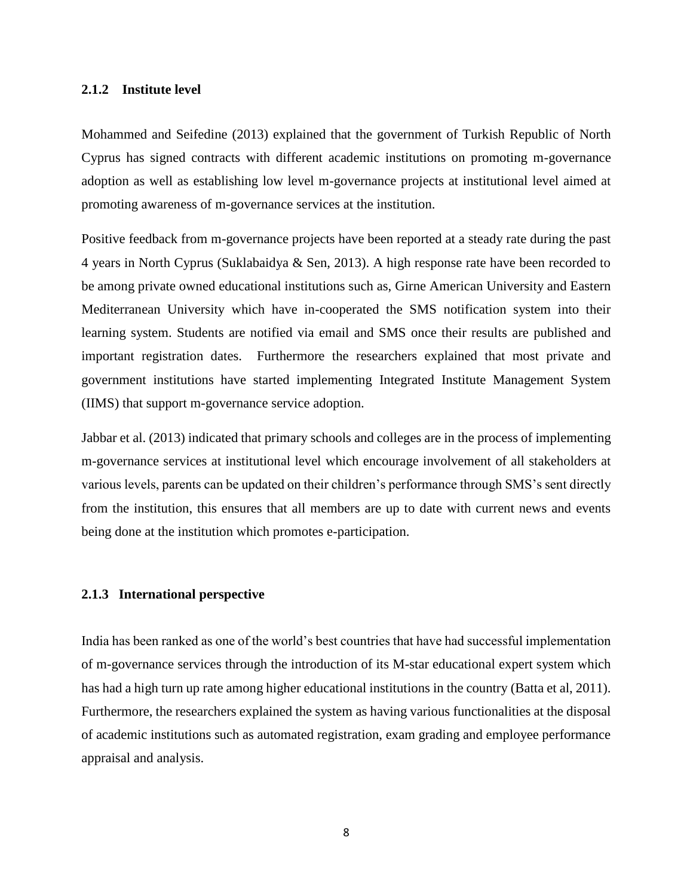### 2.1.2 Institute level

Mohammed and Seifedine (2013) explained that the government of Turkish Republic of North Cyprus has signed contracts with different academic institutions on promoting m-governance adoption as well as establishing low level m-governance projects at institutional level aimed at promoting awareness of m-governance services at the institution.

Positive feedback from m-governance projects have been reported at a steady rate during the past 4 years in North Cyprus (Suklabaidya & Sen, 2013). A high response rate have been recorded to be among private owned educational institutions such as, Girne American University and Eastern Mediterranean University which have in-cooperated the SMS notification system into their learning system. Students are notified via email and SMS once their results are published and important registration dates. Furthermore the researchers explained that most private and government institutions have started implementing Integrated Institute Management System (IIMS) that support m-governance service adoption.

Jabbar et al. (2013) indicated that primary schools and colleges are in the process of implementing m-governance services at institutional level which encourage involvement of all stakeholders at various levels, parents can be updated on their children's performance through SMS's sent directly from the institution, this ensures that all members are up to date with current news and events being done at the institution which promotes e-participation.

### 2.1.3 International perspective

India has been ranked as one of the world's best countries that have had successful implementation of m-governance services through the introduction of its M-star educational expert system which has had a high turn up rate among higher educational institutions in the country (Batta et al, 2011). Furthermore, the researchers explained the system as having various functionalities at the disposal of academic institutions such as automated registration, exam grading and employee performance appraisal and analysis.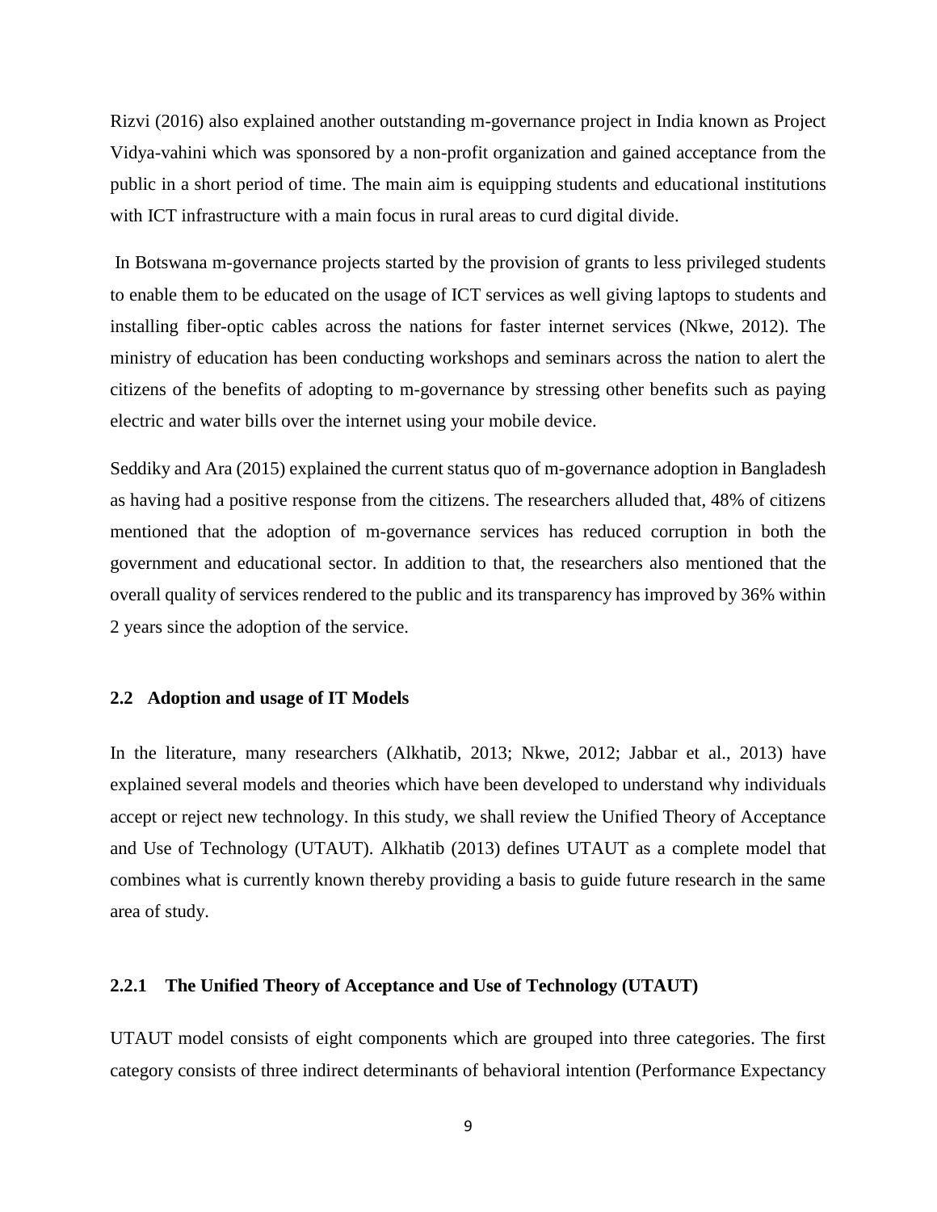Rizvi (2016) also explained another outstanding m-governance project in India known as Project Vidya-vahini which was sponsored by a non-profit organization and gained acceptance from the public in a short period of time. The main aim is equipping students and educational institutions with ICT infrastructure with a main focus in rural areas to curd digital divide.

In Botswana m-governance projects started by the provision of grants to less privileged students to enable them to be educated on the usage of ICT services as well giving laptops to students and installing fiber-optic cables across the nations for faster internet services (Nkwe, 2012). The ministry of education has been conducting workshops and seminars across the nation to alert the citizens of the benefits of adopting to m-governance by stressing other benefits such as paying electric and water bills over the internet using your mobile device.

Seddiky and Ara (2015) explained the current status quo of m-governance adoption in Bangladesh as having had a positive response from the citizens. The researchers alluded that, 48% of citizens mentioned that the adoption of m-governance services has reduced corruption in both the government and educational sector. In addition to that, the researchers also mentioned that the overall quality of services rendered to the public and its transparency has improved by 36% within 2 years since the adoption of the service.

## 2.2 Adoption and usage of IT Models

In the literature, many researchers (Alkhatib, 2013; Nkwe, 2012; Jabbar et al., 2013) have explained several models and theories which have been developed to understand why individuals accept or reject new technology. In this study, we shall review the Unified Theory of Acceptance and Use of Technology (UTAUT). Alkhatib (2013) defines UTAUT as a complete model that combines what is currently known thereby providing a basis to guide future research in the same area of study.

### 2.2.1 The Unified Theory of Acceptance and Use of Technology (UTAUT)

UTAUT model consists of eight components which are grouped into three categories. The first category consists of three indirect determinants of behavioral intention (Performance Expectancy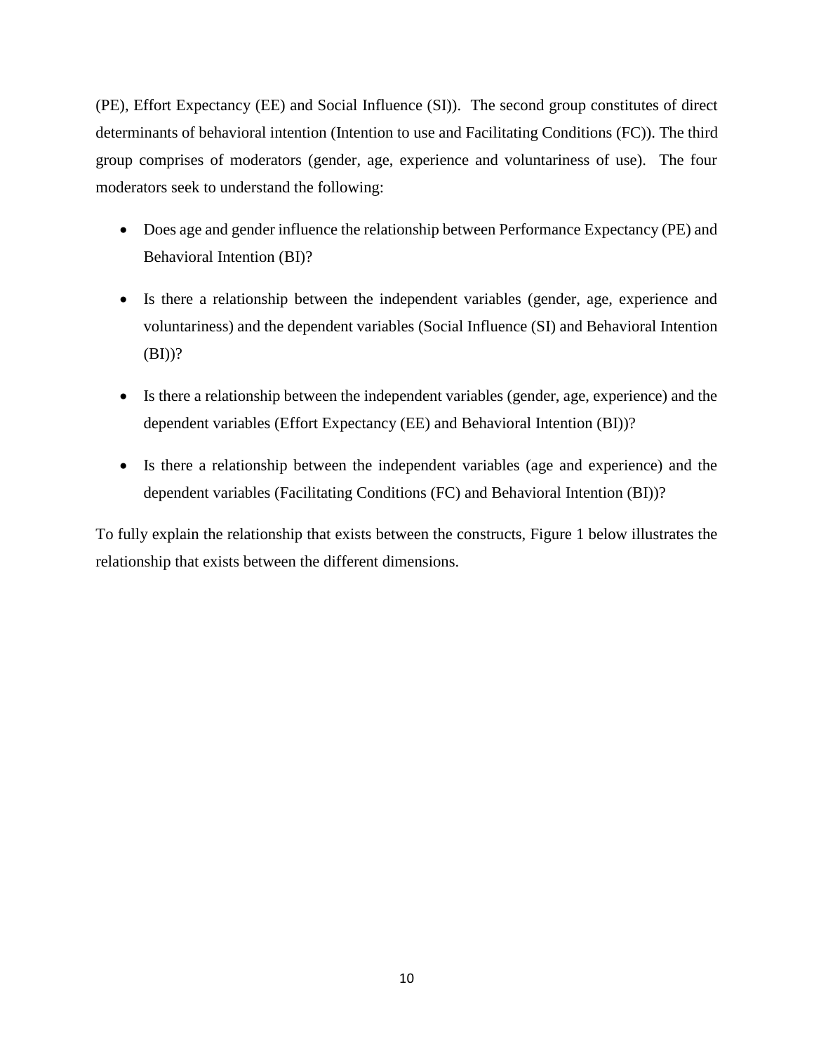(PE), Effort Expectancy (EE) and Social Influence (SI)). The second group constitutes of direct determinants of behavioral intention (Intention to use and Facilitating Conditions (FC)). The third group comprises of moderators (gender, age, experience and voluntariness of use). The four moderators seek to understand the following:

- Does age and gender influence the relationship between Performance Expectancy (PE) and Behavioral Intention (BI)?
- Is there a relationship between the independent variables (gender, age, experience and voluntariness) and the dependent variables (Social Influence (SI) and Behavioral Intention (BI))?
- Is there a relationship between the independent variables (gender, age, experience) and the dependent variables (Effort Expectancy (EE) and Behavioral Intention (BI))?
- Is there a relationship between the independent variables (age and experience) and the dependent variables (Facilitating Conditions (FC) and Behavioral Intention (BI))?

To fully explain the relationship that exists between the constructs, Figure 1 below illustrates the relationship that exists between the different dimensions.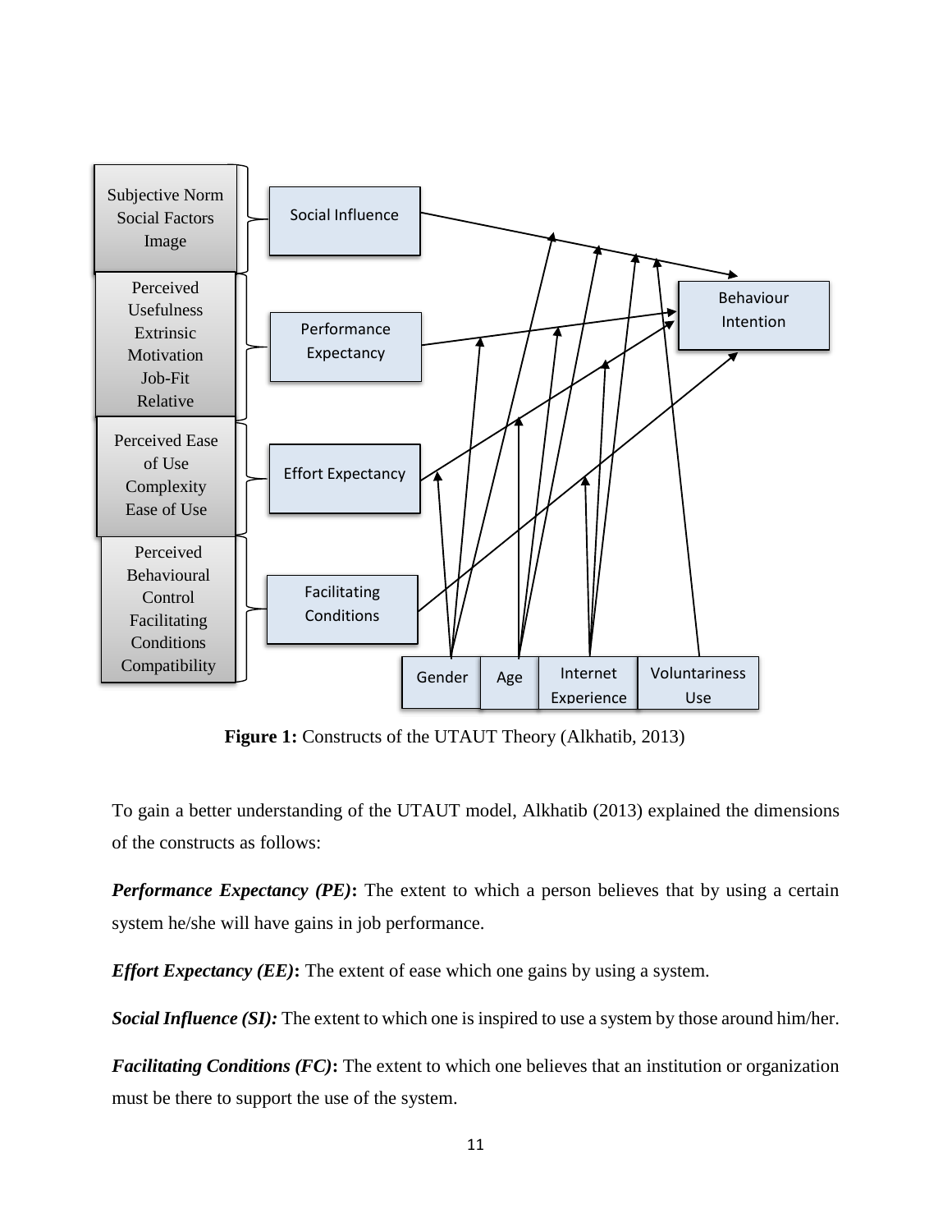Subjective Norm
Social Factors
Image

Perceived Usefulness
Extrinsic Motivation
Job-Fit
Relative

Perceived Ease of Use
Complexity
Ease of Use

Perceived Behavioural Control
Facilitating Conditions
Compatibility

Social Influence

Performance Expectancy

Effort Expectancy

Facilitating Conditions

Behaviour Intention

Gender | Age | Internet Experience | Voluntariness Use

**Figure 1:** Constructs of the UTAUT Theory (Alkhatib, 2013)

To gain a better understanding of the UTAUT model, Alkhatib (2013) explained the dimensions of the constructs as follows:

***Performance Expectancy (PE)*:** The extent to which a person believes that by using a certain system he/she will have gains in job performance.

***Effort Expectancy (EE)*:** The extent of ease which one gains by using a system.

***Social Influence (SI):*** The extent to which one is inspired to use a system by those around him/her.

***Facilitating Conditions (FC)*:** The extent to which one believes that an institution or organization must be there to support the use of the system.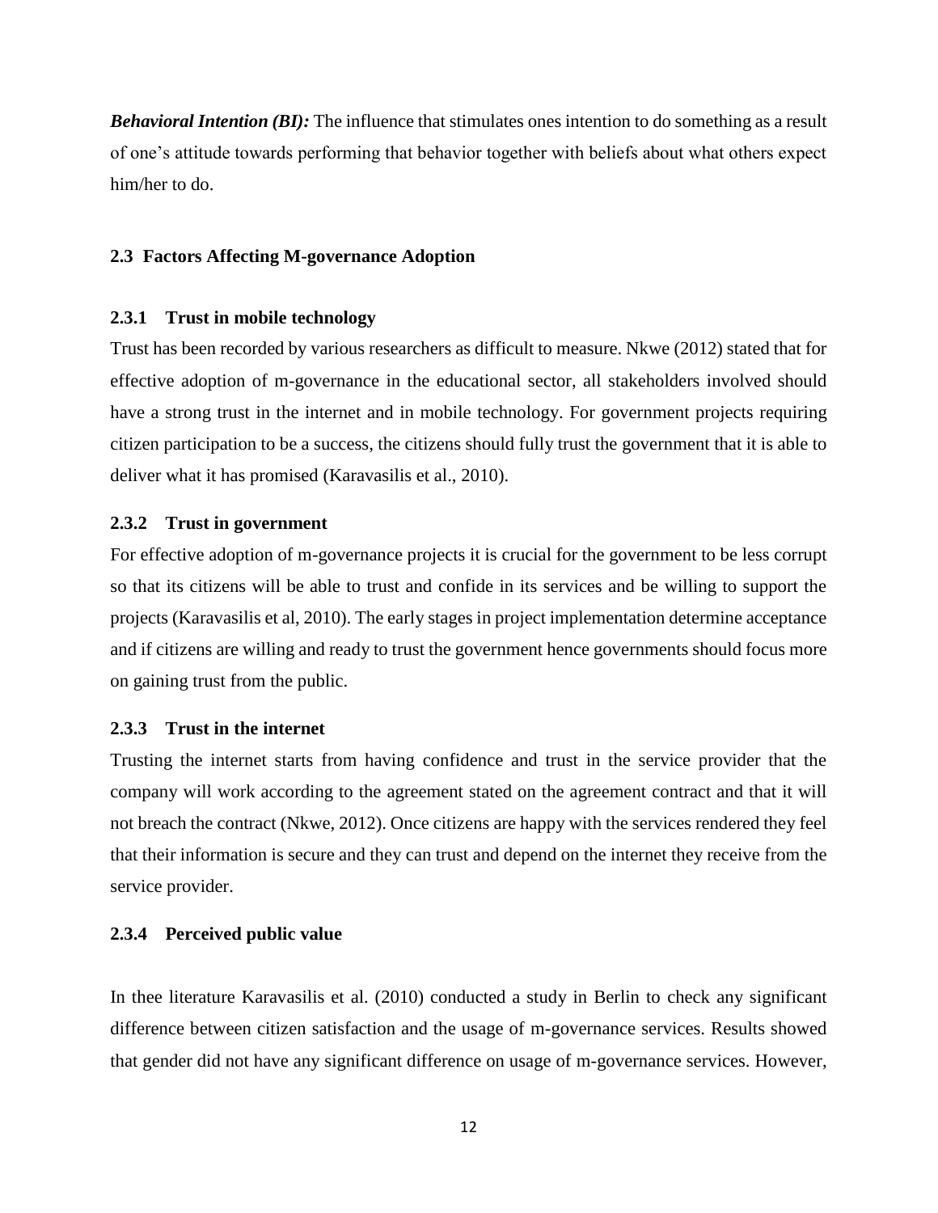***Behavioral Intention (BI):*** The influence that stimulates ones intention to do something as a result of one's attitude towards performing that behavior together with beliefs about what others expect him/her to do.

## 2.3 Factors Affecting M-governance Adoption

### 2.3.1 Trust in mobile technology

Trust has been recorded by various researchers as difficult to measure. Nkwe (2012) stated that for effective adoption of m-governance in the educational sector, all stakeholders involved should have a strong trust in the internet and in mobile technology. For government projects requiring citizen participation to be a success, the citizens should fully trust the government that it is able to deliver what it has promised (Karavasilis et al., 2010).

### 2.3.2 Trust in government

For effective adoption of m-governance projects it is crucial for the government to be less corrupt so that its citizens will be able to trust and confide in its services and be willing to support the projects (Karavasilis et al, 2010). The early stages in project implementation determine acceptance and if citizens are willing and ready to trust the government hence governments should focus more on gaining trust from the public.

### 2.3.3 Trust in the internet

Trusting the internet starts from having confidence and trust in the service provider that the company will work according to the agreement stated on the agreement contract and that it will not breach the contract (Nkwe, 2012). Once citizens are happy with the services rendered they feel that their information is secure and they can trust and depend on the internet they receive from the service provider.

### 2.3.4 Perceived public value

In thee literature Karavasilis et al. (2010) conducted a study in Berlin to check any significant difference between citizen satisfaction and the usage of m-governance services. Results showed that gender did not have any significant difference on usage of m-governance services. However,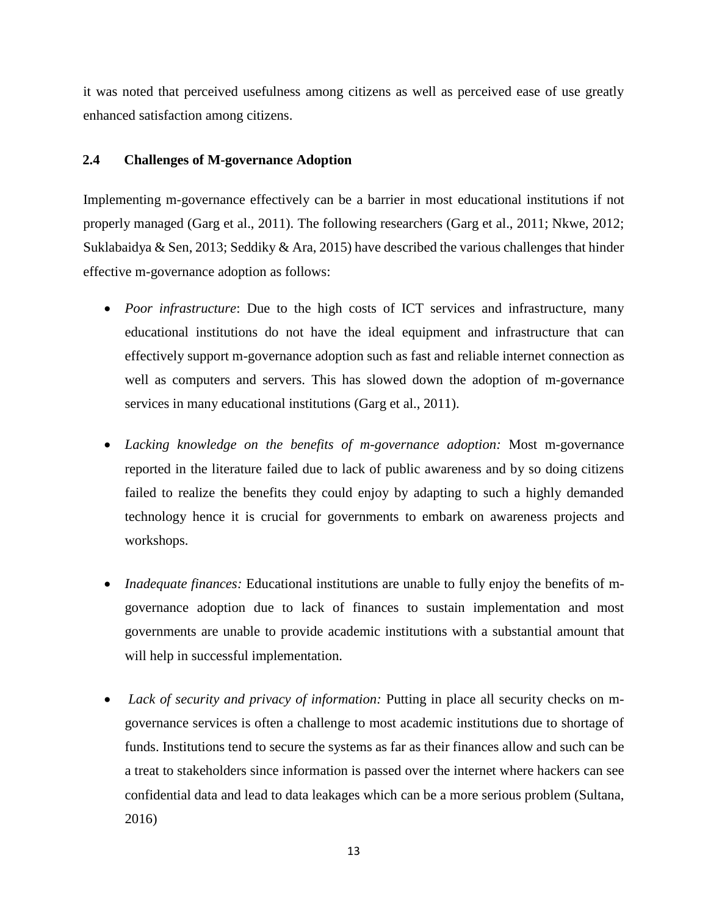it was noted that perceived usefulness among citizens as well as perceived ease of use greatly enhanced satisfaction among citizens.

## 2.4 Challenges of M-governance Adoption

Implementing m-governance effectively can be a barrier in most educational institutions if not properly managed (Garg et al., 2011). The following researchers (Garg et al., 2011; Nkwe, 2012; Suklabaidya & Sen, 2013; Seddiky & Ara, 2015) have described the various challenges that hinder effective m-governance adoption as follows:

- *Poor infrastructure*: Due to the high costs of ICT services and infrastructure, many educational institutions do not have the ideal equipment and infrastructure that can effectively support m-governance adoption such as fast and reliable internet connection as well as computers and servers. This has slowed down the adoption of m-governance services in many educational institutions (Garg et al., 2011).

- *Lacking knowledge on the benefits of m-governance adoption:* Most m-governance reported in the literature failed due to lack of public awareness and by so doing citizens failed to realize the benefits they could enjoy by adapting to such a highly demanded technology hence it is crucial for governments to embark on awareness projects and workshops.

- *Inadequate finances:* Educational institutions are unable to fully enjoy the benefits of m-governance adoption due to lack of finances to sustain implementation and most governments are unable to provide academic institutions with a substantial amount that will help in successful implementation.

- *Lack of security and privacy of information:* Putting in place all security checks on m-governance services is often a challenge to most academic institutions due to shortage of funds. Institutions tend to secure the systems as far as their finances allow and such can be a treat to stakeholders since information is passed over the internet where hackers can see confidential data and lead to data leakages which can be a more serious problem (Sultana, 2016)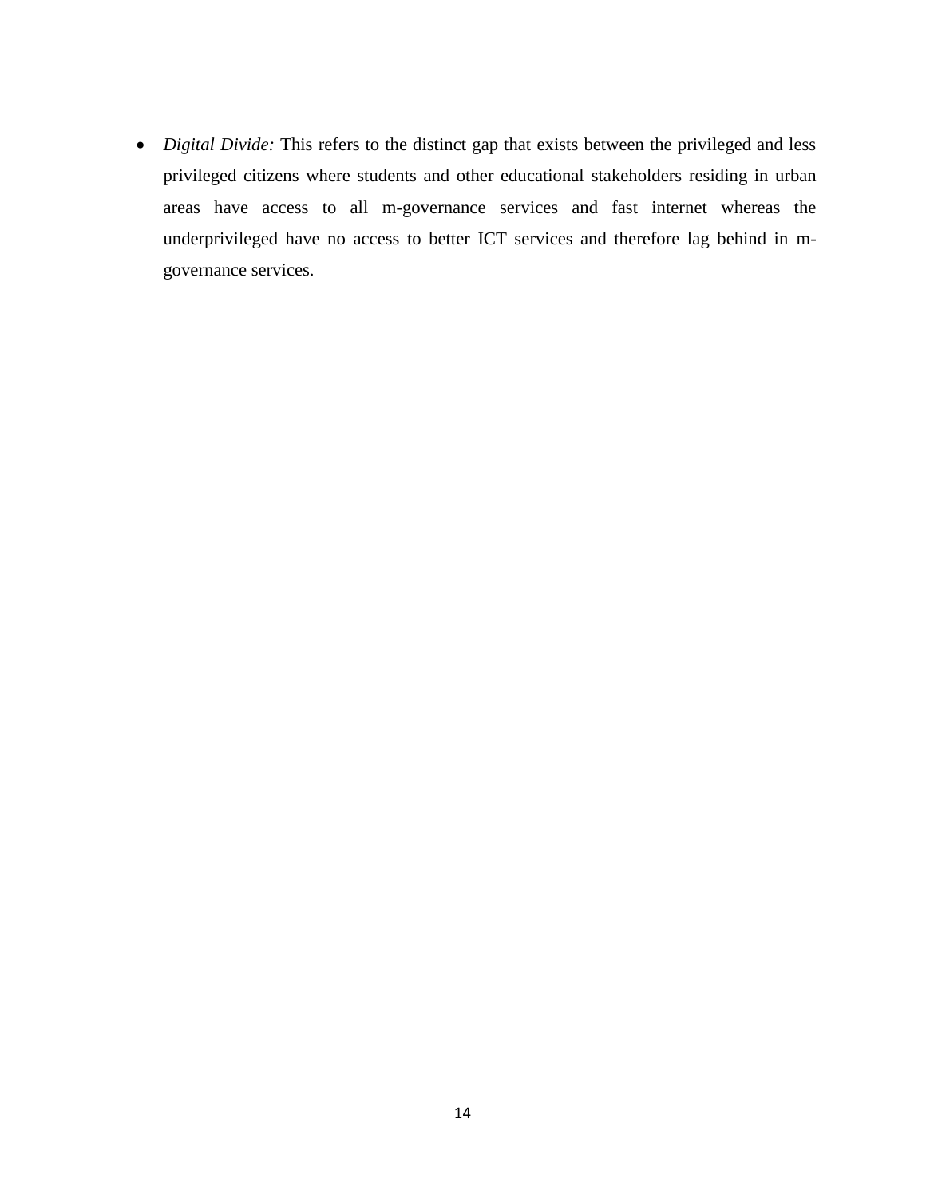- *Digital Divide:* This refers to the distinct gap that exists between the privileged and less privileged citizens where students and other educational stakeholders residing in urban areas have access to all m-governance services and fast internet whereas the underprivileged have no access to better ICT services and therefore lag behind in m-governance services.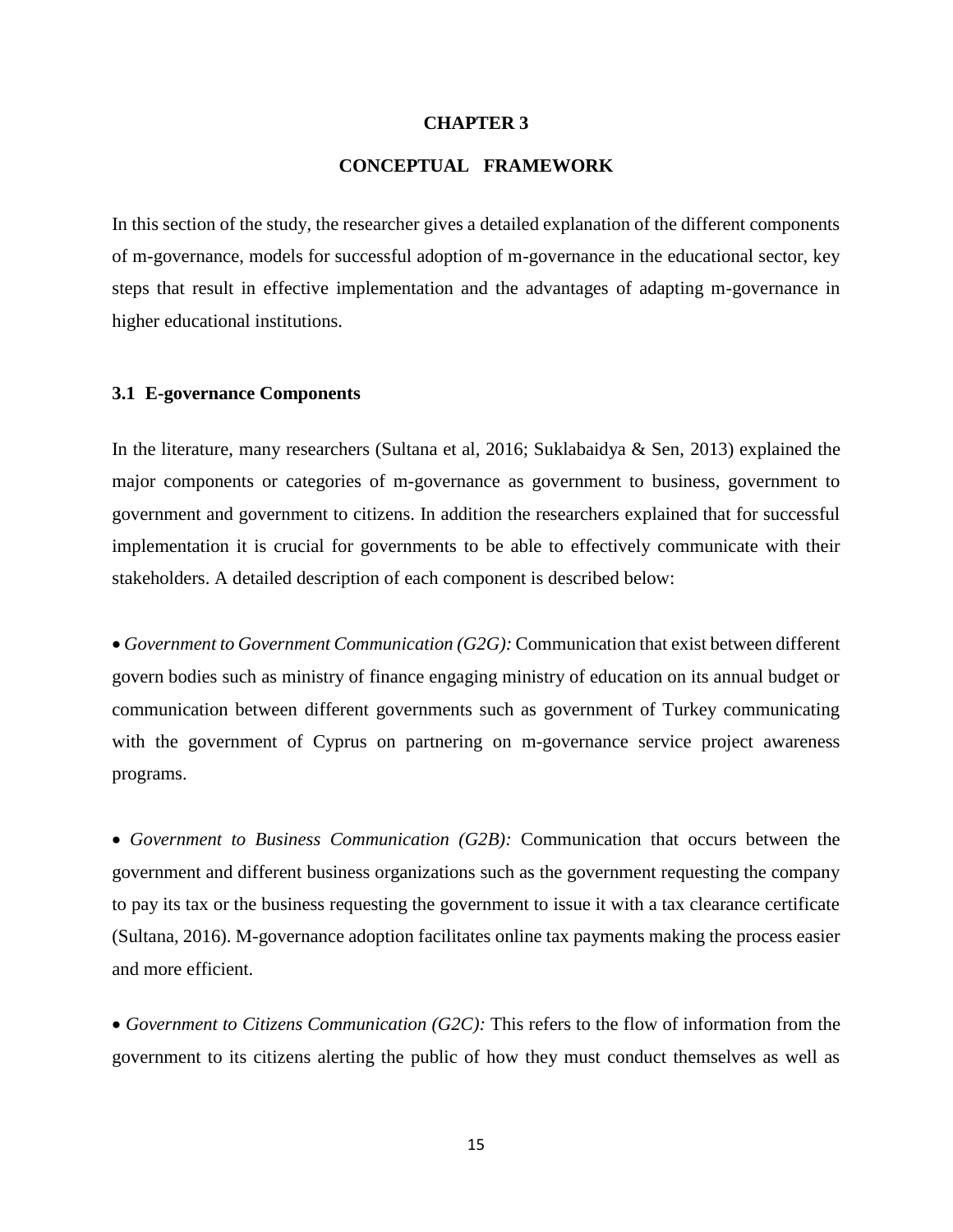# CHAPTER 3

# CONCEPTUAL FRAMEWORK

In this section of the study, the researcher gives a detailed explanation of the different components of m-governance, models for successful adoption of m-governance in the educational sector, key steps that result in effective implementation and the advantages of adapting m-governance in higher educational institutions.

## 3.1 E-governance Components

In the literature, many researchers (Sultana et al, 2016; Suklabaidya & Sen, 2013) explained the major components or categories of m-governance as government to business, government to government and government to citizens. In addition the researchers explained that for successful implementation it is crucial for governments to be able to effectively communicate with their stakeholders. A detailed description of each component is described below:

- *Government to Government Communication (G2G):* Communication that exist between different govern bodies such as ministry of finance engaging ministry of education on its annual budget or communication between different governments such as government of Turkey communicating with the government of Cyprus on partnering on m-governance service project awareness programs.

- *Government to Business Communication (G2B):* Communication that occurs between the government and different business organizations such as the government requesting the company to pay its tax or the business requesting the government to issue it with a tax clearance certificate (Sultana, 2016). M-governance adoption facilitates online tax payments making the process easier and more efficient.

- *Government to Citizens Communication (G2C):* This refers to the flow of information from the government to its citizens alerting the public of how they must conduct themselves as well as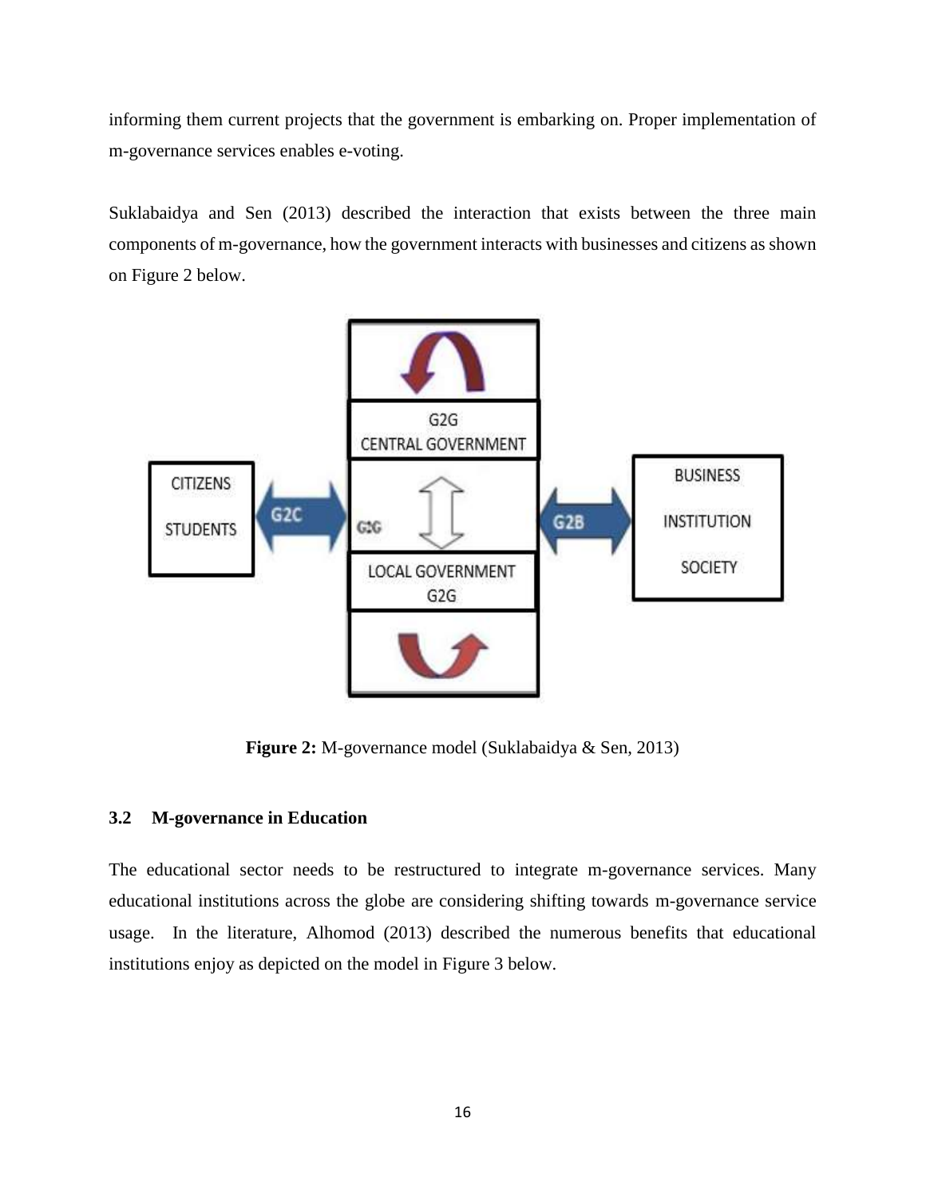informing them current projects that the government is embarking on. Proper implementation of m-governance services enables e-voting.

Suklabaidya and Sen (2013) described the interaction that exists between the three main components of m-governance, how the government interacts with businesses and citizens as shown on Figure 2 below.

**Figure 2:** M-governance model (Suklabaidya & Sen, 2013)

### 3.2 M-governance in Education

The educational sector needs to be restructured to integrate m-governance services. Many educational institutions across the globe are considering shifting towards m-governance service usage. In the literature, Alhomod (2013) described the numerous benefits that educational institutions enjoy as depicted on the model in Figure 3 below.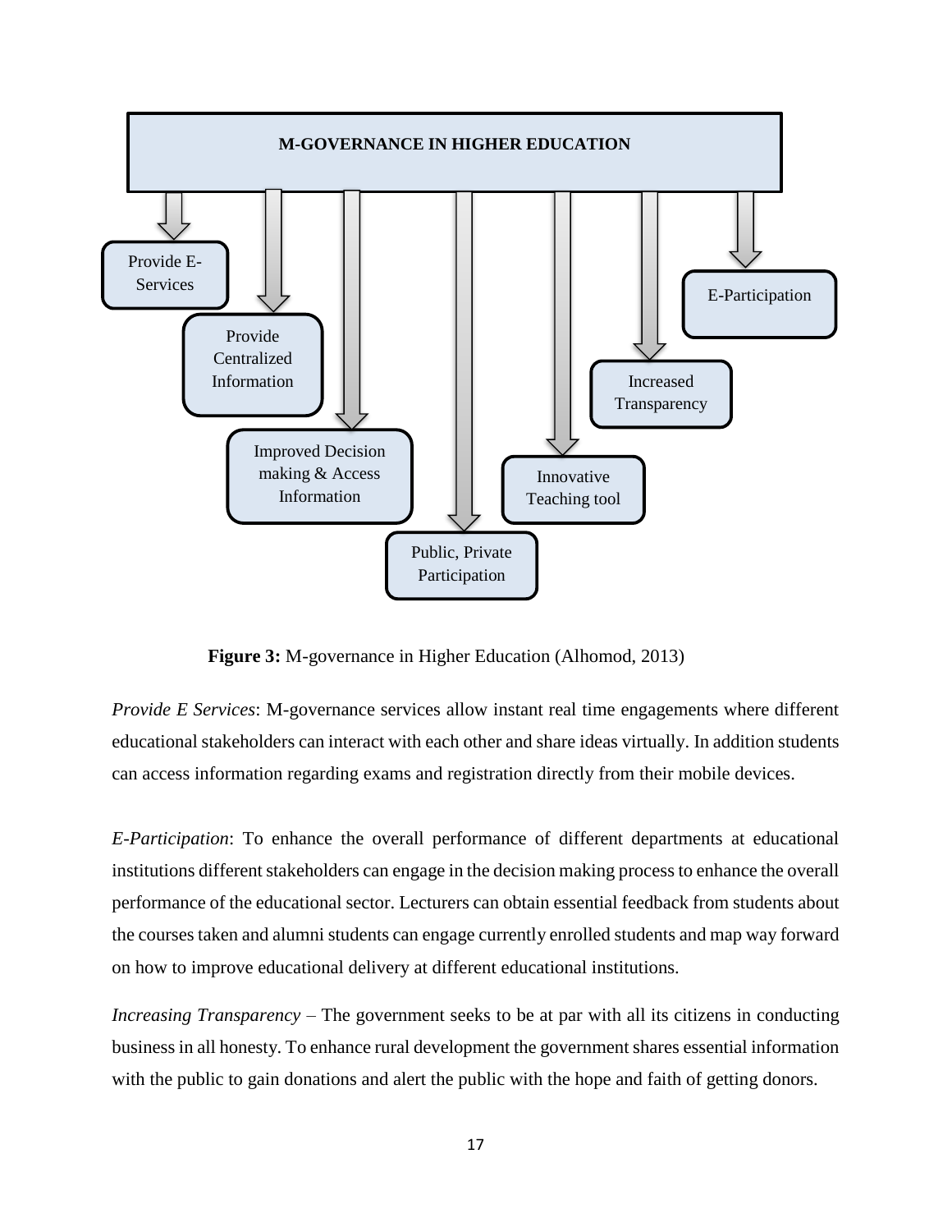M-GOVERNANCE IN HIGHER EDUCATION

- Provide E-Services
- Provide Centralized Information
- Improved Decision making & Access Information
- Public, Private Participation
- Innovative Teaching tool
- Increased Transparency
- E-Participation

**Figure 3:** M-governance in Higher Education (Alhomod, 2013)

*Provide E Services*: M-governance services allow instant real time engagements where different educational stakeholders can interact with each other and share ideas virtually. In addition students can access information regarding exams and registration directly from their mobile devices.

*E-Participation*: To enhance the overall performance of different departments at educational institutions different stakeholders can engage in the decision making process to enhance the overall performance of the educational sector. Lecturers can obtain essential feedback from students about the courses taken and alumni students can engage currently enrolled students and map way forward on how to improve educational delivery at different educational institutions.

*Increasing Transparency* – The government seeks to be at par with all its citizens in conducting business in all honesty. To enhance rural development the government shares essential information with the public to gain donations and alert the public with the hope and faith of getting donors.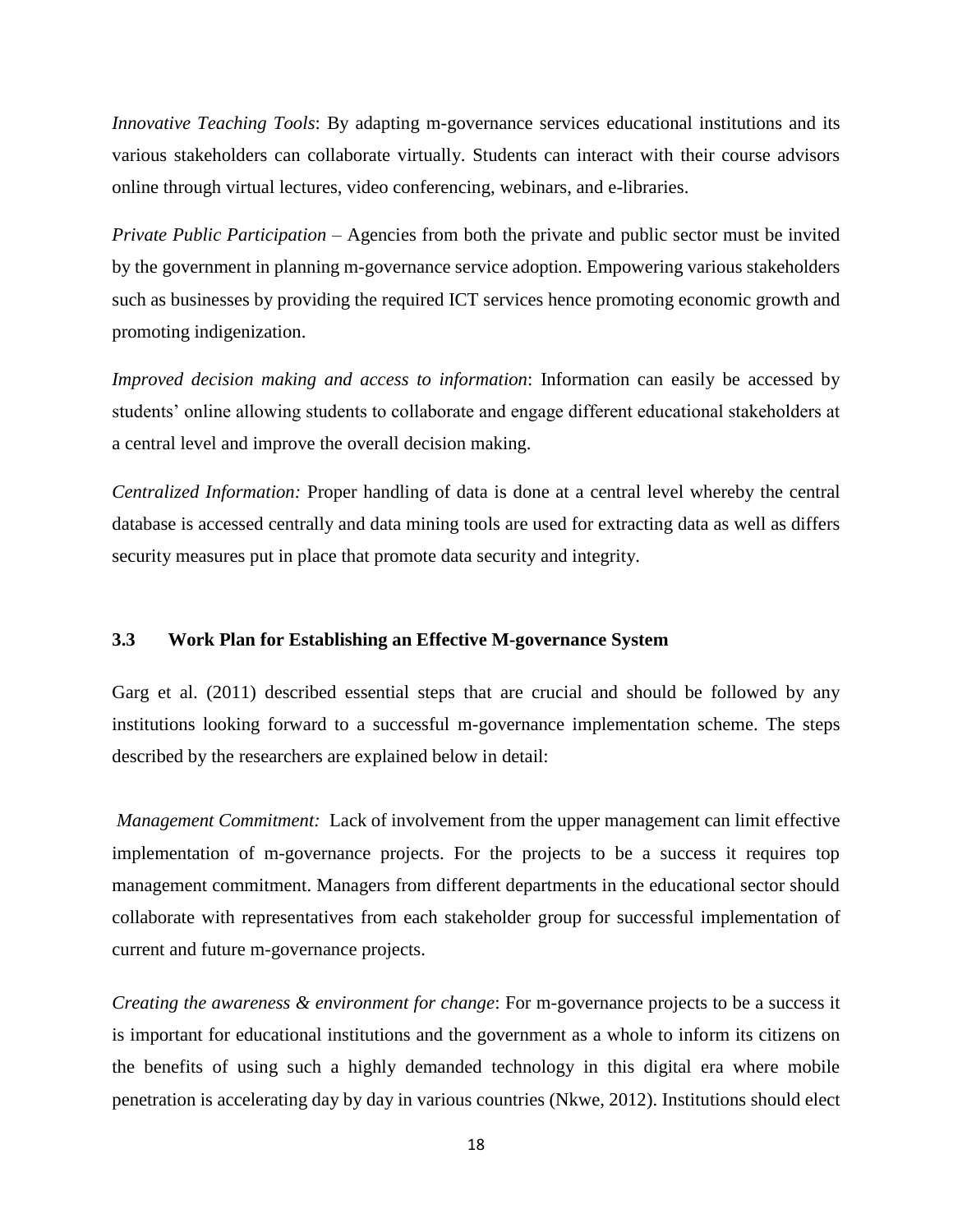*Innovative Teaching Tools*: By adapting m-governance services educational institutions and its various stakeholders can collaborate virtually. Students can interact with their course advisors online through virtual lectures, video conferencing, webinars, and e-libraries.

*Private Public Participation* – Agencies from both the private and public sector must be invited by the government in planning m-governance service adoption. Empowering various stakeholders such as businesses by providing the required ICT services hence promoting economic growth and promoting indigenization.

*Improved decision making and access to information*: Information can easily be accessed by students' online allowing students to collaborate and engage different educational stakeholders at a central level and improve the overall decision making.

*Centralized Information:* Proper handling of data is done at a central level whereby the central database is accessed centrally and data mining tools are used for extracting data as well as differs security measures put in place that promote data security and integrity.

### 3.3 Work Plan for Establishing an Effective M-governance System

Garg et al. (2011) described essential steps that are crucial and should be followed by any institutions looking forward to a successful m-governance implementation scheme. The steps described by the researchers are explained below in detail:

*Management Commitment:* Lack of involvement from the upper management can limit effective implementation of m-governance projects. For the projects to be a success it requires top management commitment. Managers from different departments in the educational sector should collaborate with representatives from each stakeholder group for successful implementation of current and future m-governance projects.

*Creating the awareness & environment for change*: For m-governance projects to be a success it is important for educational institutions and the government as a whole to inform its citizens on the benefits of using such a highly demanded technology in this digital era where mobile penetration is accelerating day by day in various countries (Nkwe, 2012). Institutions should elect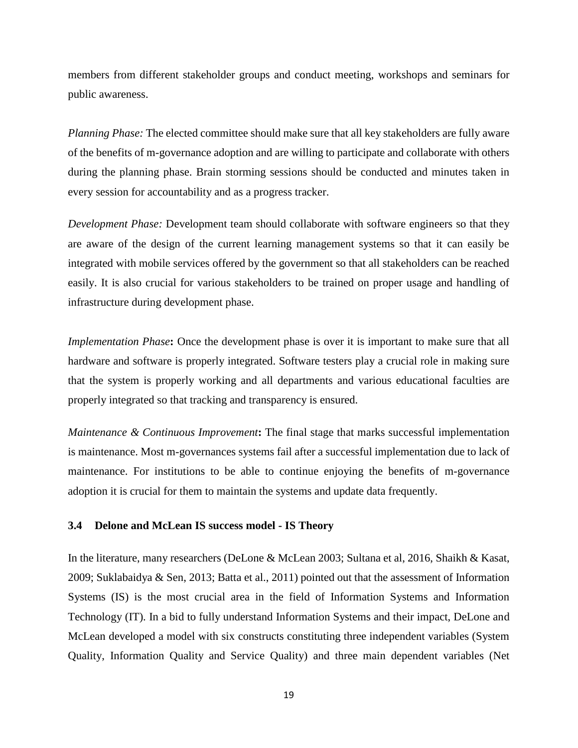members from different stakeholder groups and conduct meeting, workshops and seminars for public awareness.

*Planning Phase:* The elected committee should make sure that all key stakeholders are fully aware of the benefits of m-governance adoption and are willing to participate and collaborate with others during the planning phase. Brain storming sessions should be conducted and minutes taken in every session for accountability and as a progress tracker.

*Development Phase:* Development team should collaborate with software engineers so that they are aware of the design of the current learning management systems so that it can easily be integrated with mobile services offered by the government so that all stakeholders can be reached easily. It is also crucial for various stakeholders to be trained on proper usage and handling of infrastructure during development phase.

*Implementation Phase***:** Once the development phase is over it is important to make sure that all hardware and software is properly integrated. Software testers play a crucial role in making sure that the system is properly working and all departments and various educational faculties are properly integrated so that tracking and transparency is ensured.

*Maintenance & Continuous Improvement***:** The final stage that marks successful implementation is maintenance. Most m-governances systems fail after a successful implementation due to lack of maintenance. For institutions to be able to continue enjoying the benefits of m-governance adoption it is crucial for them to maintain the systems and update data frequently.

### 3.4 Delone and McLean IS success model - IS Theory

In the literature, many researchers (DeLone & McLean 2003; Sultana et al, 2016, Shaikh & Kasat, 2009; Suklabaidya & Sen, 2013; Batta et al., 2011) pointed out that the assessment of Information Systems (IS) is the most crucial area in the field of Information Systems and Information Technology (IT). In a bid to fully understand Information Systems and their impact, DeLone and McLean developed a model with six constructs constituting three independent variables (System Quality, Information Quality and Service Quality) and three main dependent variables (Net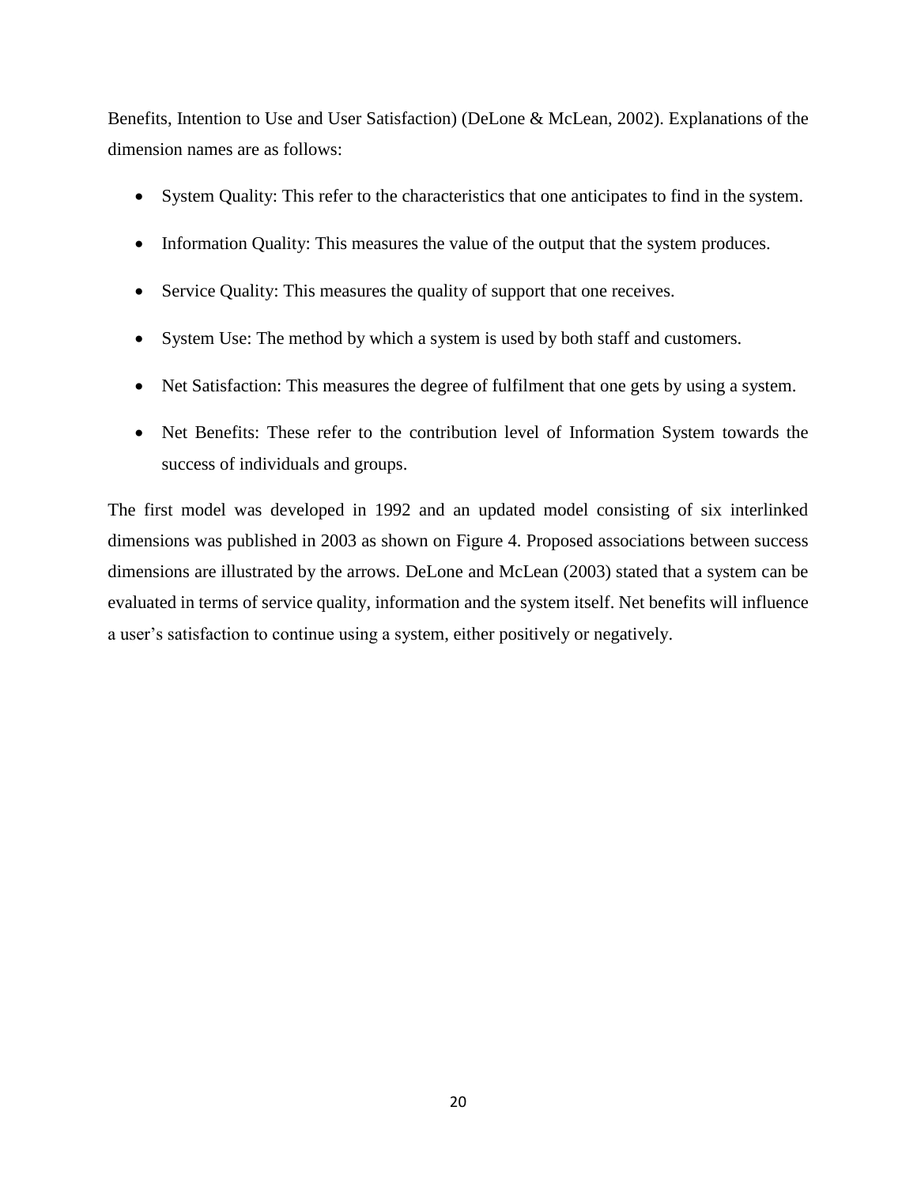Benefits, Intention to Use and User Satisfaction) (DeLone & McLean, 2002). Explanations of the dimension names are as follows:

- System Quality: This refer to the characteristics that one anticipates to find in the system.
- Information Quality: This measures the value of the output that the system produces.
- Service Quality: This measures the quality of support that one receives.
- System Use: The method by which a system is used by both staff and customers.
- Net Satisfaction: This measures the degree of fulfilment that one gets by using a system.
- Net Benefits: These refer to the contribution level of Information System towards the success of individuals and groups.

The first model was developed in 1992 and an updated model consisting of six interlinked dimensions was published in 2003 as shown on Figure 4. Proposed associations between success dimensions are illustrated by the arrows. DeLone and McLean (2003) stated that a system can be evaluated in terms of service quality, information and the system itself. Net benefits will influence a user's satisfaction to continue using a system, either positively or negatively.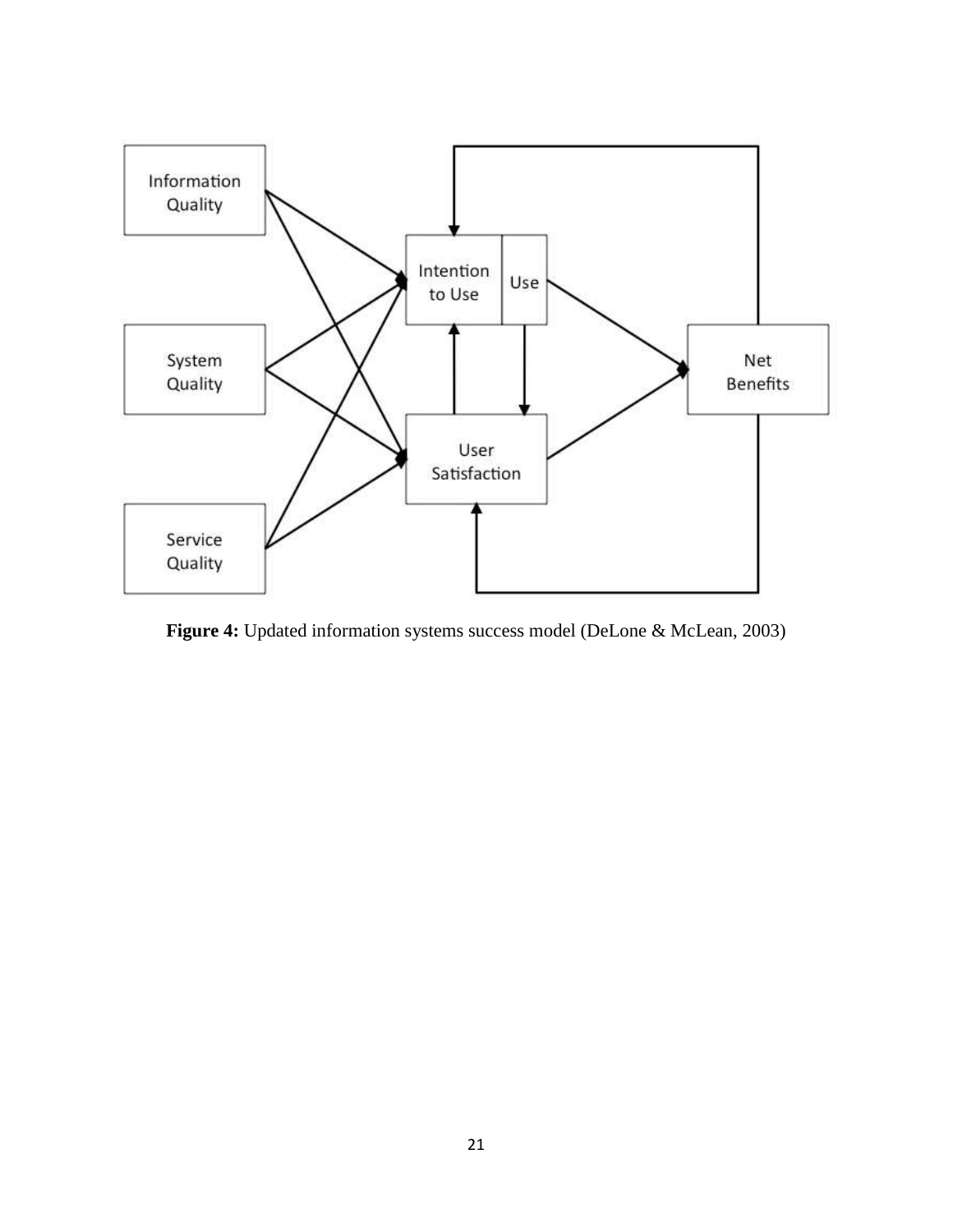**Figure 4:** Updated information systems success model (DeLone & McLean, 2003)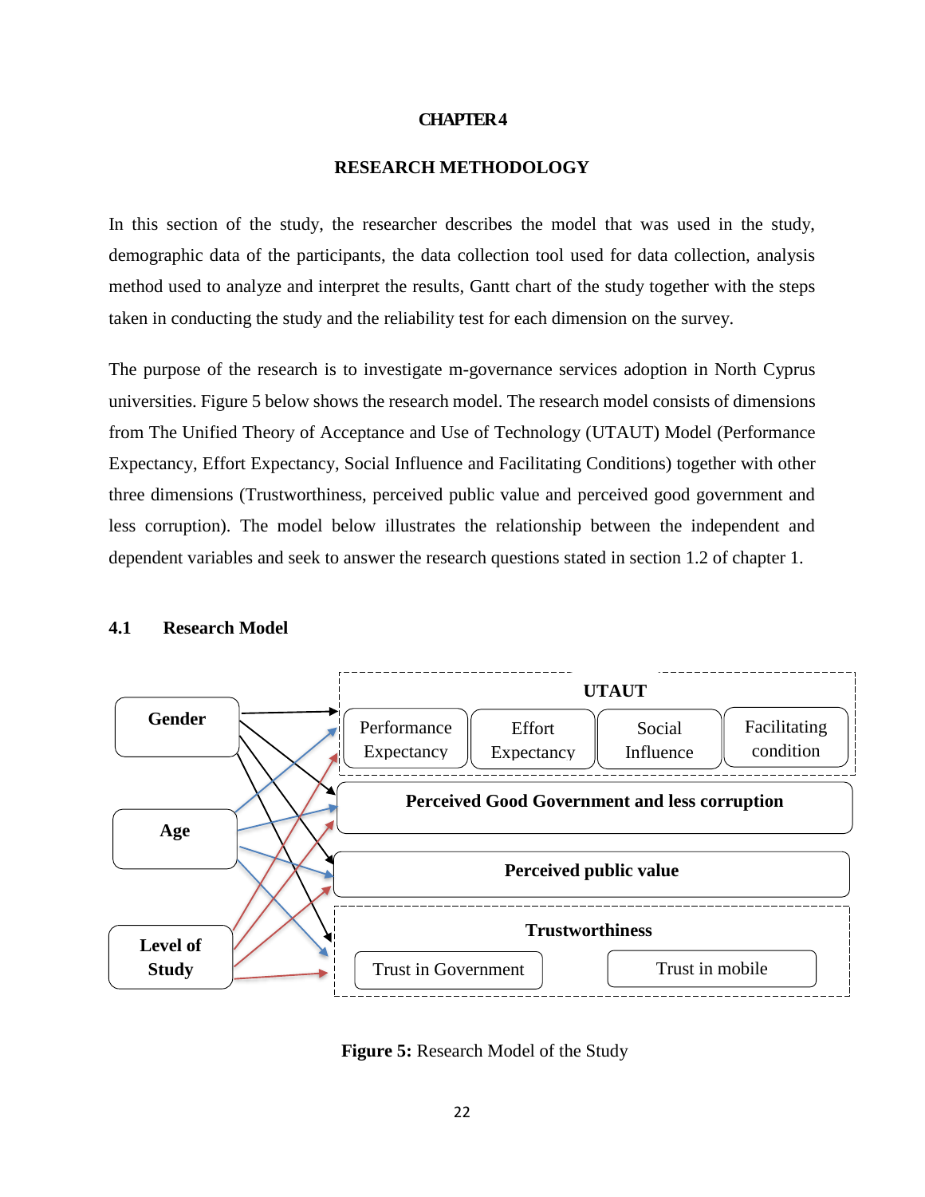# CHAPTER 4

## RESEARCH METHODOLOGY

In this section of the study, the researcher describes the model that was used in the study, demographic data of the participants, the data collection tool used for data collection, analysis method used to analyze and interpret the results, Gantt chart of the study together with the steps taken in conducting the study and the reliability test for each dimension on the survey.

The purpose of the research is to investigate m-governance services adoption in North Cyprus universities. Figure 5 below shows the research model. The research model consists of dimensions from The Unified Theory of Acceptance and Use of Technology (UTAUT) Model (Performance Expectancy, Effort Expectancy, Social Influence and Facilitating Conditions) together with other three dimensions (Trustworthiness, perceived public value and perceived good government and less corruption). The model below illustrates the relationship between the independent and dependent variables and seek to answer the research questions stated in section 1.2 of chapter 1.

### 4.1 Research Model

Gender

Age

Level of Study

UTAUT

Performance Expectancy

Effort Expectancy

Social Influence

Facilitating condition

Perceived Good Government and less corruption

Perceived public value

Trustworthiness

Trust in Government

Trust in mobile

**Figure 5:** Research Model of the Study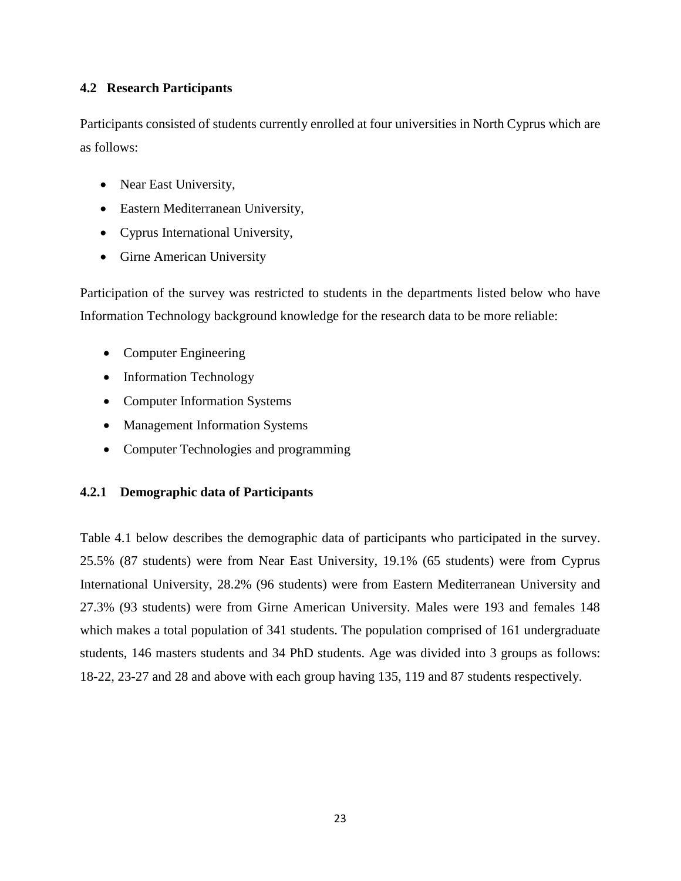### 4.2 Research Participants

Participants consisted of students currently enrolled at four universities in North Cyprus which are as follows:

- Near East University,
- Eastern Mediterranean University,
- Cyprus International University,
- Girne American University

Participation of the survey was restricted to students in the departments listed below who have Information Technology background knowledge for the research data to be more reliable:

- Computer Engineering
- Information Technology
- Computer Information Systems
- Management Information Systems
- Computer Technologies and programming

#### 4.2.1 Demographic data of Participants

Table 4.1 below describes the demographic data of participants who participated in the survey. 25.5% (87 students) were from Near East University, 19.1% (65 students) were from Cyprus International University, 28.2% (96 students) were from Eastern Mediterranean University and 27.3% (93 students) were from Girne American University. Males were 193 and females 148 which makes a total population of 341 students. The population comprised of 161 undergraduate students, 146 masters students and 34 PhD students. Age was divided into 3 groups as follows: 18-22, 23-27 and 28 and above with each group having 135, 119 and 87 students respectively.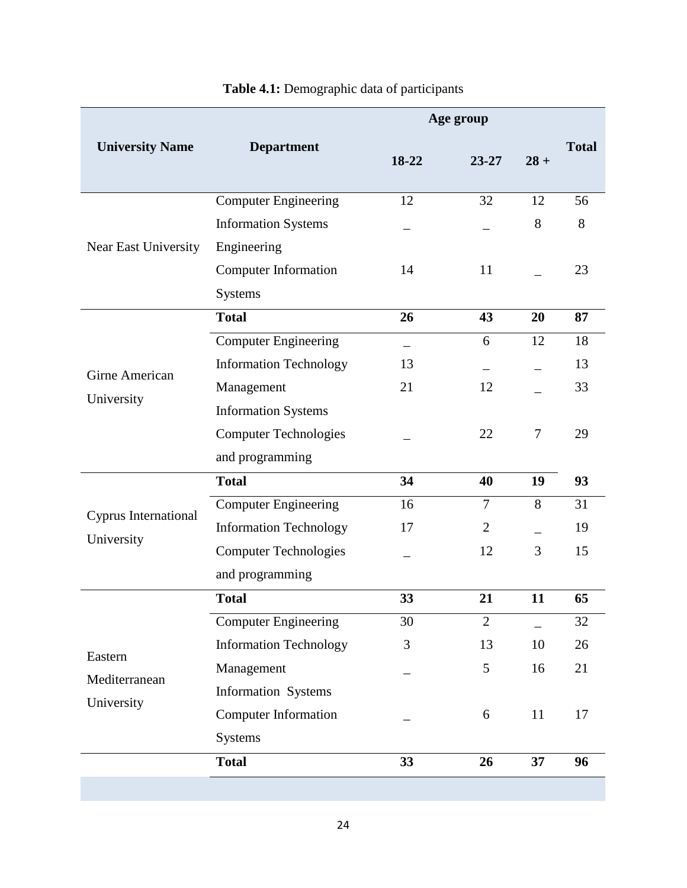**Table 4.1:** Demographic data of participants

| University Name | Department | Age group | | | Total |
|---|---|---|---|---|---|
| | | 18-22 | 23-27 | 28 + | |
| Near East University | Computer Engineering | 12 | 32 | 12 | 56 |
| | Information Systems Engineering | _ | _ | 8 | 8 |
| | Computer Information Systems | 14 | 11 | _ | 23 |
| | **Total** | **26** | **43** | **20** | **87** |
| Girne American University | Computer Engineering | _ | 6 | 12 | 18 |
| | Information Technology | 13 | _ | _ | 13 |
| | Management Information Systems | 21 | 12 | _ | 33 |
| | Computer Technologies and programming | _ | 22 | 7 | 29 |
| | **Total** | **34** | **40** | **19** | **93** |
| Cyprus International University | Computer Engineering | 16 | 7 | 8 | 31 |
| | Information Technology | 17 | 2 | _ | 19 |
| | Computer Technologies and programming | _ | 12 | 3 | 15 |
| | **Total** | **33** | **21** | **11** | **65** |
| Eastern Mediterranean University | Computer Engineering | 30 | 2 | _ | 32 |
| | Information Technology | 3 | 13 | 10 | 26 |
| | Management Information Systems | _ | 5 | 16 | 21 |
| | Computer Information Systems | _ | 6 | 11 | 17 |
| | **Total** | **33** | **26** | **37** | **96** |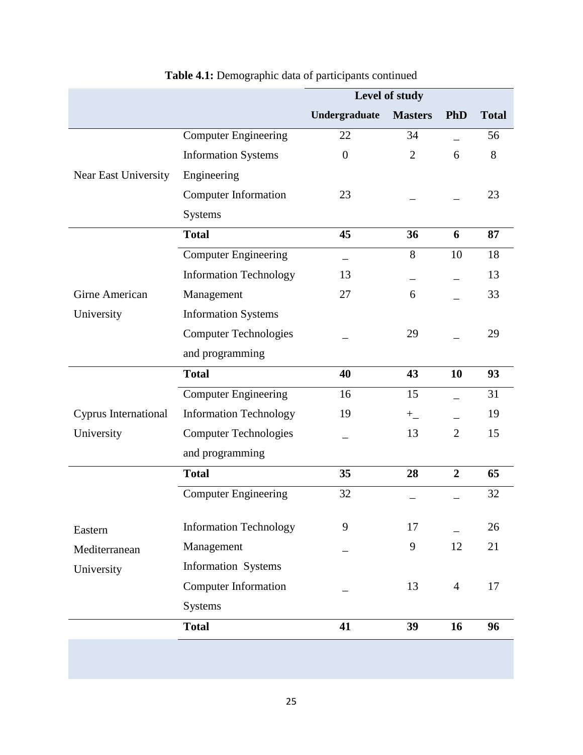**Table 4.1:** Demographic data of participants continued

| | | Level of study | | | |
|---|---|---|---|---|---|
| | | Undergraduate | Masters | PhD | Total |
| Near East University | Computer Engineering | 22 | 34 | _ | 56 |
| | Information Systems Engineering | 0 | 2 | 6 | 8 |
| | Computer Information Systems | 23 | _ | _ | 23 |
| | **Total** | **45** | **36** | **6** | **87** |
| Girne American University | Computer Engineering | _ | 8 | 10 | 18 |
| | Information Technology | 13 | _ | _ | 13 |
| | Management Information Systems | 27 | 6 | _ | 33 |
| | Computer Technologies and programming | _ | 29 | _ | 29 |
| | **Total** | **40** | **43** | **10** | **93** |
| Cyprus International University | Computer Engineering | 16 | 15 | _ | 31 |
| | Information Technology | 19 | +_ | _ | 19 |
| | Computer Technologies and programming | _ | 13 | 2 | 15 |
| | **Total** | **35** | **28** | **2** | **65** |
| Eastern Mediterranean University | Computer Engineering | 32 | _ | _ | 32 |
| | Information Technology | 9 | 17 | _ | 26 |
| | Management Information Systems | _ | 9 | 12 | 21 |
| | Computer Information Systems | _ | 13 | 4 | 17 |
| | **Total** | **41** | **39** | **16** | **96** |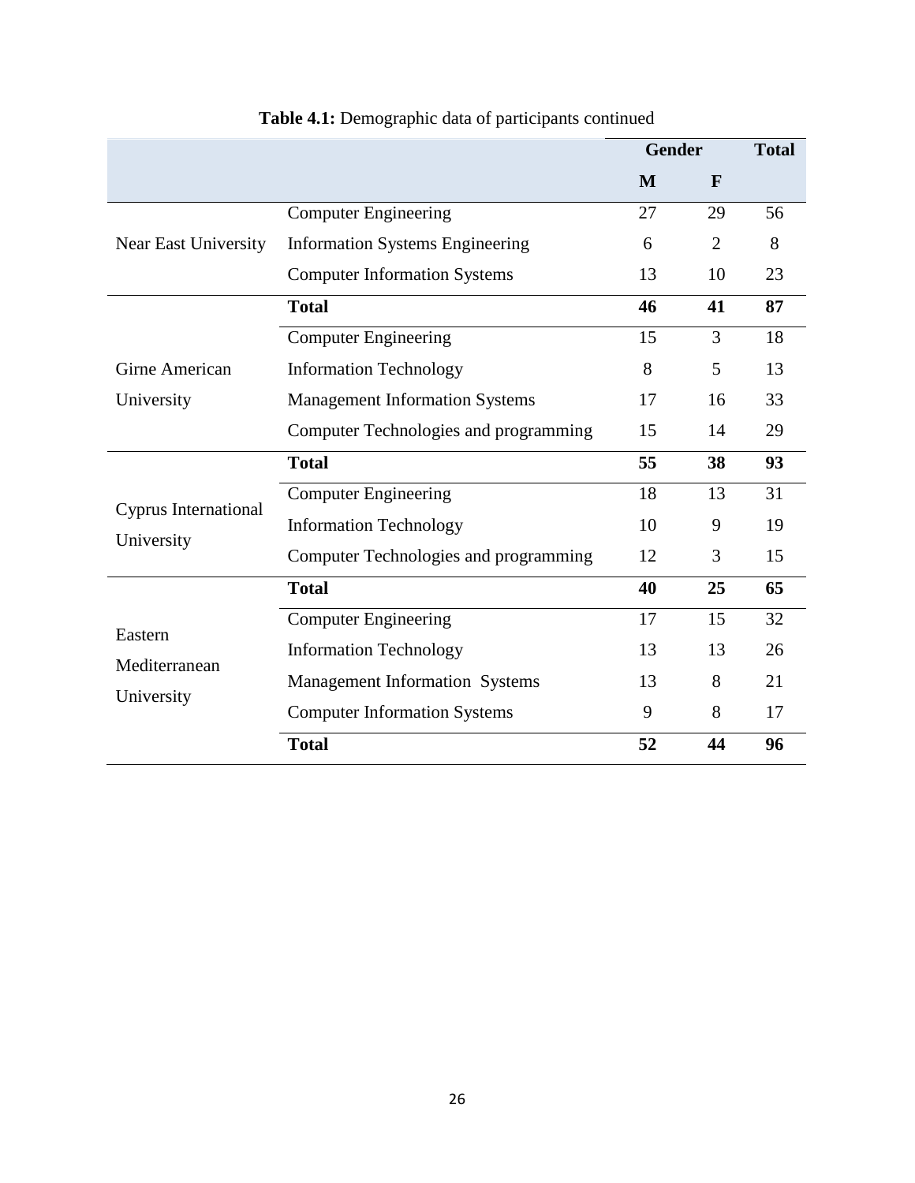**Table 4.1:** Demographic data of participants continued

| | | Gender | | Total |
|---|---|---|---|---|
| | | M | F | |
| Near East University | Computer Engineering | 27 | 29 | 56 |
| | Information Systems Engineering | 6 | 2 | 8 |
| | Computer Information Systems | 13 | 10 | 23 |
| | **Total** | **46** | **41** | **87** |
| Girne American University | Computer Engineering | 15 | 3 | 18 |
| | Information Technology | 8 | 5 | 13 |
| | Management Information Systems | 17 | 16 | 33 |
| | Computer Technologies and programming | 15 | 14 | 29 |
| | **Total** | **55** | **38** | **93** |
| Cyprus International University | Computer Engineering | 18 | 13 | 31 |
| | Information Technology | 10 | 9 | 19 |
| | Computer Technologies and programming | 12 | 3 | 15 |
| | **Total** | **40** | **25** | **65** |
| Eastern Mediterranean University | Computer Engineering | 17 | 15 | 32 |
| | Information Technology | 13 | 13 | 26 |
| | Management Information Systems | 13 | 8 | 21 |
| | Computer Information Systems | 9 | 8 | 17 |
| | **Total** | **52** | **44** | **96** |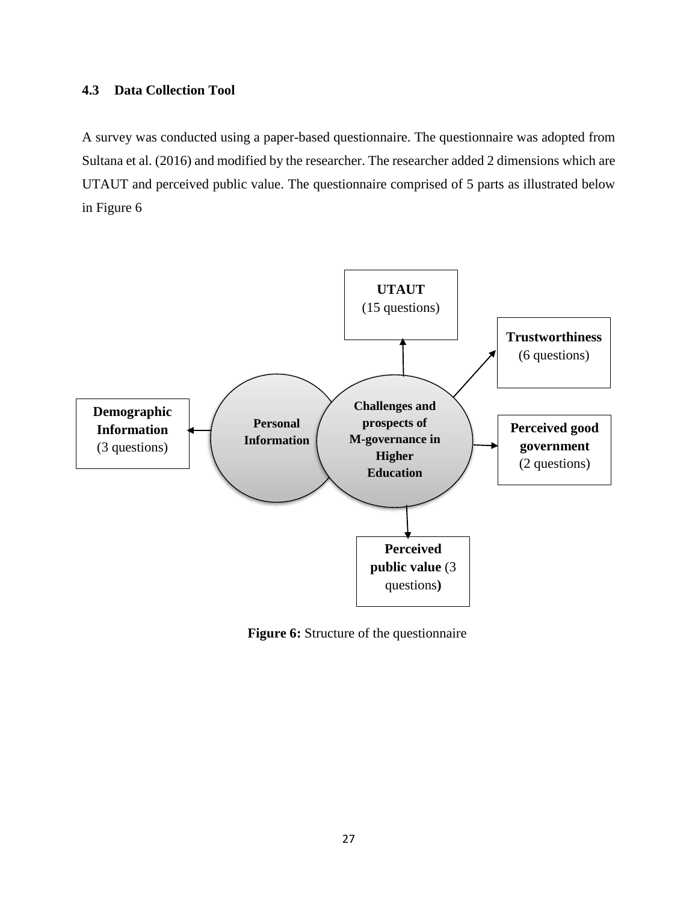### 4.3 Data Collection Tool

A survey was conducted using a paper-based questionnaire. The questionnaire was adopted from Sultana et al. (2016) and modified by the researcher. The researcher added 2 dimensions which are UTAUT and perceived public value. The questionnaire comprised of 5 parts as illustrated below in Figure 6

**UTAUT** (15 questions)

**Trustworthiness** (6 questions)

**Demographic Information** (3 questions)

**Personal Information**

**Challenges and prospects of M-governance in Higher Education**

**Perceived good government** (2 questions)

**Perceived public value** (3 questions)

**Figure 6:** Structure of the questionnaire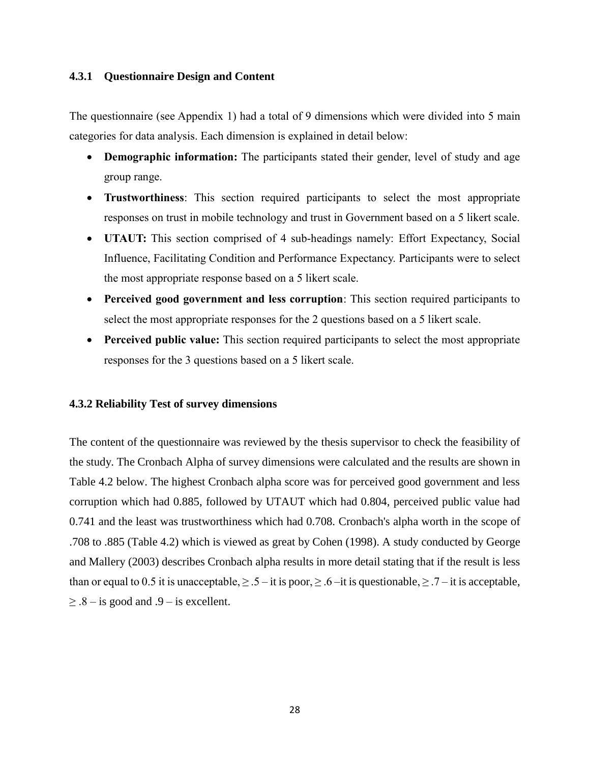### 4.3.1 Questionnaire Design and Content

The questionnaire (see Appendix 1) had a total of 9 dimensions which were divided into 5 main categories for data analysis. Each dimension is explained in detail below:

- **Demographic information:** The participants stated their gender, level of study and age group range.
- **Trustworthiness**: This section required participants to select the most appropriate responses on trust in mobile technology and trust in Government based on a 5 likert scale.
- **UTAUT:** This section comprised of 4 sub-headings namely: Effort Expectancy, Social Influence, Facilitating Condition and Performance Expectancy. Participants were to select the most appropriate response based on a 5 likert scale.
- **Perceived good government and less corruption**: This section required participants to select the most appropriate responses for the 2 questions based on a 5 likert scale.
- **Perceived public value:** This section required participants to select the most appropriate responses for the 3 questions based on a 5 likert scale.

### 4.3.2 Reliability Test of survey dimensions

The content of the questionnaire was reviewed by the thesis supervisor to check the feasibility of the study. The Cronbach Alpha of survey dimensions were calculated and the results are shown in Table 4.2 below. The highest Cronbach alpha score was for perceived good government and less corruption which had 0.885, followed by UTAUT which had 0.804, perceived public value had 0.741 and the least was trustworthiness which had 0.708. Cronbach's alpha worth in the scope of .708 to .885 (Table 4.2) which is viewed as great by Cohen (1998). A study conducted by George and Mallery (2003) describes Cronbach alpha results in more detail stating that if the result is less than or equal to 0.5 it is unacceptable, ≥ .5 – it is poor, ≥ .6 –it is questionable, ≥ .7 – it is acceptable, ≥ .8 – is good and .9 – is excellent.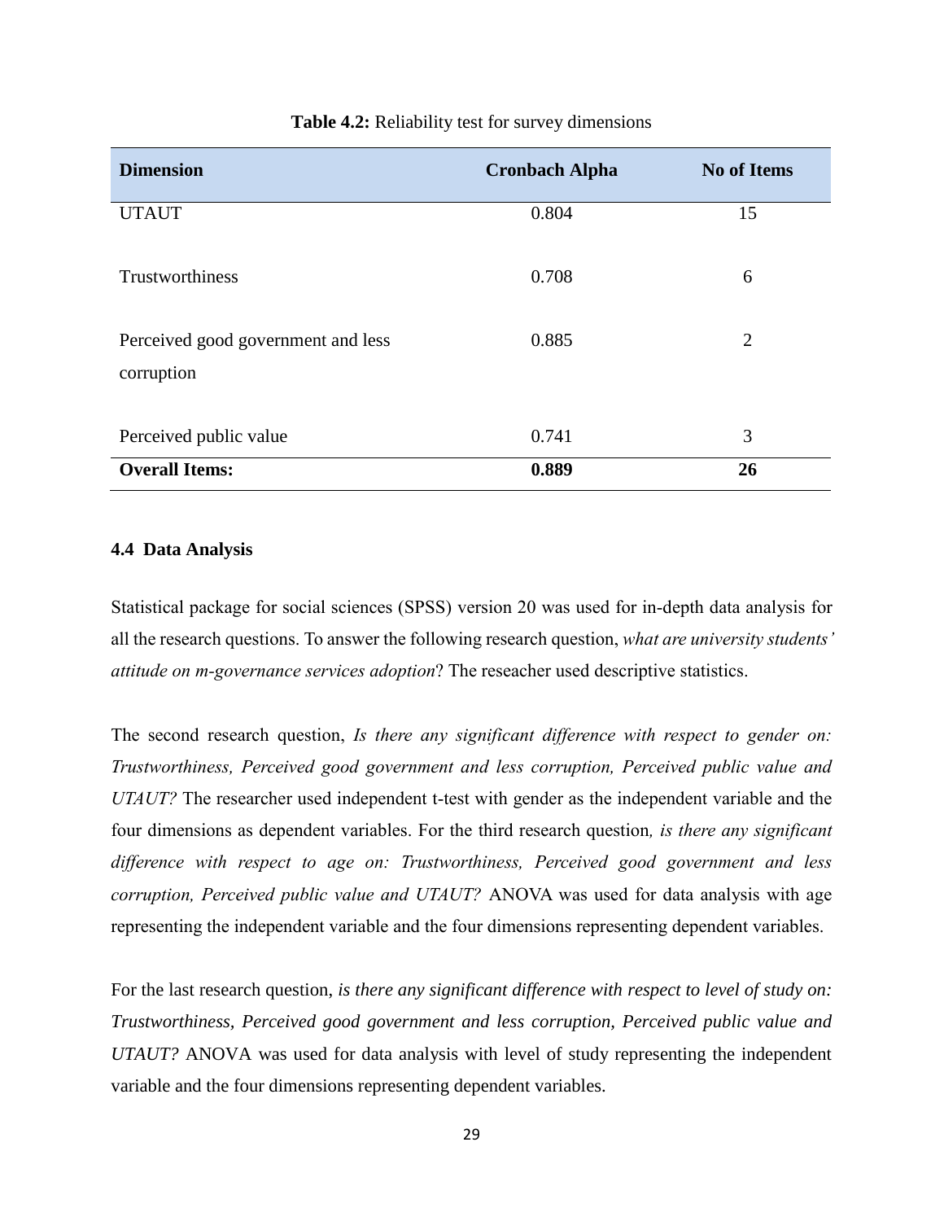**Table 4.2:** Reliability test for survey dimensions

| Dimension | Cronbach Alpha | No of Items |
|---|---|---|
| UTAUT | 0.804 | 15 |
| Trustworthiness | 0.708 | 6 |
| Perceived good government and less corruption | 0.885 | 2 |
| Perceived public value | 0.741 | 3 |
| **Overall Items:** | **0.889** | **26** |

### 4.4 Data Analysis

Statistical package for social sciences (SPSS) version 20 was used for in-depth data analysis for all the research questions. To answer the following research question, *what are university students' attitude on m-governance services adoption*? The reseacher used descriptive statistics.

The second research question, *Is there any significant difference with respect to gender on: Trustworthiness, Perceived good government and less corruption, Perceived public value and UTAUT?* The researcher used independent t-test with gender as the independent variable and the four dimensions as dependent variables. For the third research question*, is there any significant difference with respect to age on: Trustworthiness, Perceived good government and less corruption, Perceived public value and UTAUT?* ANOVA was used for data analysis with age representing the independent variable and the four dimensions representing dependent variables.

For the last research question, *is there any significant difference with respect to level of study on: Trustworthiness, Perceived good government and less corruption, Perceived public value and UTAUT?* ANOVA was used for data analysis with level of study representing the independent variable and the four dimensions representing dependent variables.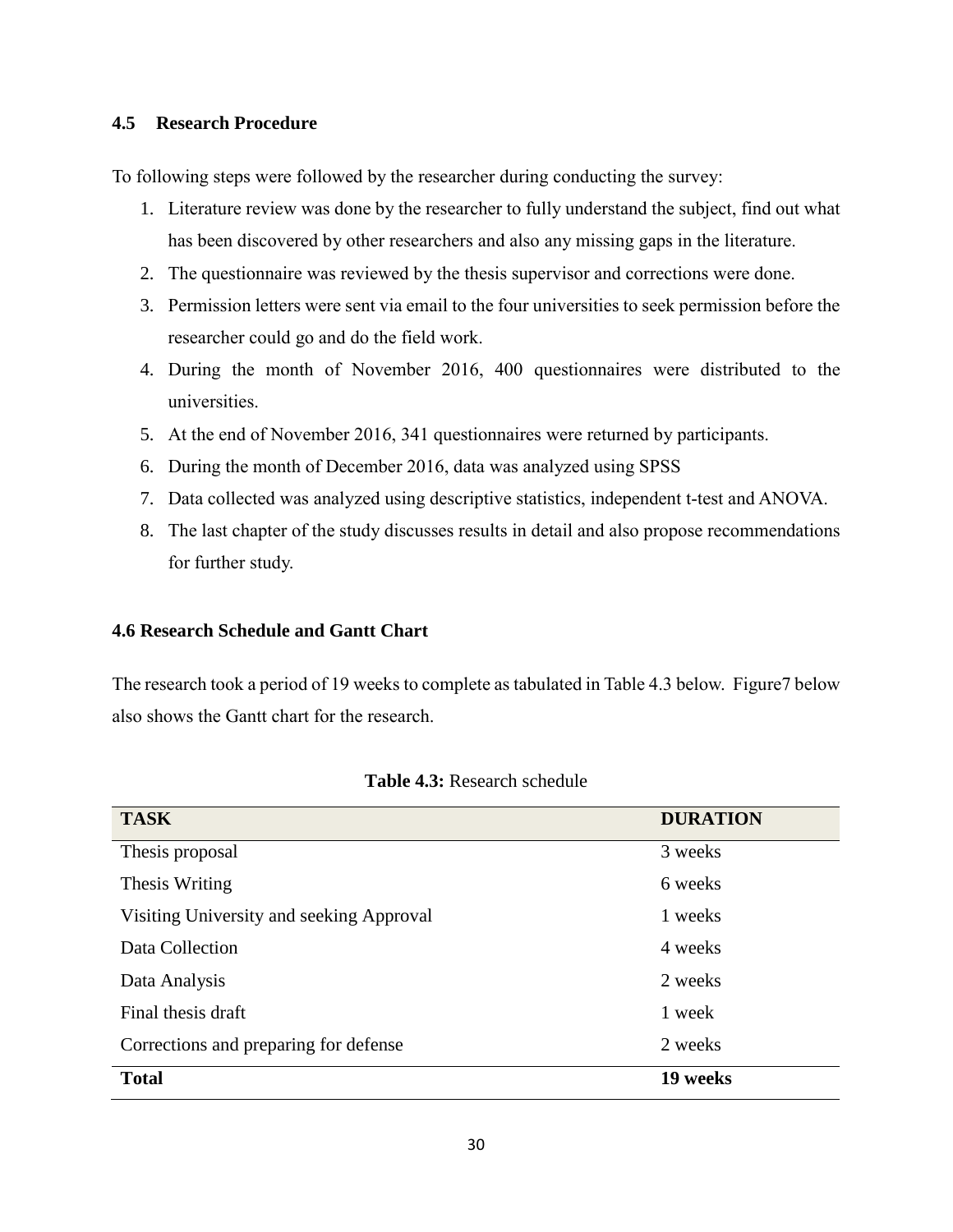## 4.5 Research Procedure

To following steps were followed by the researcher during conducting the survey:

1. Literature review was done by the researcher to fully understand the subject, find out what has been discovered by other researchers and also any missing gaps in the literature.
2. The questionnaire was reviewed by the thesis supervisor and corrections were done.
3. Permission letters were sent via email to the four universities to seek permission before the researcher could go and do the field work.
4. During the month of November 2016, 400 questionnaires were distributed to the universities.
5. At the end of November 2016, 341 questionnaires were returned by participants.
6. During the month of December 2016, data was analyzed using SPSS
7. Data collected was analyzed using descriptive statistics, independent t-test and ANOVA.
8. The last chapter of the study discusses results in detail and also propose recommendations for further study.

## 4.6 Research Schedule and Gantt Chart

The research took a period of 19 weeks to complete as tabulated in Table 4.3 below. Figure7 below also shows the Gantt chart for the research.

**Table 4.3:** Research schedule

| TASK | DURATION |
|---|---|
| Thesis proposal | 3 weeks |
| Thesis Writing | 6 weeks |
| Visiting University and seeking Approval | 1 weeks |
| Data Collection | 4 weeks |
| Data Analysis | 2 weeks |
| Final thesis draft | 1 week |
| Corrections and preparing for defense | 2 weeks |
| **Total** | **19 weeks** |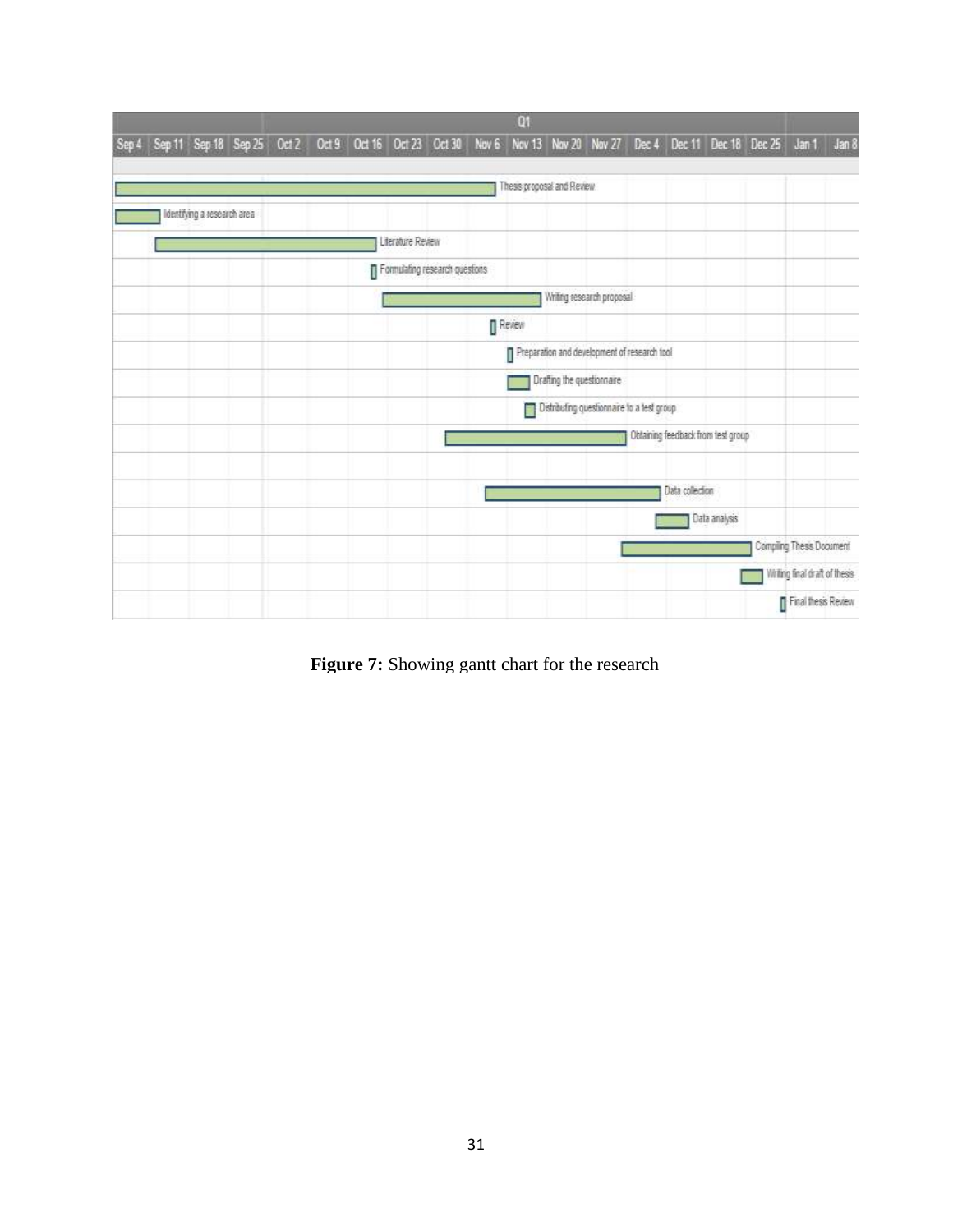**Figure 7:** Showing gantt chart for the research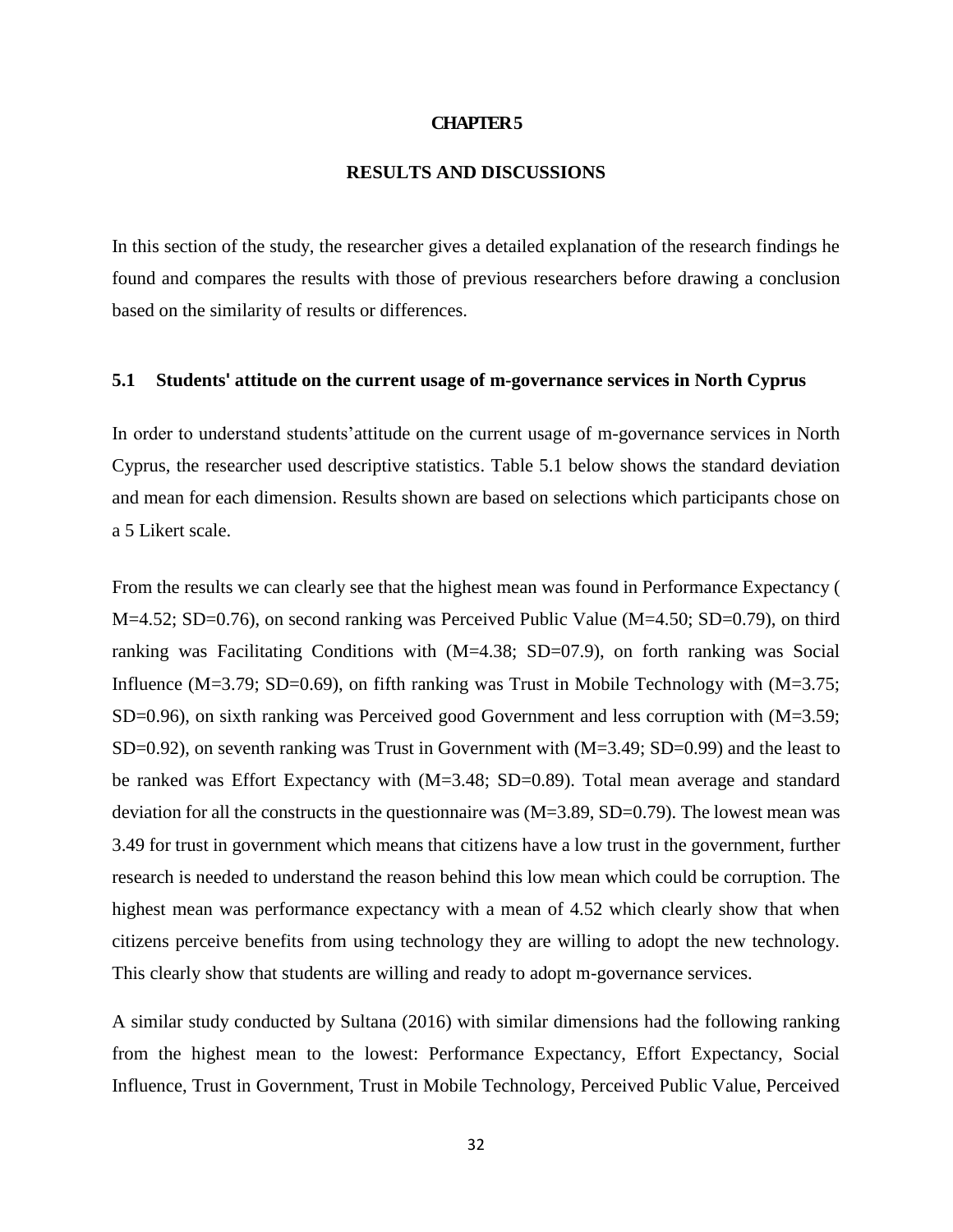# CHAPTER 5

## RESULTS AND DISCUSSIONS

In this section of the study, the researcher gives a detailed explanation of the research findings he found and compares the results with those of previous researchers before drawing a conclusion based on the similarity of results or differences.

### 5.1 Students' attitude on the current usage of m-governance services in North Cyprus

In order to understand students'attitude on the current usage of m-governance services in North Cyprus, the researcher used descriptive statistics. Table 5.1 below shows the standard deviation and mean for each dimension. Results shown are based on selections which participants chose on a 5 Likert scale.

From the results we can clearly see that the highest mean was found in Performance Expectancy ( M=4.52; SD=0.76), on second ranking was Perceived Public Value (M=4.50; SD=0.79), on third ranking was Facilitating Conditions with (M=4.38; SD=07.9), on forth ranking was Social Influence (M=3.79; SD=0.69), on fifth ranking was Trust in Mobile Technology with (M=3.75; SD=0.96), on sixth ranking was Perceived good Government and less corruption with (M=3.59; SD=0.92), on seventh ranking was Trust in Government with (M=3.49; SD=0.99) and the least to be ranked was Effort Expectancy with (M=3.48; SD=0.89). Total mean average and standard deviation for all the constructs in the questionnaire was (M=3.89, SD=0.79). The lowest mean was 3.49 for trust in government which means that citizens have a low trust in the government, further research is needed to understand the reason behind this low mean which could be corruption. The highest mean was performance expectancy with a mean of 4.52 which clearly show that when citizens perceive benefits from using technology they are willing to adopt the new technology. This clearly show that students are willing and ready to adopt m-governance services.

A similar study conducted by Sultana (2016) with similar dimensions had the following ranking from the highest mean to the lowest: Performance Expectancy, Effort Expectancy, Social Influence, Trust in Government, Trust in Mobile Technology, Perceived Public Value, Perceived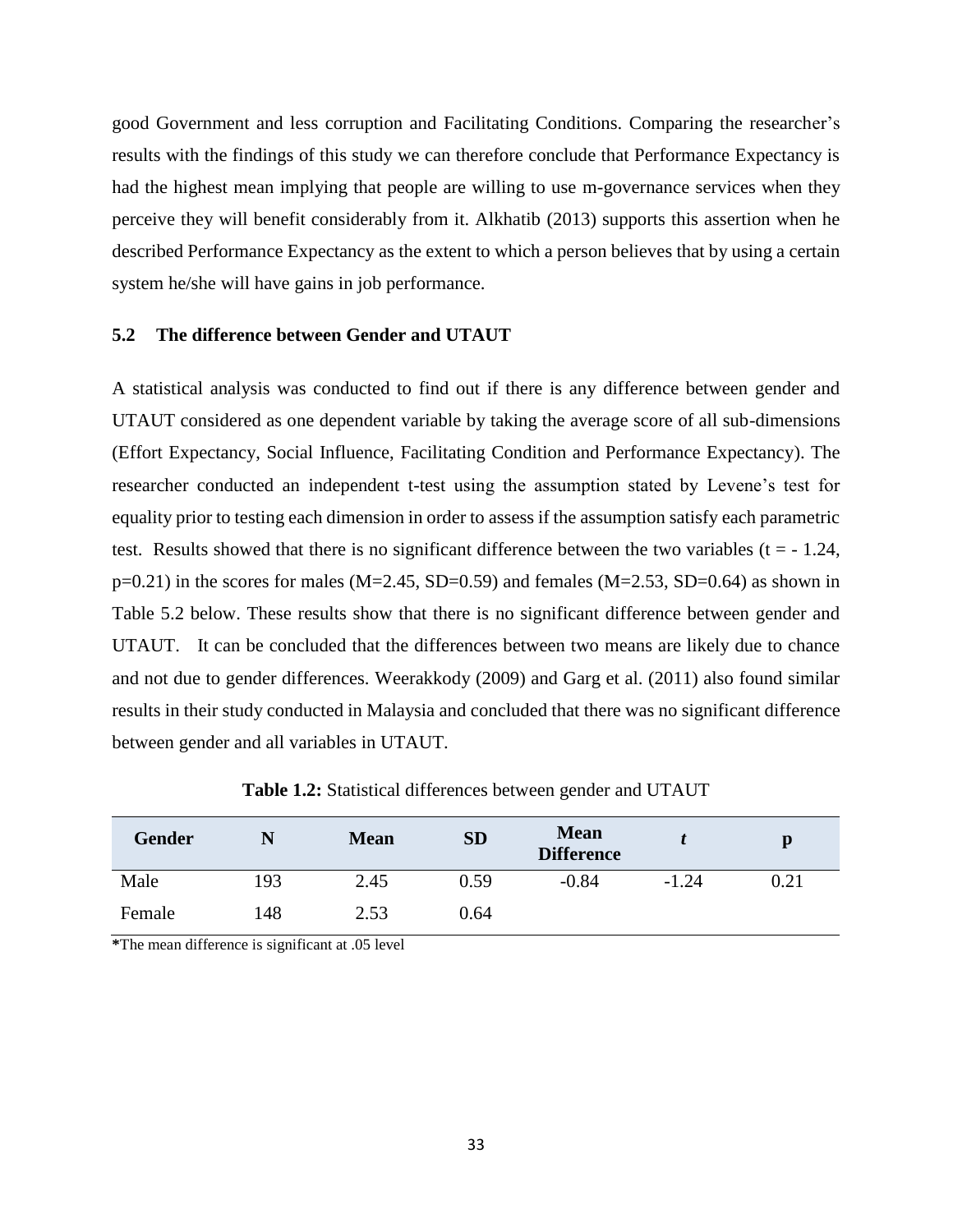good Government and less corruption and Facilitating Conditions. Comparing the researcher's results with the findings of this study we can therefore conclude that Performance Expectancy is had the highest mean implying that people are willing to use m-governance services when they perceive they will benefit considerably from it. Alkhatib (2013) supports this assertion when he described Performance Expectancy as the extent to which a person believes that by using a certain system he/she will have gains in job performance.

## 5.2 The difference between Gender and UTAUT

A statistical analysis was conducted to find out if there is any difference between gender and UTAUT considered as one dependent variable by taking the average score of all sub-dimensions (Effort Expectancy, Social Influence, Facilitating Condition and Performance Expectancy). The researcher conducted an independent t-test using the assumption stated by Levene's test for equality prior to testing each dimension in order to assess if the assumption satisfy each parametric test. Results showed that there is no significant difference between the two variables ($t = -1.24$, $p=0.21$) in the scores for males ($M=2.45$, $SD=0.59$) and females ($M=2.53$, $SD=0.64$) as shown in Table 5.2 below. These results show that there is no significant difference between gender and UTAUT. It can be concluded that the differences between two means are likely due to chance and not due to gender differences. Weerakkody (2009) and Garg et al. (2011) also found similar results in their study conducted in Malaysia and concluded that there was no significant difference between gender and all variables in UTAUT.

**Table 1.2:** Statistical differences between gender and UTAUT

| Gender | N | Mean | SD | Mean Difference | *t* | p |
|---|---|---|---|---|---|---|
| Male | 193 | 2.45 | 0.59 | -0.84 | -1.24 | 0.21 |
| Female | 148 | 2.53 | 0.64 | | | |

**\***The mean difference is significant at .05 level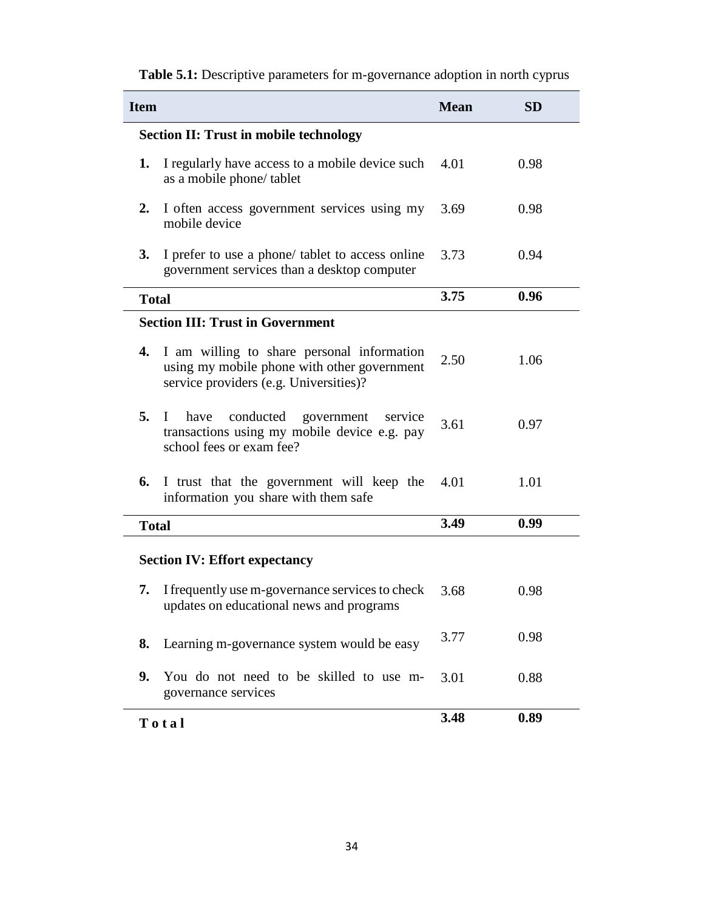**Table 5.1:** Descriptive parameters for m-governance adoption in north cyprus

| Item | Mean | SD |
|---|---|---|
| **Section II: Trust in mobile technology** | | |
| **1.** I regularly have access to a mobile device such as a mobile phone/ tablet | 4.01 | 0.98 |
| **2.** I often access government services using my mobile device | 3.69 | 0.98 |
| **3.** I prefer to use a phone/ tablet to access online government services than a desktop computer | 3.73 | 0.94 |
| **Total** | **3.75** | **0.96** |
| **Section III: Trust in Government** | | |
| **4.** I am willing to share personal information using my mobile phone with other government service providers (e.g. Universities)? | 2.50 | 1.06 |
| **5.** I have conducted government service transactions using my mobile device e.g. pay school fees or exam fee? | 3.61 | 0.97 |
| **6.** I trust that the government will keep the information you share with them safe | 4.01 | 1.01 |
| **Total** | **3.49** | **0.99** |
| **Section IV: Effort expectancy** | | |
| **7.** I frequently use m-governance services to check updates on educational news and programs | 3.68 | 0.98 |
| **8.** Learning m-governance system would be easy | 3.77 | 0.98 |
| **9.** You do not need to be skilled to use m-governance services | 3.01 | 0.88 |
| **Total** | **3.48** | **0.89** |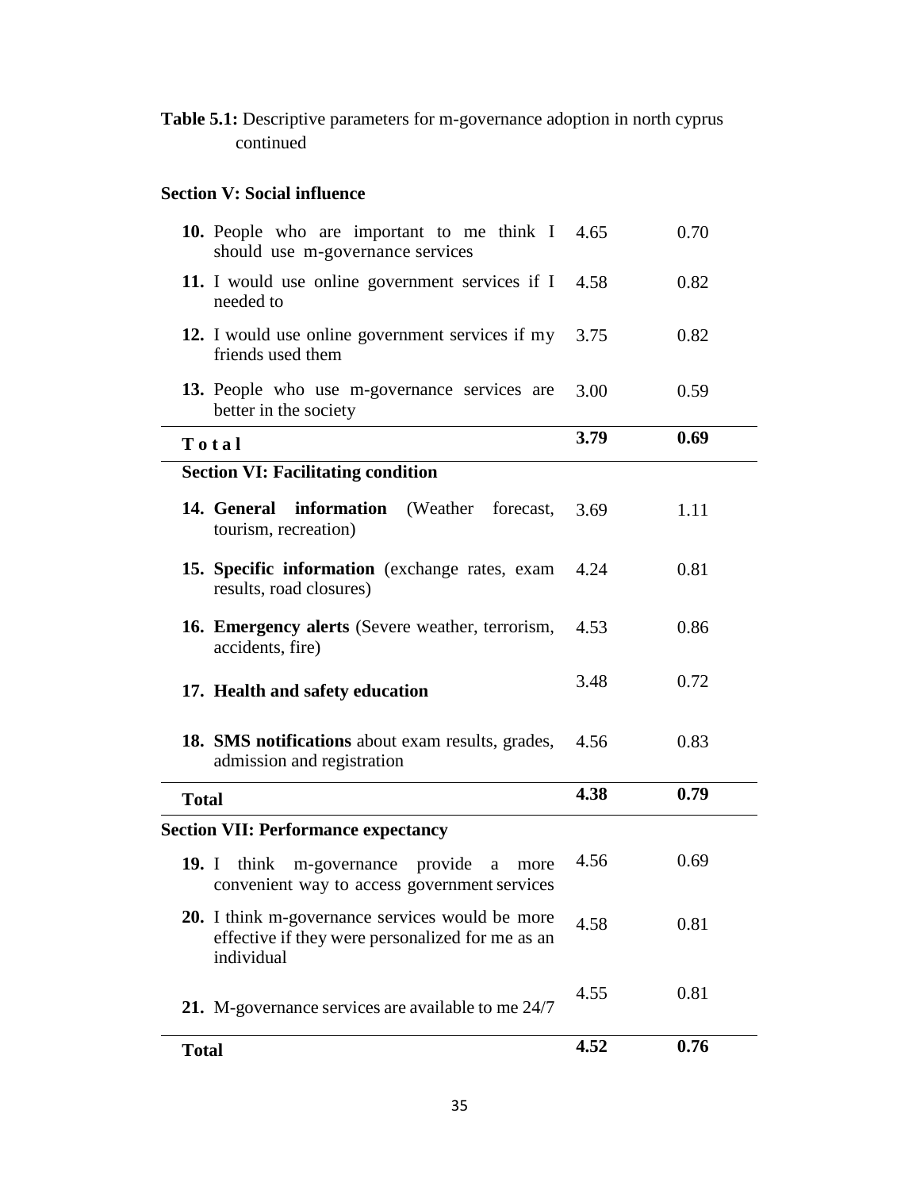**Table 5.1:** Descriptive parameters for m-governance adoption in north cyprus continued

| | | |
|---|---|---|
| **Section V: Social influence** | | |
| **10.** People who are important to me think I should use m-governance services | 4.65 | 0.70 |
| **11.** I would use online government services if I needed to | 4.58 | 0.82 |
| **12.** I would use online government services if my friends used them | 3.75 | 0.82 |
| **13.** People who use m-governance services are better in the society | 3.00 | 0.59 |
| **Total** | **3.79** | **0.69** |
| **Section VI: Facilitating condition** | | |
| **14. General information** (Weather forecast, tourism, recreation) | 3.69 | 1.11 |
| **15. Specific information** (exchange rates, exam results, road closures) | 4.24 | 0.81 |
| **16. Emergency alerts** (Severe weather, terrorism, accidents, fire) | 4.53 | 0.86 |
| **17. Health and safety education** | 3.48 | 0.72 |
| **18. SMS notifications** about exam results, grades, admission and registration | 4.56 | 0.83 |
| **Total** | **4.38** | **0.79** |
| **Section VII: Performance expectancy** | | |
| **19.** I think m-governance provide a more convenient way to access government services | 4.56 | 0.69 |
| **20.** I think m-governance services would be more effective if they were personalized for me as an individual | 4.58 | 0.81 |
| **21.** M-governance services are available to me 24/7 | 4.55 | 0.81 |
| **Total** | **4.52** | **0.76** |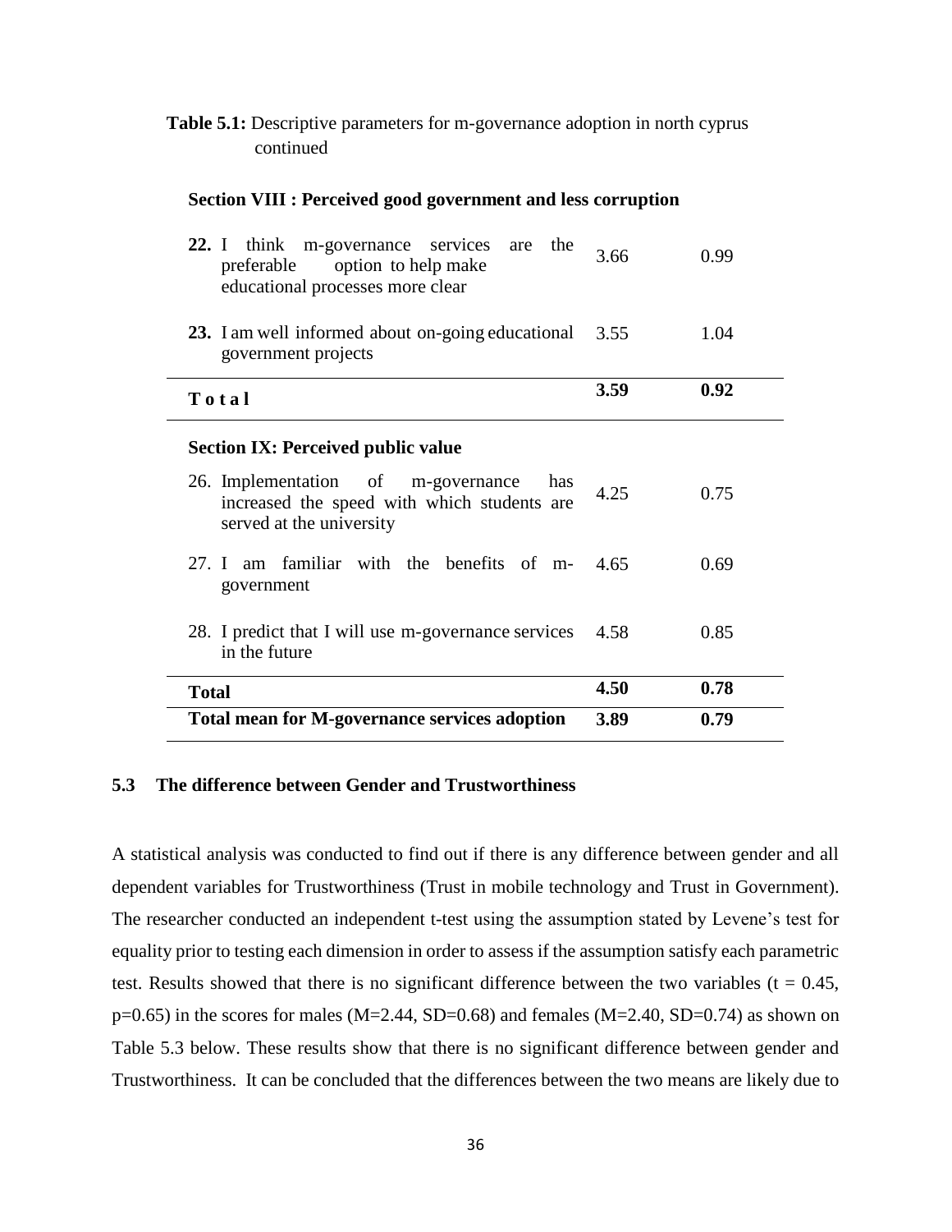**Table 5.1:** Descriptive parameters for m-governance adoption in north cyprus continued

| | | |
|---|---|---|
| **Section VIII : Perceived good government and less corruption** | | |
| **22.** I think m-governance services are the preferable option to help make educational processes more clear | 3.66 | 0.99 |
| **23.** I am well informed about on-going educational government projects | 3.55 | 1.04 |
| **T o t a l** | **3.59** | **0.92** |
| **Section IX: Perceived public value** | | |
| 26. Implementation of m-governance has increased the speed with which students are served at the university | 4.25 | 0.75 |
| 27. I am familiar with the benefits of m-government | 4.65 | 0.69 |
| 28. I predict that I will use m-governance services in the future | 4.58 | 0.85 |
| **Total** | **4.50** | **0.78** |
| **Total mean for M-governance services adoption** | **3.89** | **0.79** |

## 5.3 The difference between Gender and Trustworthiness

A statistical analysis was conducted to find out if there is any difference between gender and all dependent variables for Trustworthiness (Trust in mobile technology and Trust in Government). The researcher conducted an independent t-test using the assumption stated by Levene's test for equality prior to testing each dimension in order to assess if the assumption satisfy each parametric test. Results showed that there is no significant difference between the two variables ($t = 0.45$, $p=0.65$) in the scores for males ($M=2.44$, $SD=0.68$) and females ($M=2.40$, $SD=0.74$) as shown on Table 5.3 below. These results show that there is no significant difference between gender and Trustworthiness. It can be concluded that the differences between the two means are likely due to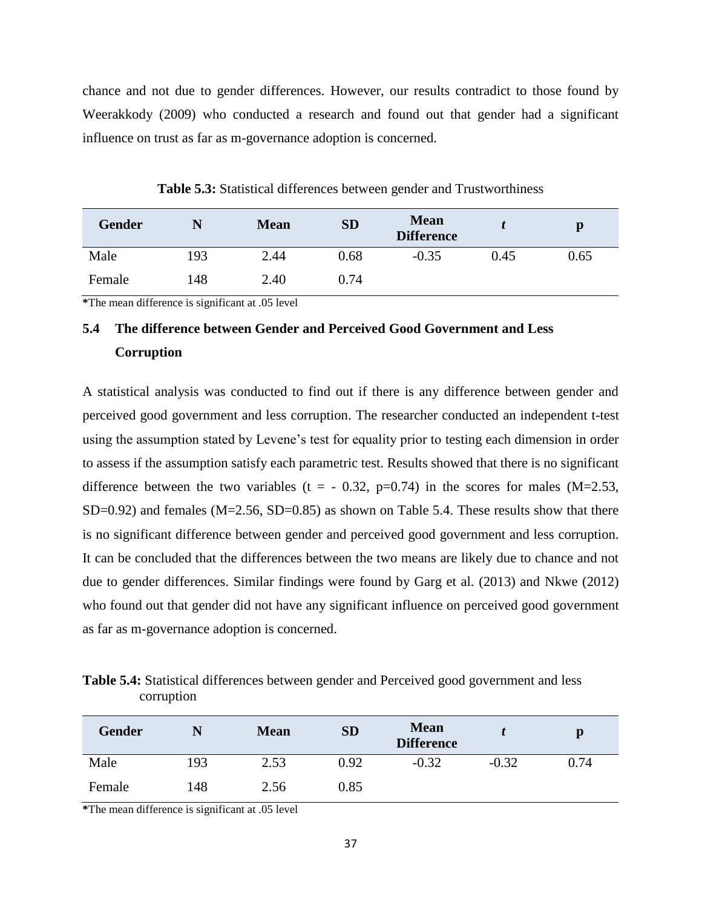chance and not due to gender differences. However, our results contradict to those found by Weerakkody (2009) who conducted a research and found out that gender had a significant influence on trust as far as m-governance adoption is concerned.

**Table 5.3:** Statistical differences between gender and Trustworthiness

| Gender | N | Mean | SD | Mean Difference | *t* | p |
|---|---|---|---|---|---|---|
| Male | 193 | 2.44 | 0.68 | -0.35 | 0.45 | 0.65 |
| Female | 148 | 2.40 | 0.74 | | | |

**\***The mean difference is significant at .05 level

## 5.4 The difference between Gender and Perceived Good Government and Less Corruption

A statistical analysis was conducted to find out if there is any difference between gender and perceived good government and less corruption. The researcher conducted an independent t-test using the assumption stated by Levene's test for equality prior to testing each dimension in order to assess if the assumption satisfy each parametric test. Results showed that there is no significant difference between the two variables ($t = -0.32$, $p=0.74$) in the scores for males ($M=2.53$, $SD=0.92$) and females ($M=2.56$, $SD=0.85$) as shown on Table 5.4. These results show that there is no significant difference between gender and perceived good government and less corruption. It can be concluded that the differences between the two means are likely due to chance and not due to gender differences. Similar findings were found by Garg et al. (2013) and Nkwe (2012) who found out that gender did not have any significant influence on perceived good government as far as m-governance adoption is concerned.

**Table 5.4:** Statistical differences between gender and Perceived good government and less corruption

| Gender | N | Mean | SD | Mean Difference | *t* | p |
|---|---|---|---|---|---|---|
| Male | 193 | 2.53 | 0.92 | -0.32 | -0.32 | 0.74 |
| Female | 148 | 2.56 | 0.85 | | | |

**\***The mean difference is significant at .05 level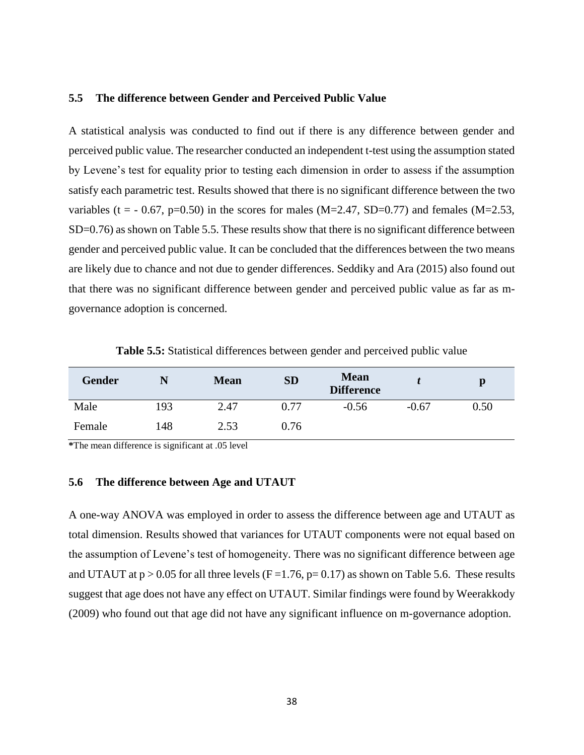## 5.5 The difference between Gender and Perceived Public Value

A statistical analysis was conducted to find out if there is any difference between gender and perceived public value. The researcher conducted an independent t-test using the assumption stated by Levene's test for equality prior to testing each dimension in order to assess if the assumption satisfy each parametric test. Results showed that there is no significant difference between the two variables ($t = -0.67$, $p=0.50$) in the scores for males ($M=2.47$, $SD=0.77$) and females ($M=2.53$, $SD=0.76$) as shown on Table 5.5. These results show that there is no significant difference between gender and perceived public value. It can be concluded that the differences between the two means are likely due to chance and not due to gender differences. Seddiky and Ara (2015) also found out that there was no significant difference between gender and perceived public value as far as m-governance adoption is concerned.

**Table 5.5:** Statistical differences between gender and perceived public value

| Gender | N | Mean | SD | Mean Difference | *t* | p |
|---|---|---|---|---|---|---|
| Male | 193 | 2.47 | 0.77 | -0.56 | -0.67 | 0.50 |
| Female | 148 | 2.53 | 0.76 | | | |

**\***The mean difference is significant at .05 level

## 5.6 The difference between Age and UTAUT

A one-way ANOVA was employed in order to assess the difference between age and UTAUT as total dimension. Results showed that variances for UTAUT components were not equal based on the assumption of Levene's test of homogeneity. There was no significant difference between age and UTAUT at $p > 0.05$ for all three levels ($F =1.76$, $p= 0.17$) as shown on Table 5.6. These results suggest that age does not have any effect on UTAUT. Similar findings were found by Weerakkody (2009) who found out that age did not have any significant influence on m-governance adoption.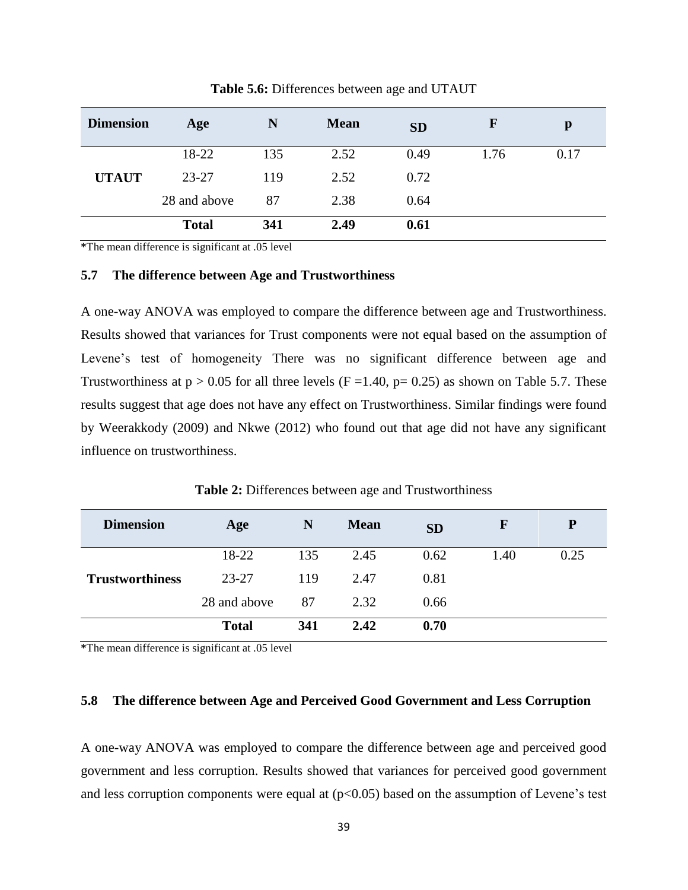**Table 5.6:** Differences between age and UTAUT

| Dimension | Age | N | Mean | SD | F | p |
|---|---|---|---|---|---|---|
| | 18-22 | 135 | 2.52 | 0.49 | 1.76 | 0.17 |
| UTAUT | 23-27 | 119 | 2.52 | 0.72 | | |
| | 28 and above | 87 | 2.38 | 0.64 | | |
| | **Total** | **341** | **2.49** | **0.61** | | |

**\***The mean difference is significant at .05 level

### 5.7 The difference between Age and Trustworthiness

A one-way ANOVA was employed to compare the difference between age and Trustworthiness. Results showed that variances for Trust components were not equal based on the assumption of Levene's test of homogeneity There was no significant difference between age and Trustworthiness at $p > 0.05$ for all three levels ($F = 1.40$, $p = 0.25$) as shown on Table 5.7. These results suggest that age does not have any effect on Trustworthiness. Similar findings were found by Weerakkody (2009) and Nkwe (2012) who found out that age did not have any significant influence on trustworthiness.

**Table 2:** Differences between age and Trustworthiness

| Dimension | Age | N | Mean | SD | F | P |
|---|---|---|---|---|---|---|
| | 18-22 | 135 | 2.45 | 0.62 | 1.40 | 0.25 |
| Trustworthiness | 23-27 | 119 | 2.47 | 0.81 | | |
| | 28 and above | 87 | 2.32 | 0.66 | | |
| | **Total** | **341** | **2.42** | **0.70** | | |

**\***The mean difference is significant at .05 level

### 5.8 The difference between Age and Perceived Good Government and Less Corruption

A one-way ANOVA was employed to compare the difference between age and perceived good government and less corruption. Results showed that variances for perceived good government and less corruption components were equal at ($p<0.05$) based on the assumption of Levene's test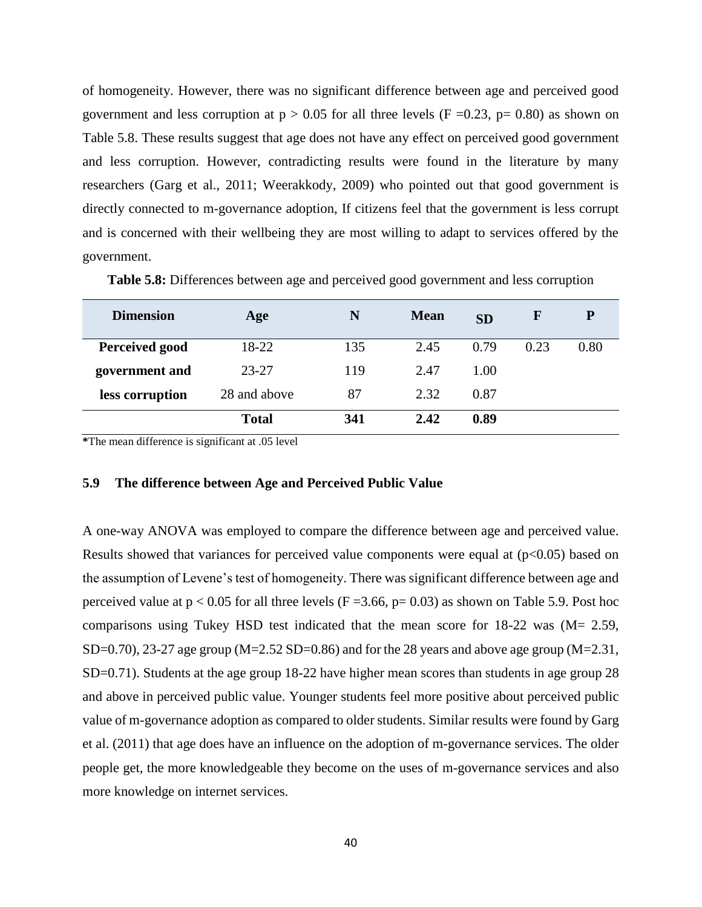of homogeneity. However, there was no significant difference between age and perceived good government and less corruption at $p > 0.05$ for all three levels ($F = 0.23$, $p = 0.80$) as shown on Table 5.8. These results suggest that age does not have any effect on perceived good government and less corruption. However, contradicting results were found in the literature by many researchers (Garg et al., 2011; Weerakkody, 2009) who pointed out that good government is directly connected to m-governance adoption, If citizens feel that the government is less corrupt and is concerned with their wellbeing they are most willing to adapt to services offered by the government.

**Table 5.8:** Differences between age and perceived good government and less corruption

| Dimension | Age | N | Mean | SD | F | P |
|---|---|---|---|---|---|---|
| **Perceived good government and less corruption** | 18-22 | 135 | 2.45 | 0.79 | 0.23 | 0.80 |
| | 23-27 | 119 | 2.47 | 1.00 | | |
| | 28 and above | 87 | 2.32 | 0.87 | | |
| | **Total** | **341** | **2.42** | **0.89** | | |

**\***The mean difference is significant at .05 level

### 5.9 The difference between Age and Perceived Public Value

A one-way ANOVA was employed to compare the difference between age and perceived value. Results showed that variances for perceived value components were equal at ($p<0.05$) based on the assumption of Levene's test of homogeneity. There was significant difference between age and perceived value at $p < 0.05$ for all three levels ($F = 3.66$, $p = 0.03$) as shown on Table 5.9. Post hoc comparisons using Tukey HSD test indicated that the mean score for 18-22 was (M= 2.59, SD=0.70), 23-27 age group (M=2.52 SD=0.86) and for the 28 years and above age group (M=2.31, SD=0.71). Students at the age group 18-22 have higher mean scores than students in age group 28 and above in perceived public value. Younger students feel more positive about perceived public value of m-governance adoption as compared to older students. Similar results were found by Garg et al. (2011) that age does have an influence on the adoption of m-governance services. The older people get, the more knowledgeable they become on the uses of m-governance services and also more knowledge on internet services.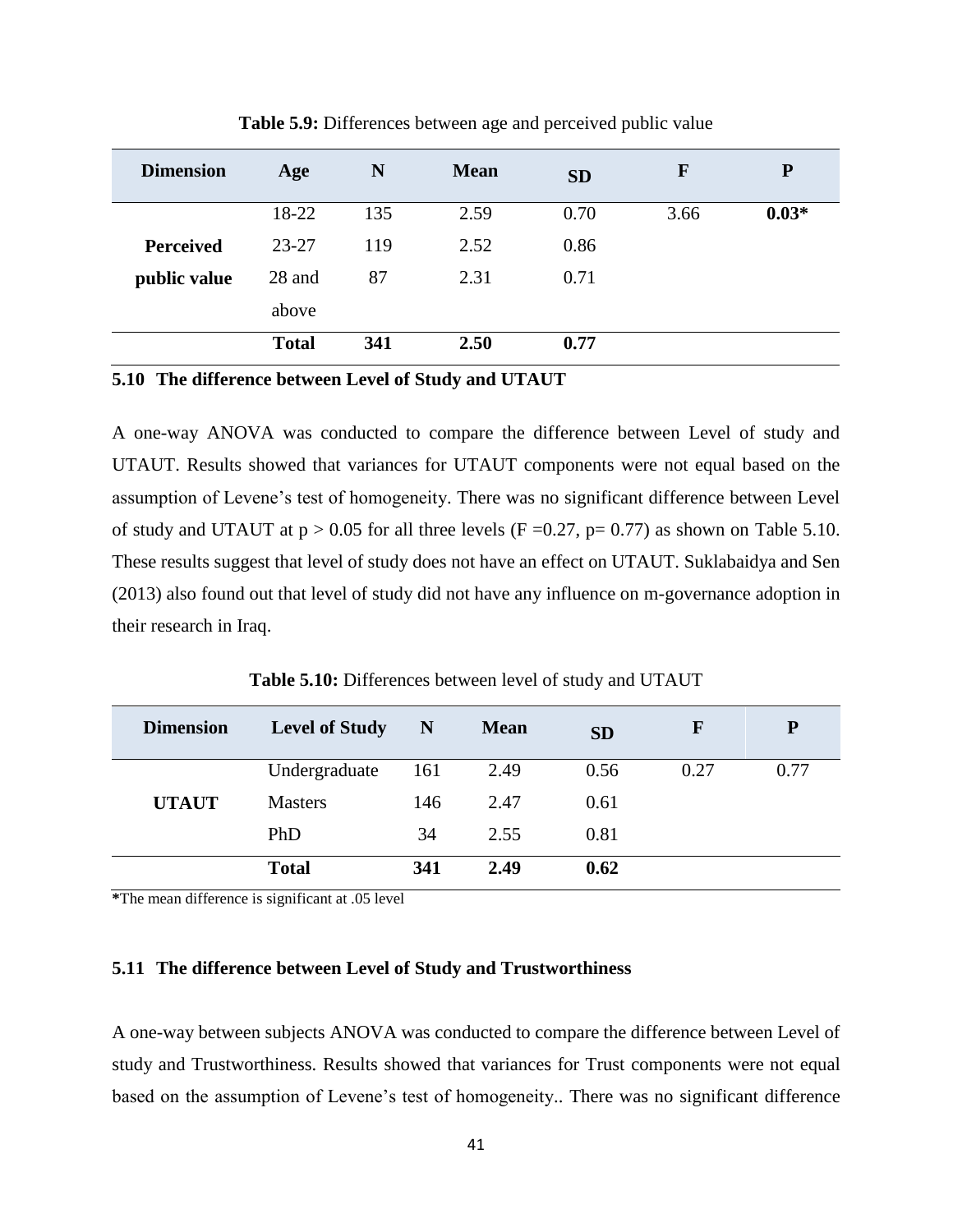**Table 5.9:** Differences between age and perceived public value

| Dimension | Age | N | Mean | SD | F | P |
|---|---|---|---|---|---|---|
| Perceived public value | 18-22 | 135 | 2.59 | 0.70 | 3.66 | **0.03*** |
| | 23-27 | 119 | 2.52 | 0.86 | | |
| | 28 and above | 87 | 2.31 | 0.71 | | |
| | **Total** | **341** | **2.50** | **0.77** | | |

### 5.10 The difference between Level of Study and UTAUT

A one-way ANOVA was conducted to compare the difference between Level of study and UTAUT. Results showed that variances for UTAUT components were not equal based on the assumption of Levene's test of homogeneity. There was no significant difference between Level of study and UTAUT at $p > 0.05$ for all three levels ($F = 0.27$, $p = 0.77$) as shown on Table 5.10. These results suggest that level of study does not have an effect on UTAUT. Suklabaidya and Sen (2013) also found out that level of study did not have any influence on m-governance adoption in their research in Iraq.

**Table 5.10:** Differences between level of study and UTAUT

| Dimension | Level of Study | N | Mean | SD | F | P |
|---|---|---|---|---|---|---|
| UTAUT | Undergraduate | 161 | 2.49 | 0.56 | 0.27 | 0.77 |
| | Masters | 146 | 2.47 | 0.61 | | |
| | PhD | 34 | 2.55 | 0.81 | | |
| | **Total** | **341** | **2.49** | **0.62** | | |

**\***The mean difference is significant at .05 level

### 5.11 The difference between Level of Study and Trustworthiness

A one-way between subjects ANOVA was conducted to compare the difference between Level of study and Trustworthiness. Results showed that variances for Trust components were not equal based on the assumption of Levene's test of homogeneity.. There was no significant difference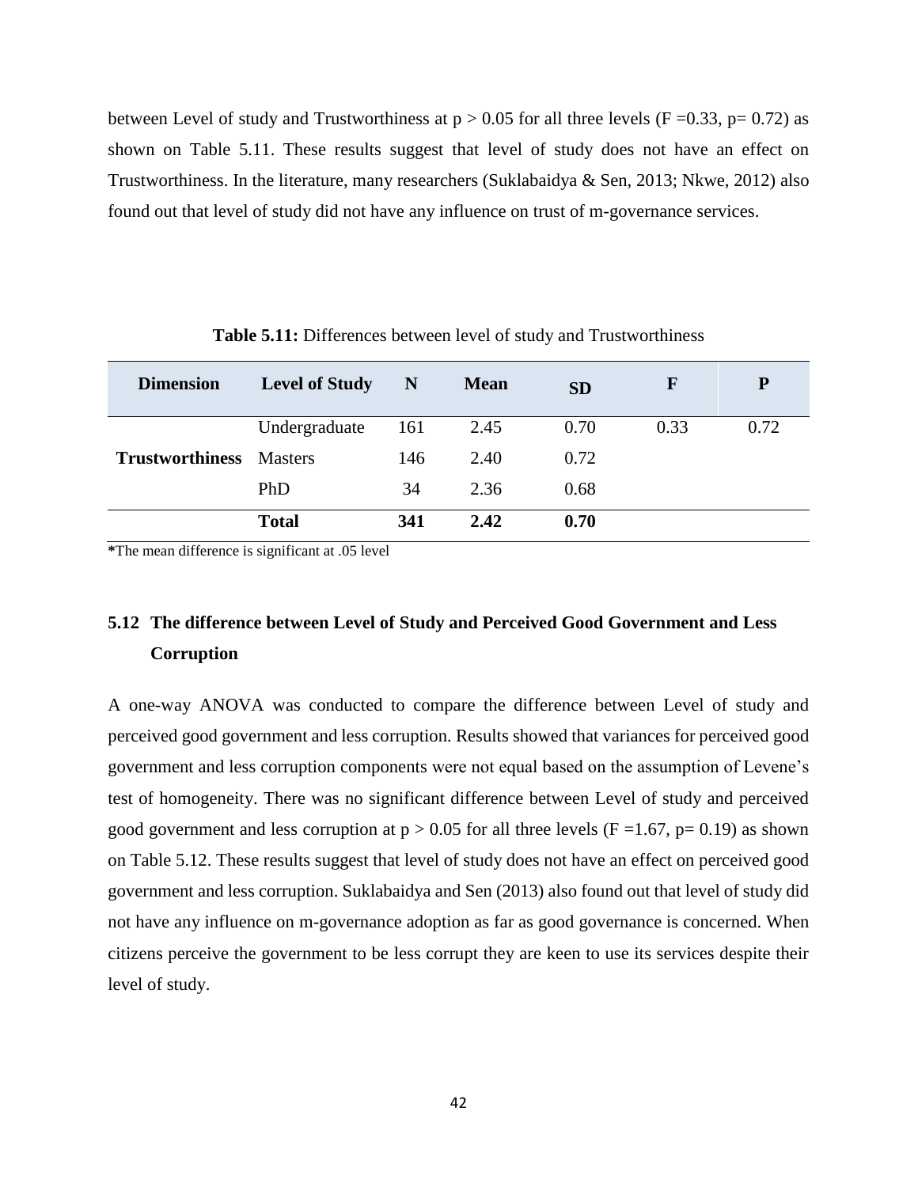between Level of study and Trustworthiness at $p > 0.05$ for all three levels ($F = 0.33$, $p = 0.72$) as shown on Table 5.11. These results suggest that level of study does not have an effect on Trustworthiness. In the literature, many researchers (Suklabaidya & Sen, 2013; Nkwe, 2012) also found out that level of study did not have any influence on trust of m-governance services.

**Table 5.11:** Differences between level of study and Trustworthiness

| Dimension | Level of Study | N | Mean | SD | F | P |
|---|---|---|---|---|---|---|
| | Undergraduate | 161 | 2.45 | 0.70 | 0.33 | 0.72 |
| **Trustworthiness** | Masters | 146 | 2.40 | 0.72 | | |
| | PhD | 34 | 2.36 | 0.68 | | |
| | **Total** | **341** | **2.42** | **0.70** | | |

**\***The mean difference is significant at .05 level

## 5.12 The difference between Level of Study and Perceived Good Government and Less Corruption

A one-way ANOVA was conducted to compare the difference between Level of study and perceived good government and less corruption. Results showed that variances for perceived good government and less corruption components were not equal based on the assumption of Levene's test of homogeneity. There was no significant difference between Level of study and perceived good government and less corruption at $p > 0.05$ for all three levels ($F = 1.67$, $p = 0.19$) as shown on Table 5.12. These results suggest that level of study does not have an effect on perceived good government and less corruption. Suklabaidya and Sen (2013) also found out that level of study did not have any influence on m-governance adoption as far as good governance is concerned. When citizens perceive the government to be less corrupt they are keen to use its services despite their level of study.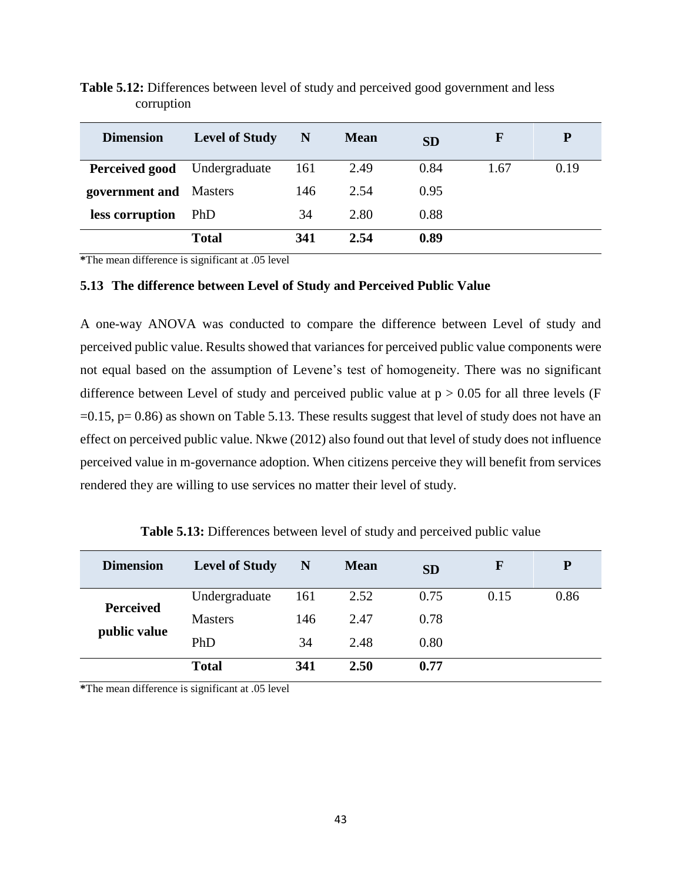**Table 5.12:** Differences between level of study and perceived good government and less corruption

| Dimension | Level of Study | N | Mean | SD | F | P |
|---|---|---|---|---|---|---|
| **Perceived good government and less corruption** | Undergraduate | 161 | 2.49 | 0.84 | 1.67 | 0.19 |
| | Masters | 146 | 2.54 | 0.95 | | |
| | PhD | 34 | 2.80 | 0.88 | | |
| | **Total** | **341** | **2.54** | **0.89** | | |

**\***The mean difference is significant at .05 level

### 5.13 The difference between Level of Study and Perceived Public Value

A one-way ANOVA was conducted to compare the difference between Level of study and perceived public value. Results showed that variances for perceived public value components were not equal based on the assumption of Levene's test of homogeneity. There was no significant difference between Level of study and perceived public value at $p > 0.05$ for all three levels ($F = 0.15$, $p = 0.86$) as shown on Table 5.13. These results suggest that level of study does not have an effect on perceived public value. Nkwe (2012) also found out that level of study does not influence perceived value in m-governance adoption. When citizens perceive they will benefit from services rendered they are willing to use services no matter their level of study.

**Table 5.13:** Differences between level of study and perceived public value

| Dimension | Level of Study | N | Mean | SD | F | P |
|---|---|---|---|---|---|---|
| **Perceived public value** | Undergraduate | 161 | 2.52 | 0.75 | 0.15 | 0.86 |
| | Masters | 146 | 2.47 | 0.78 | | |
| | PhD | 34 | 2.48 | 0.80 | | |
| | **Total** | **341** | **2.50** | **0.77** | | |

**\***The mean difference is significant at .05 level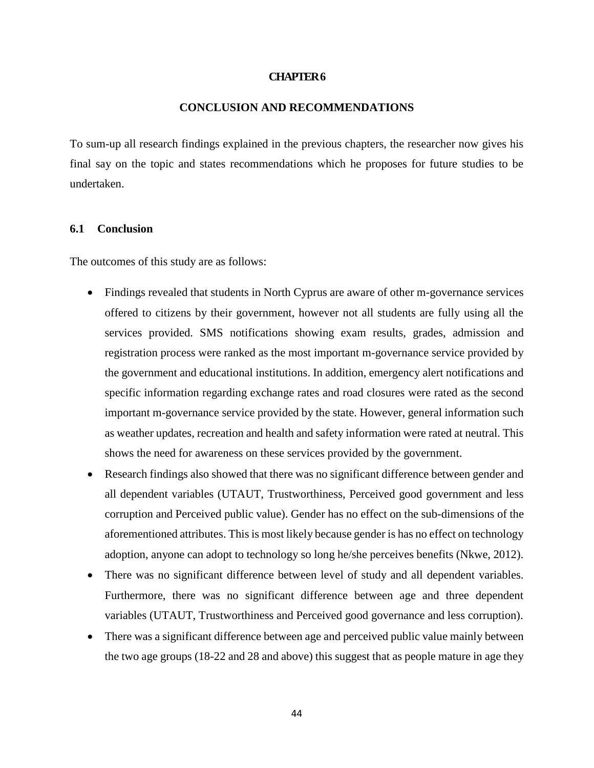# CHAPTER 6

## CONCLUSION AND RECOMMENDATIONS

To sum-up all research findings explained in the previous chapters, the researcher now gives his final say on the topic and states recommendations which he proposes for future studies to be undertaken.

### 6.1 Conclusion

The outcomes of this study are as follows:

- Findings revealed that students in North Cyprus are aware of other m-governance services offered to citizens by their government, however not all students are fully using all the services provided. SMS notifications showing exam results, grades, admission and registration process were ranked as the most important m-governance service provided by the government and educational institutions. In addition, emergency alert notifications and specific information regarding exchange rates and road closures were rated as the second important m-governance service provided by the state. However, general information such as weather updates, recreation and health and safety information were rated at neutral. This shows the need for awareness on these services provided by the government.
- Research findings also showed that there was no significant difference between gender and all dependent variables (UTAUT, Trustworthiness, Perceived good government and less corruption and Perceived public value). Gender has no effect on the sub-dimensions of the aforementioned attributes. This is most likely because gender is has no effect on technology adoption, anyone can adopt to technology so long he/she perceives benefits (Nkwe, 2012).
- There was no significant difference between level of study and all dependent variables. Furthermore, there was no significant difference between age and three dependent variables (UTAUT, Trustworthiness and Perceived good governance and less corruption).
- There was a significant difference between age and perceived public value mainly between the two age groups (18-22 and 28 and above) this suggest that as people mature in age they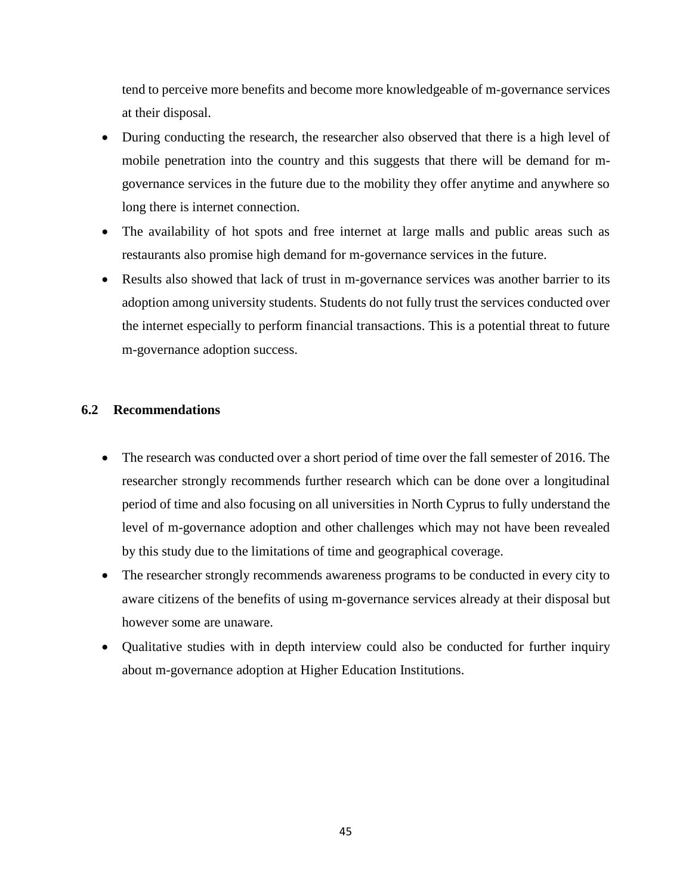tend to perceive more benefits and become more knowledgeable of m-governance services at their disposal.

- During conducting the research, the researcher also observed that there is a high level of mobile penetration into the country and this suggests that there will be demand for m-governance services in the future due to the mobility they offer anytime and anywhere so long there is internet connection.
- The availability of hot spots and free internet at large malls and public areas such as restaurants also promise high demand for m-governance services in the future.
- Results also showed that lack of trust in m-governance services was another barrier to its adoption among university students. Students do not fully trust the services conducted over the internet especially to perform financial transactions. This is a potential threat to future m-governance adoption success.

## 6.2 Recommendations

- The research was conducted over a short period of time over the fall semester of 2016. The researcher strongly recommends further research which can be done over a longitudinal period of time and also focusing on all universities in North Cyprus to fully understand the level of m-governance adoption and other challenges which may not have been revealed by this study due to the limitations of time and geographical coverage.
- The researcher strongly recommends awareness programs to be conducted in every city to aware citizens of the benefits of using m-governance services already at their disposal but however some are unaware.
- Qualitative studies with in depth interview could also be conducted for further inquiry about m-governance adoption at Higher Education Institutions.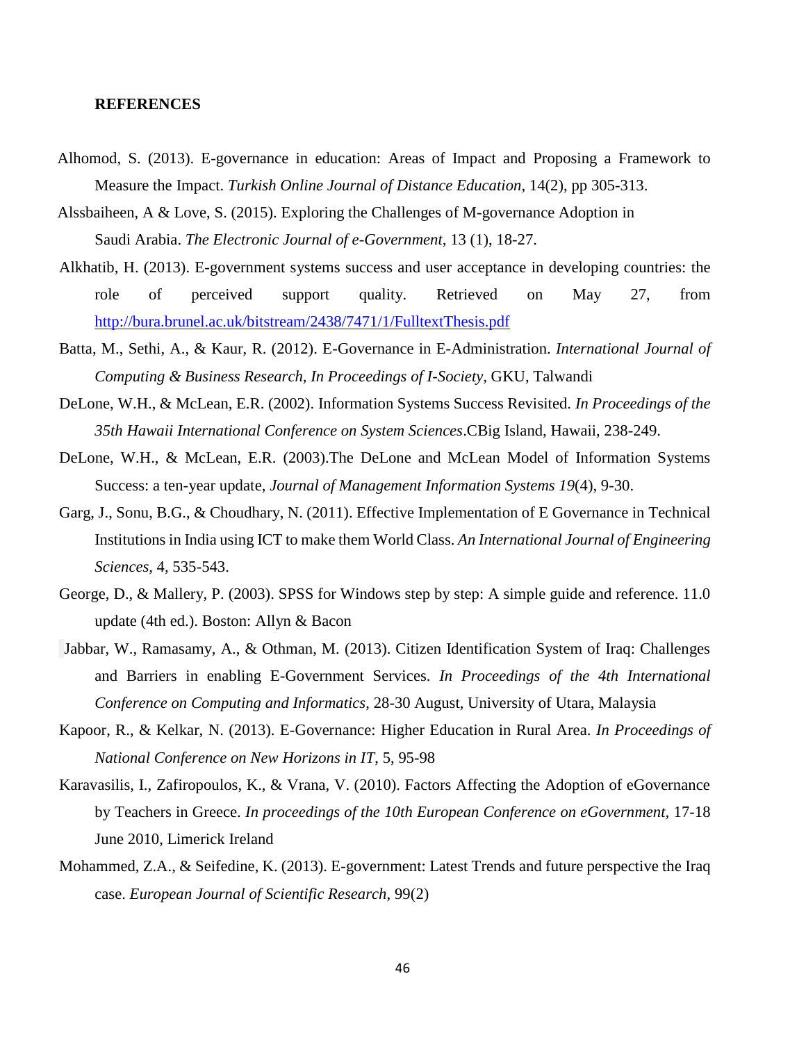## REFERENCES

Alhomod, S. (2013). E-governance in education: Areas of Impact and Proposing a Framework to Measure the Impact. *Turkish Online Journal of Distance Education*, 14(2), pp 305-313.

Alssbaiheen, A & Love, S. (2015). Exploring the Challenges of M-governance Adoption in Saudi Arabia. *The Electronic Journal of e-Government,* 13 (1), 18-27.

Alkhatib, H. (2013). E-government systems success and user acceptance in developing countries: the role of perceived support quality. Retrieved on May 27, from http://bura.brunel.ac.uk/bitstream/2438/7471/1/FulltextThesis.pdf

Batta, M., Sethi, A., & Kaur, R. (2012). E-Governance in E-Administration. *International Journal of Computing & Business Research, In Proceedings of I-Society,* GKU, Talwandi

DeLone, W.H., & McLean, E.R. (2002). Information Systems Success Revisited. *In Proceedings of the 35th Hawaii International Conference on System Sciences*.CBig Island, Hawaii, 238-249.

DeLone, W.H., & McLean, E.R. (2003).The DeLone and McLean Model of Information Systems Success: a ten-year update, *Journal of Management Information Systems 19*(4), 9-30.

Garg, J., Sonu, B.G., & Choudhary, N. (2011). Effective Implementation of E Governance in Technical Institutions in India using ICT to make them World Class. *An International Journal of Engineering Sciences*, 4, 535-543.

George, D., & Mallery, P. (2003). SPSS for Windows step by step: A simple guide and reference. 11.0 update (4th ed.). Boston: Allyn & Bacon

Jabbar, W., Ramasamy, A., & Othman, M. (2013). Citizen Identification System of Iraq: Challenges and Barriers in enabling E-Government Services. *In Proceedings of the 4th International Conference on Computing and Informatics*, 28-30 August, University of Utara, Malaysia

Kapoor, R., & Kelkar, N. (2013). E-Governance: Higher Education in Rural Area. *In Proceedings of National Conference on New Horizons in IT*, 5, 95-98

Karavasilis, I., Zafiropoulos, K., & Vrana, V. (2010). Factors Affecting the Adoption of eGovernance by Teachers in Greece. *In proceedings of the 10th European Conference on eGovernment,* 17-18 June 2010, Limerick Ireland

Mohammed, Z.A., & Seifedine, K. (2013). E-government: Latest Trends and future perspective the Iraq case. *European Journal of Scientific Research*, 99(2)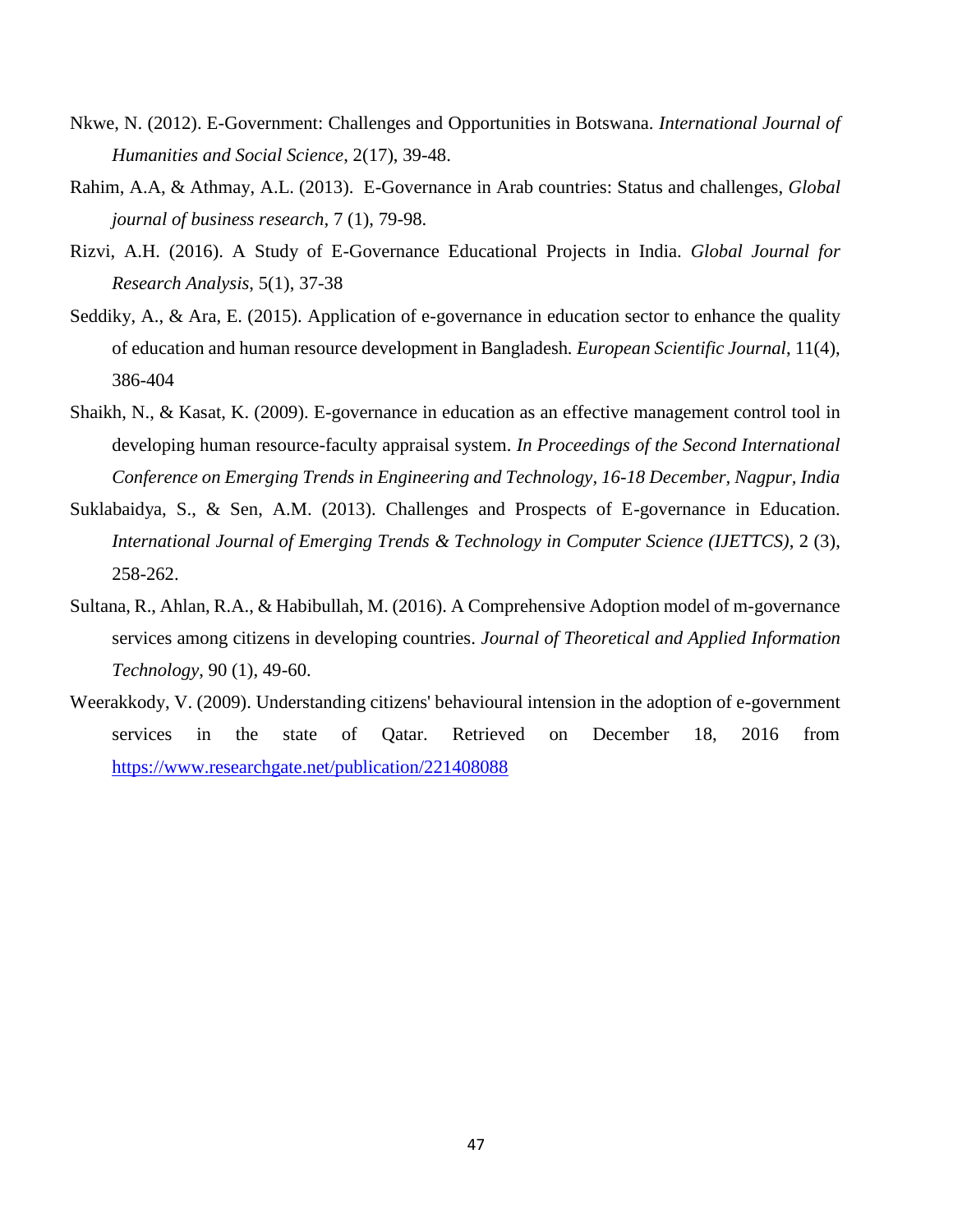Nkwe, N. (2012). E-Government: Challenges and Opportunities in Botswana. *International Journal of Humanities and Social Science*, 2(17), 39-48.

Rahim, A.A, & Athmay, A.L. (2013). E-Governance in Arab countries: Status and challenges, *Global journal of business research*, 7 (1), 79-98.

Rizvi, A.H. (2016). A Study of E-Governance Educational Projects in India. *Global Journal for Research Analysis*, 5(1), 37-38

Seddiky, A., & Ara, E. (2015). Application of e-governance in education sector to enhance the quality of education and human resource development in Bangladesh*. European Scientific Journal*, 11(4), 386-404

Shaikh, N., & Kasat, K. (2009). E-governance in education as an effective management control tool in developing human resource-faculty appraisal system. *In Proceedings of the Second International Conference on Emerging Trends in Engineering and Technology, 16-18 December, Nagpur, India*

Suklabaidya, S., & Sen, A.M. (2013). Challenges and Prospects of E-governance in Education. *International Journal of Emerging Trends & Technology in Computer Science (IJETTCS)*, 2 (3), 258-262.

Sultana, R., Ahlan, R.A., & Habibullah, M. (2016). A Comprehensive Adoption model of m-governance services among citizens in developing countries. *Journal of Theoretical and Applied Information Technology*, 90 (1), 49-60.

Weerakkody, V. (2009). Understanding citizens' behavioural intension in the adoption of e-government services in the state of Qatar. Retrieved on December 18, 2016 from https://www.researchgate.net/publication/221408088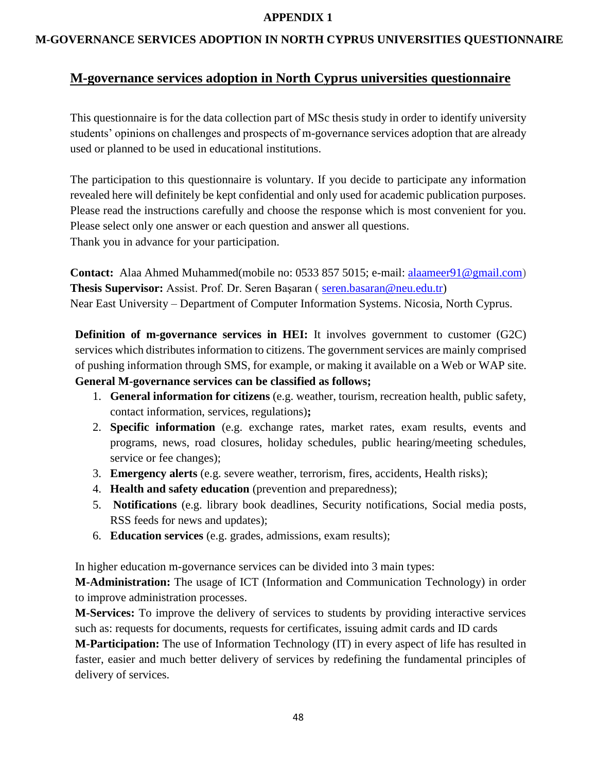**APPENDIX 1**

**M-GOVERNANCE SERVICES ADOPTION IN NORTH CYPRUS UNIVERSITIES QUESTIONNAIRE**

## M-governance services adoption in North Cyprus universities questionnaire

This questionnaire is for the data collection part of MSc thesis study in order to identify university students' opinions on challenges and prospects of m-governance services adoption that are already used or planned to be used in educational institutions.

The participation to this questionnaire is voluntary. If you decide to participate any information revealed here will definitely be kept confidential and only used for academic publication purposes. Please read the instructions carefully and choose the response which is most convenient for you. Please select only one answer or each question and answer all questions.
Thank you in advance for your participation.

**Contact:** Alaa Ahmed Muhammed(mobile no: 0533 857 5015; e-mail: alaameer91@gmail.com)
**Thesis Supervisor:** Assist. Prof. Dr. Seren Başaran ( seren.basaran@neu.edu.tr)
Near East University – Department of Computer Information Systems. Nicosia, North Cyprus.

**Definition of m-governance services in HEI:** It involves government to customer (G2C) services which distributes information to citizens. The government services are mainly comprised of pushing information through SMS, for example, or making it available on a Web or WAP site.
**General M-governance services can be classified as follows;**

1. **General information for citizens** (e.g. weather, tourism, recreation health, public safety, contact information, services, regulations)**;**
2. **Specific information** (e.g. exchange rates, market rates, exam results, events and programs, news, road closures, holiday schedules, public hearing/meeting schedules, service or fee changes);
3. **Emergency alerts** (e.g. severe weather, terrorism, fires, accidents, Health risks);
4. **Health and safety education** (prevention and preparedness);
5. **Notifications** (e.g. library book deadlines, Security notifications, Social media posts, RSS feeds for news and updates);
6. **Education services** (e.g. grades, admissions, exam results);

In higher education m-governance services can be divided into 3 main types:
**M-Administration:** The usage of ICT (Information and Communication Technology) in order to improve administration processes.
**M-Services:** To improve the delivery of services to students by providing interactive services such as: requests for documents, requests for certificates, issuing admit cards and ID cards
**M-Participation:** The use of Information Technology (IT) in every aspect of life has resulted in faster, easier and much better delivery of services by redefining the fundamental principles of delivery of services.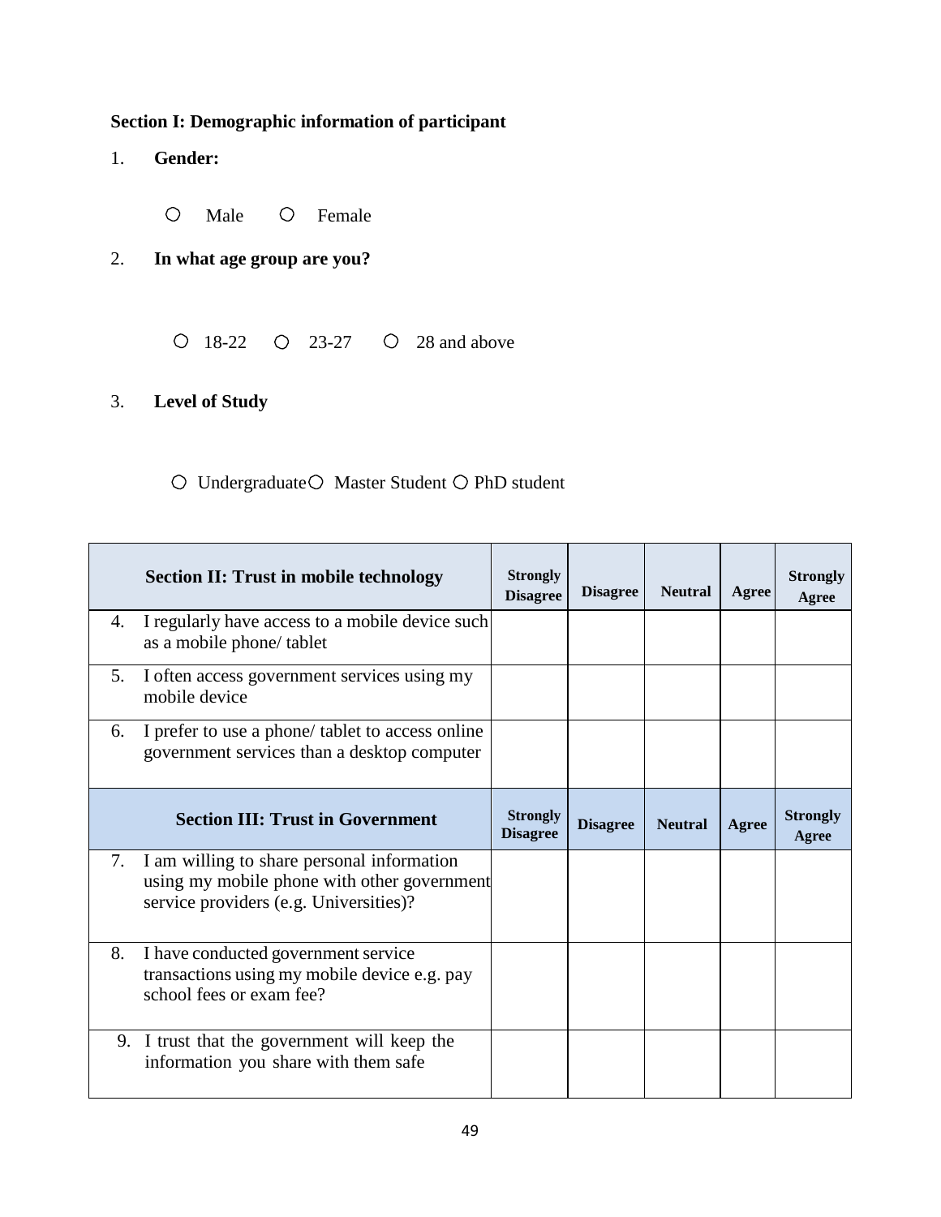**Section I: Demographic information of participant**

1. **Gender:**

   ○ Male ○ Female

2. **In what age group are you?**

   ○ 18-22 ○ 23-27 ○ 28 and above

3. **Level of Study**

   ○ Undergraduate ○ Master Student ○ PhD student

| Section II: Trust in mobile technology | Strongly Disagree | Disagree | Neutral | Agree | Strongly Agree |
|---|---|---|---|---|---|
| 4. I regularly have access to a mobile device such as a mobile phone/ tablet | | | | | |
| 5. I often access government services using my mobile device | | | | | |
| 6. I prefer to use a phone/ tablet to access online government services than a desktop computer | | | | | |
| **Section III: Trust in Government** | **Strongly Disagree** | **Disagree** | **Neutral** | **Agree** | **Strongly Agree** |
| 7. I am willing to share personal information using my mobile phone with other government service providers (e.g. Universities)? | | | | | |
| 8. I have conducted government service transactions using my mobile device e.g. pay school fees or exam fee? | | | | | |
| 9. I trust that the government will keep the information you share with them safe | | | | | |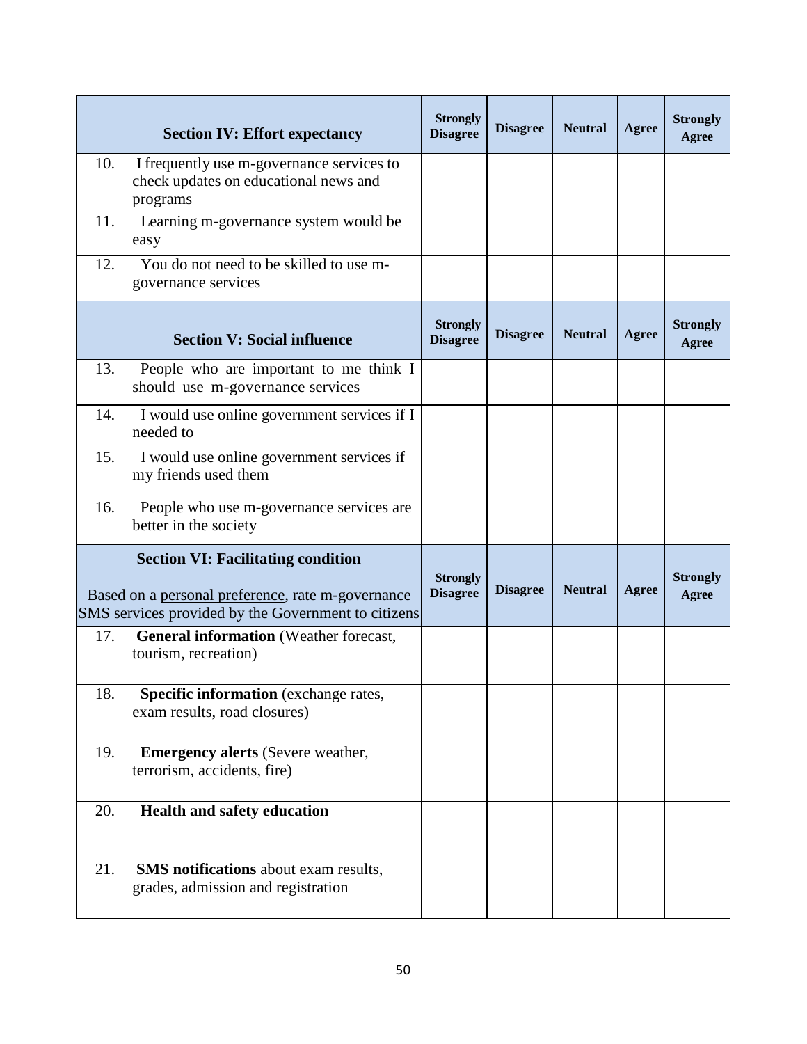| Section IV: Effort expectancy | Strongly Disagree | Disagree | Neutral | Agree | Strongly Agree |
|---|---|---|---|---|---|
| 10. I frequently use m-governance services to check updates on educational news and programs | | | | | |
| 11. Learning m-governance system would be easy | | | | | |
| 12. You do not need to be skilled to use m-governance services | | | | | |
| **Section V: Social influence** | **Strongly Disagree** | **Disagree** | **Neutral** | **Agree** | **Strongly Agree** |
| 13. People who are important to me think I should use m-governance services | | | | | |
| 14. I would use online government services if I needed to | | | | | |
| 15. I would use online government services if my friends used them | | | | | |
| 16. People who use m-governance services are better in the society | | | | | |
| **Section VI: Facilitating condition** Based on a personal preference, rate m-governance SMS services provided by the Government to citizens | **Strongly Disagree** | **Disagree** | **Neutral** | **Agree** | **Strongly Agree** |
| 17. **General information** (Weather forecast, tourism, recreation) | | | | | |
| 18. **Specific information** (exchange rates, exam results, road closures) | | | | | |
| 19. **Emergency alerts** (Severe weather, terrorism, accidents, fire) | | | | | |
| 20. **Health and safety education** | | | | | |
| 21. **SMS notifications** about exam results, grades, admission and registration | | | | | |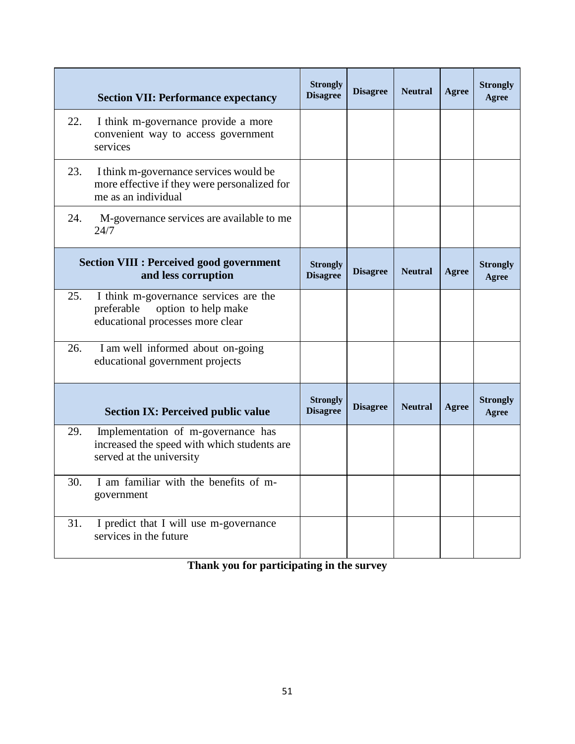| Section VII: Performance expectancy | Strongly Disagree | Disagree | Neutral | Agree | Strongly Agree |
|---|---|---|---|---|---|
| 22. I think m-governance provide a more convenient way to access government services | | | | | |
| 23. I think m-governance services would be more effective if they were personalized for me as an individual | | | | | |
| 24. M-governance services are available to me 24/7 | | | | | |
| **Section VIII : Perceived good government and less corruption** | **Strongly Disagree** | **Disagree** | **Neutral** | **Agree** | **Strongly Agree** |
| 25. I think m-governance services are the preferable option to help make educational processes more clear | | | | | |
| 26. I am well informed about on-going educational government projects | | | | | |
| **Section IX: Perceived public value** | **Strongly Disagree** | **Disagree** | **Neutral** | **Agree** | **Strongly Agree** |
| 29. Implementation of m-governance has increased the speed with which students are served at the university | | | | | |
| 30. I am familiar with the benefits of m-government | | | | | |
| 31. I predict that I will use m-governance services in the future | | | | | |

**Thank you for participating in the survey**